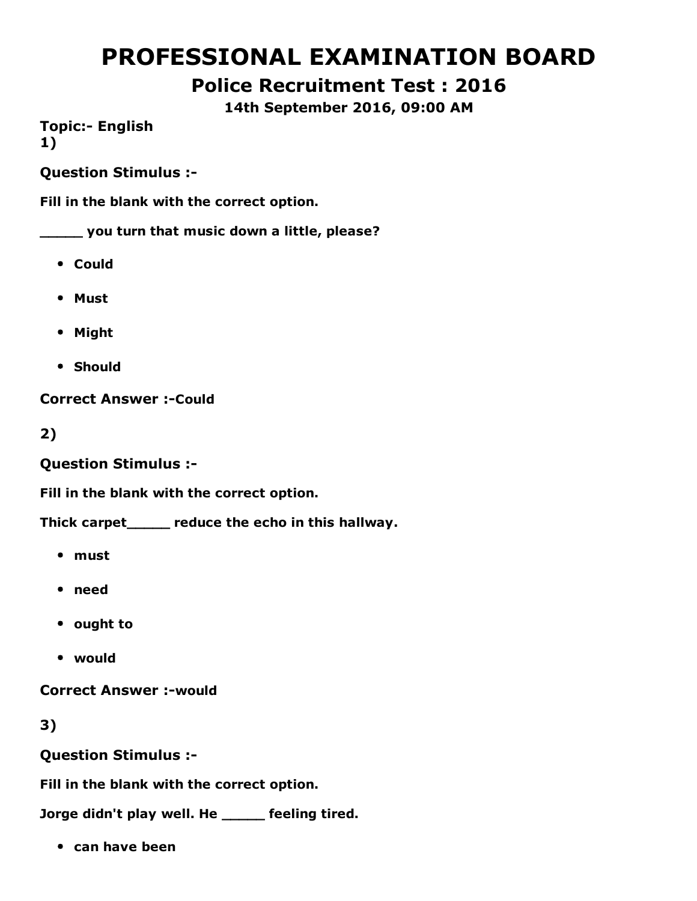# PROFESSIONAL EXAMINATION BOARD

## Police Recruitment Test : 2016

### 14th September 2016, 09:00 AM

**Topic:- English**

**1)**

**Question Stimulus :-**

**Fill in the blank with the correct option.**

**_____ you turn that music down a little, please?**

- **Could**
- **Must**
- **Might**
- **Should**

**Correct Answer :-Could**

**2)**

**Question Stimulus :-**

**Fill in the blank with the correct option.**

**Thick carpet_____ reduce the echo in this hallway.**

- **must**
- **need**
- **ought to**
- **would**

**Correct Answer :-would**

**3)**

**Question Stimulus :-**

**Fill in the blank with the correct option.**

**Jorge didn't play well. He _____ feeling tired.**

- **can have been**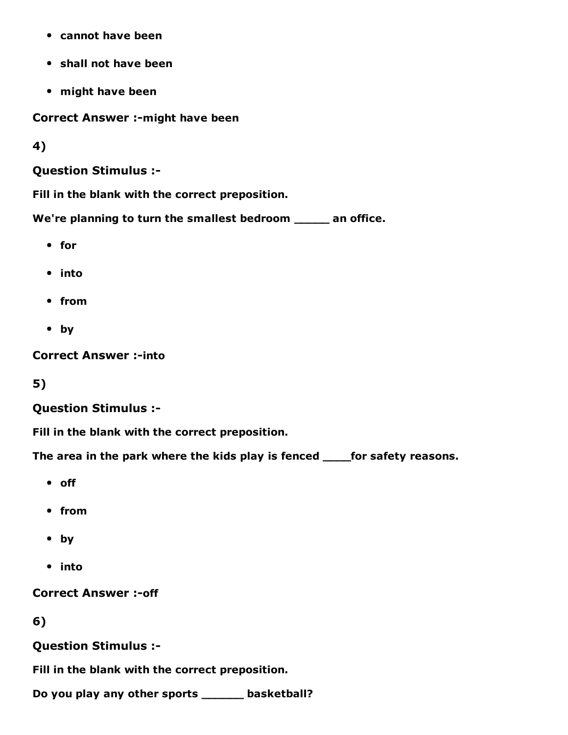- **cannot have been**
- **shall not have been**
- **might have been**

**Correct Answer :-might have been**

**4)**

**Question Stimulus :-**

**Fill in the blank with the correct preposition.**

**We're planning to turn the smallest bedroom _____ an office.**

- **for**
- **into**
- **from**
- **by**

**Correct Answer :-into**

**5)**

**Question Stimulus :-**

**Fill in the blank with the correct preposition.**

**The area in the park where the kids play is fenced ____for safety reasons.**

- **off**
- **from**
- **by**
- **into**

**Correct Answer :-off**

**6)**

**Question Stimulus :-**

**Fill in the blank with the correct preposition.**

**Do you play any other sports ______ basketball?**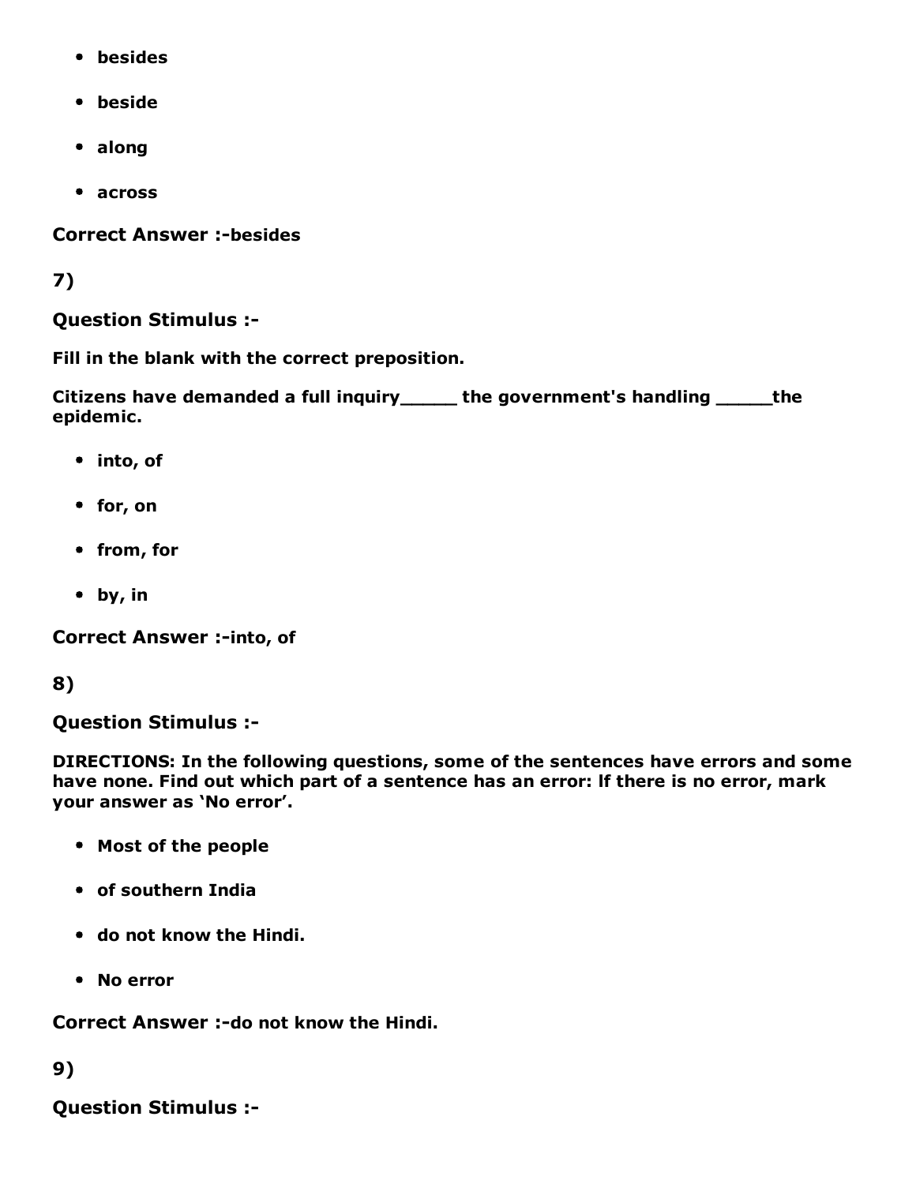- besides
- beside
- along
- across

**Correct Answer :-besides**

**7)**

**Question Stimulus :-**

**Fill in the blank with the correct preposition.**

**Citizens have demanded a full inquiry_____ the government's handling _____the epidemic.**

- into, of
- for, on
- from, for
- by, in

**Correct Answer :-into, of**

**8)**

**Question Stimulus :-**

**DIRECTIONS: In the following questions, some of the sentences have errors and some have none. Find out which part of a sentence has an error: lf there is no error, mark your answer as 'No error'.**

- Most of the people
- of southern India
- do not know the Hindi.
- No error

**Correct Answer :-do not know the Hindi.**

**9)**

**Question Stimulus :-**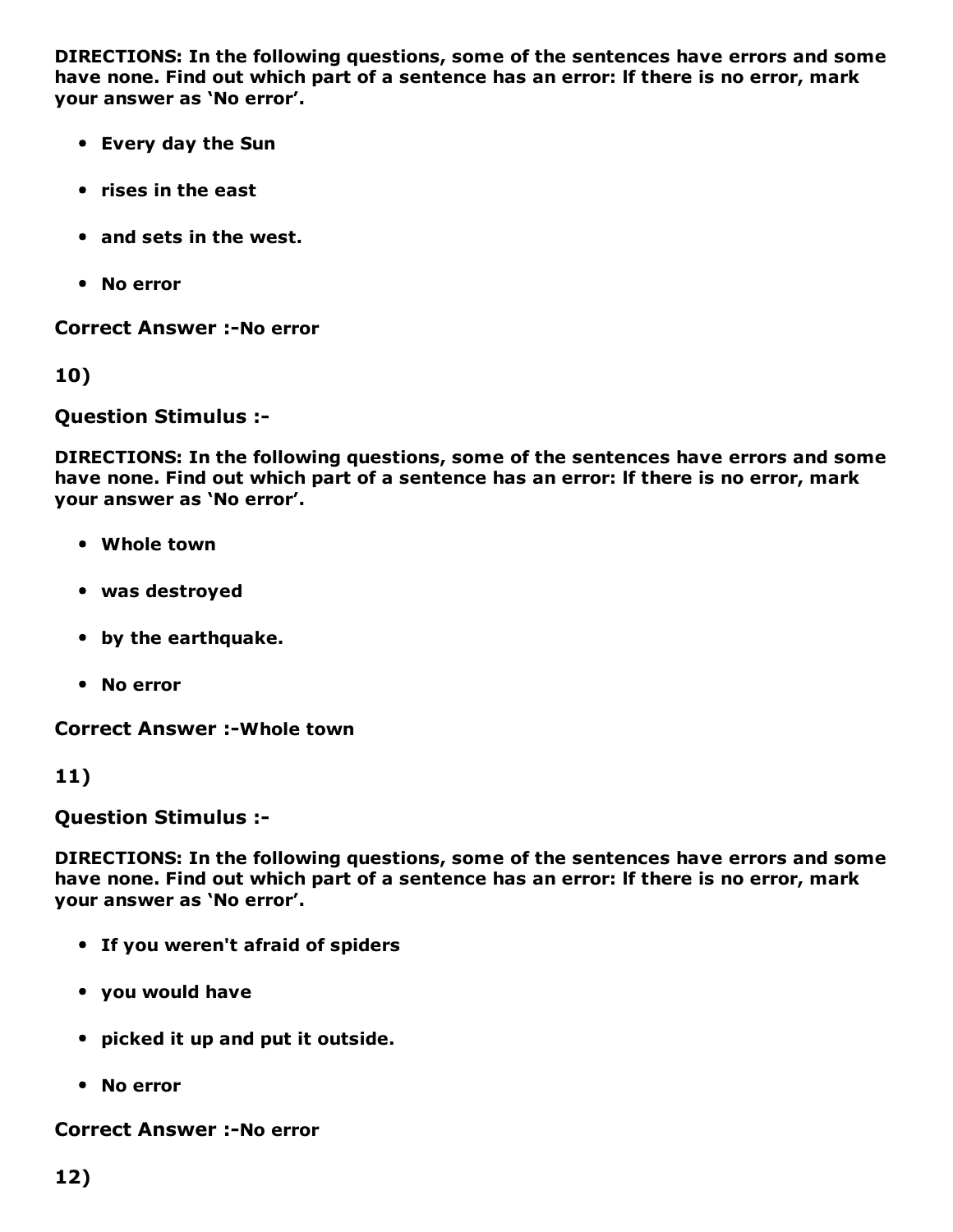**DIRECTIONS: In the following questions, some of the sentences have errors and some have none. Find out which part of a sentence has an error: If there is no error, mark your answer as 'No error'.**

- **Every day the Sun**
- **rises in the east**
- **and sets in the west.**
- **No error**

**Correct Answer :-**No error

**10)**

**Question Stimulus :-**

**DIRECTIONS: In the following questions, some of the sentences have errors and some have none. Find out which part of a sentence has an error: If there is no error, mark your answer as 'No error'.**

- **Whole town**
- **was destroyed**
- **by the earthquake.**
- **No error**

**Correct Answer :-**Whole town

**11)**

**Question Stimulus :-**

**DIRECTIONS: In the following questions, some of the sentences have errors and some have none. Find out which part of a sentence has an error: If there is no error, mark your answer as 'No error'.**

- **If you weren't afraid of spiders**
- **you would have**
- **picked it up and put it outside.**
- **No error**

**Correct Answer :-**No error

**12)**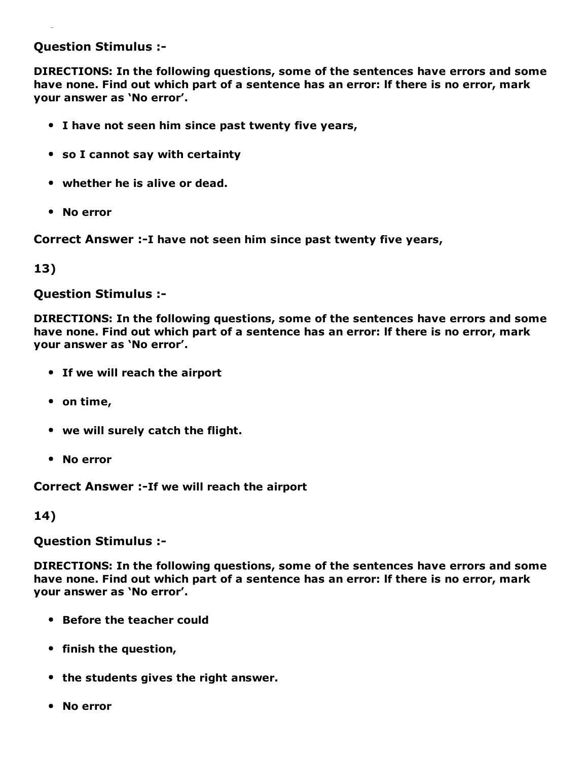**Question Stimulus :-**

**DIRECTIONS: In the following questions, some of the sentences have errors and some have none. Find out which part of a sentence has an error: lf there is no error, mark your answer as 'No error'.**

- **I have not seen him since past twenty five years,**
- **so I cannot say with certainty**
- **whether he is alive or dead.**
- **No error**

**Correct Answer :-I have not seen him since past twenty five years,**

**13)**

**Question Stimulus :-**

**DIRECTIONS: In the following questions, some of the sentences have errors and some have none. Find out which part of a sentence has an error: lf there is no error, mark your answer as 'No error'.**

- **If we will reach the airport**
- **on time,**
- **we will surely catch the flight.**
- **No error**

**Correct Answer :-If we will reach the airport**

**14)**

**Question Stimulus :-**

**DIRECTIONS: In the following questions, some of the sentences have errors and some have none. Find out which part of a sentence has an error: lf there is no error, mark your answer as 'No error'.**

- **Before the teacher could**
- **finish the question,**
- **the students gives the right answer.**
- **No error**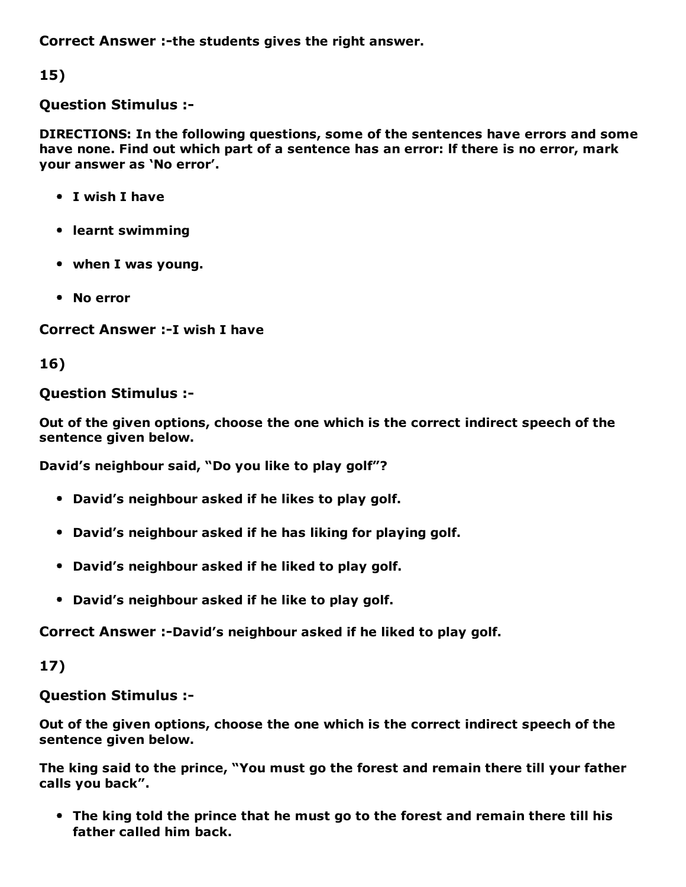**Correct Answer :-the students gives the right answer.**

**15)**

**Question Stimulus :-**

**DIRECTIONS: In the following questions, some of the sentences have errors and some have none. Find out which part of a sentence has an error: If there is no error, mark your answer as 'No error'.**

- **I wish I have**
- **learnt swimming**
- **when I was young.**
- **No error**

**Correct Answer :-I wish I have**

**16)**

**Question Stimulus :-**

**Out of the given options, choose the one which is the correct indirect speech of the sentence given below.**

**David's neighbour said, "Do you like to play golf"?**

- **David's neighbour asked if he likes to play golf.**
- **David's neighbour asked if he has liking for playing golf.**
- **David's neighbour asked if he liked to play golf.**
- **David's neighbour asked if he like to play golf.**

**Correct Answer :-David's neighbour asked if he liked to play golf.**

**17)**

**Question Stimulus :-**

**Out of the given options, choose the one which is the correct indirect speech of the sentence given below.**

**The king said to the prince, "You must go the forest and remain there till your father calls you back".**

- **The king told the prince that he must go to the forest and remain there till his father called him back.**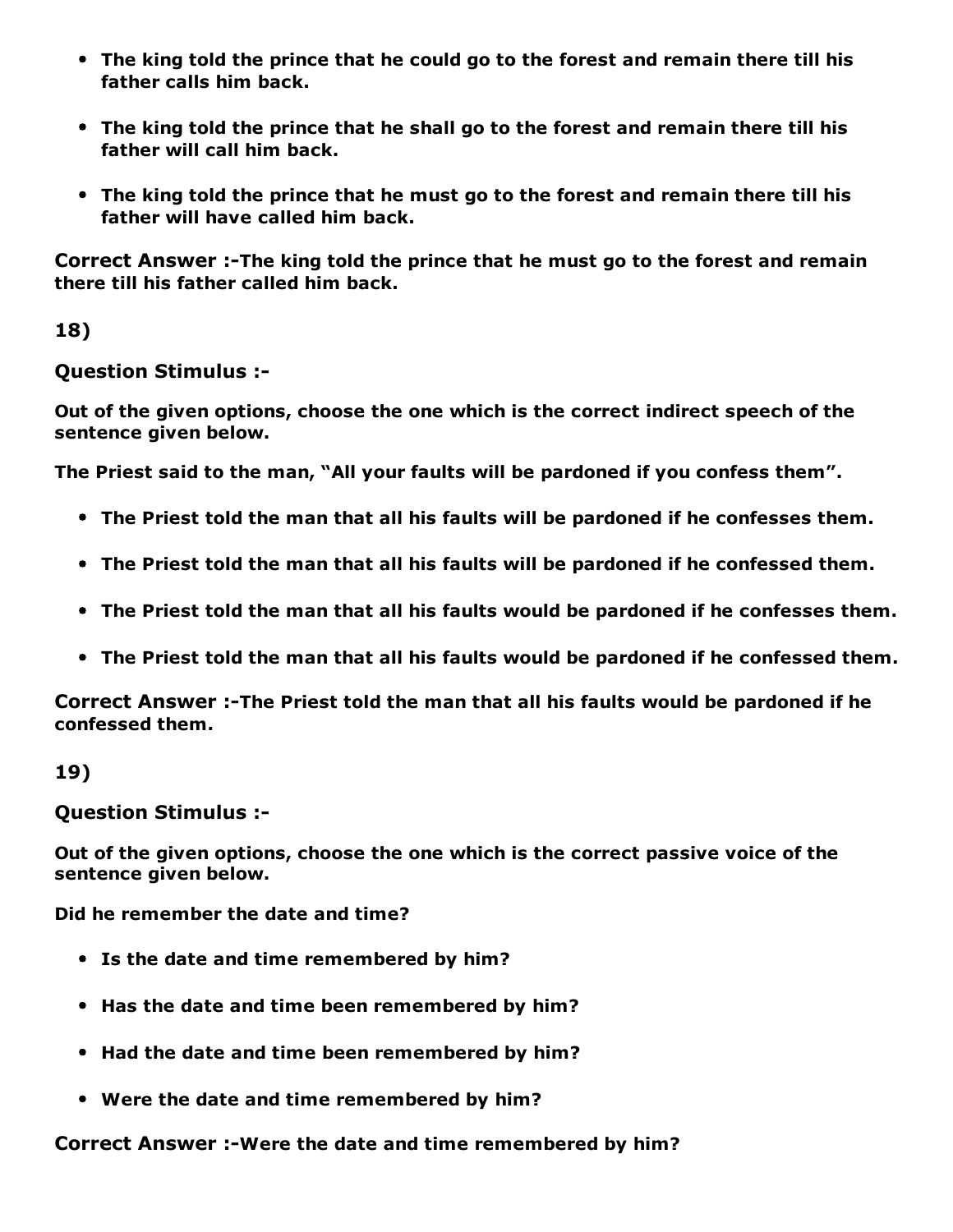- **The king told the prince that he could go to the forest and remain there till his father calls him back.**

- **The king told the prince that he shall go to the forest and remain there till his father will call him back.**

- **The king told the prince that he must go to the forest and remain there till his father will have called him back.**

**Correct Answer :-The king told the prince that he must go to the forest and remain there till his father called him back.**

**18)**

**Question Stimulus :-**

**Out of the given options, choose the one which is the correct indirect speech of the sentence given below.**

**The Priest said to the man, "All your faults will be pardoned if you confess them".**

- **The Priest told the man that all his faults will be pardoned if he confesses them.**

- **The Priest told the man that all his faults will be pardoned if he confessed them.**

- **The Priest told the man that all his faults would be pardoned if he confesses them.**

- **The Priest told the man that all his faults would be pardoned if he confessed them.**

**Correct Answer :-The Priest told the man that all his faults would be pardoned if he confessed them.**

**19)**

**Question Stimulus :-**

**Out of the given options, choose the one which is the correct passive voice of the sentence given below.**

**Did he remember the date and time?**

- **Is the date and time remembered by him?**

- **Has the date and time been remembered by him?**

- **Had the date and time been remembered by him?**

- **Were the date and time remembered by him?**

**Correct Answer :-Were the date and time remembered by him?**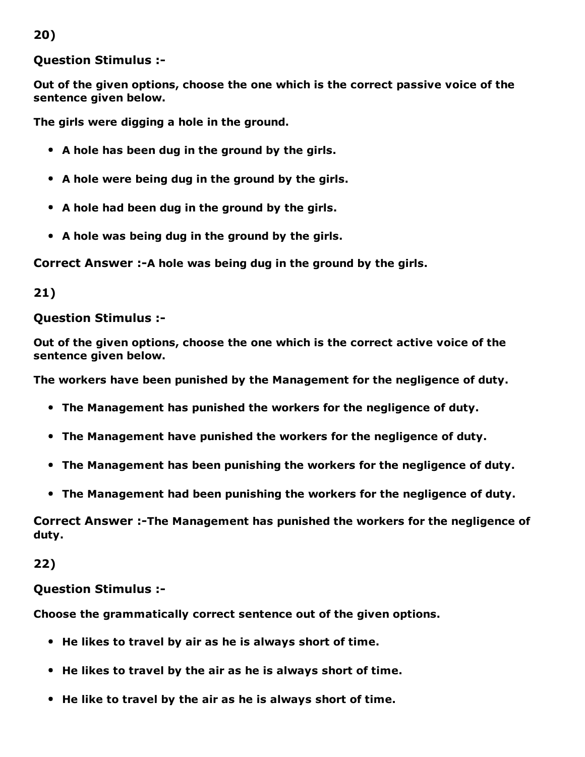**20)**

**Question Stimulus :-**

**Out of the given options, choose the one which is the correct passive voice of the sentence given below.**

**The girls were digging a hole in the ground.**

- **A hole has been dug in the ground by the girls.**
- **A hole were being dug in the ground by the girls.**
- **A hole had been dug in the ground by the girls.**
- **A hole was being dug in the ground by the girls.**

**Correct Answer :-A hole was being dug in the ground by the girls.**

**21)**

**Question Stimulus :-**

**Out of the given options, choose the one which is the correct active voice of the sentence given below.**

**The workers have been punished by the Management for the negligence of duty.**

- **The Management has punished the workers for the negligence of duty.**
- **The Management have punished the workers for the negligence of duty.**
- **The Management has been punishing the workers for the negligence of duty.**
- **The Management had been punishing the workers for the negligence of duty.**

**Correct Answer :-The Management has punished the workers for the negligence of duty.**

**22)**

**Question Stimulus :-**

**Choose the grammatically correct sentence out of the given options.**

- **He likes to travel by air as he is always short of time.**
- **He likes to travel by the air as he is always short of time.**
- **He like to travel by the air as he is always short of time.**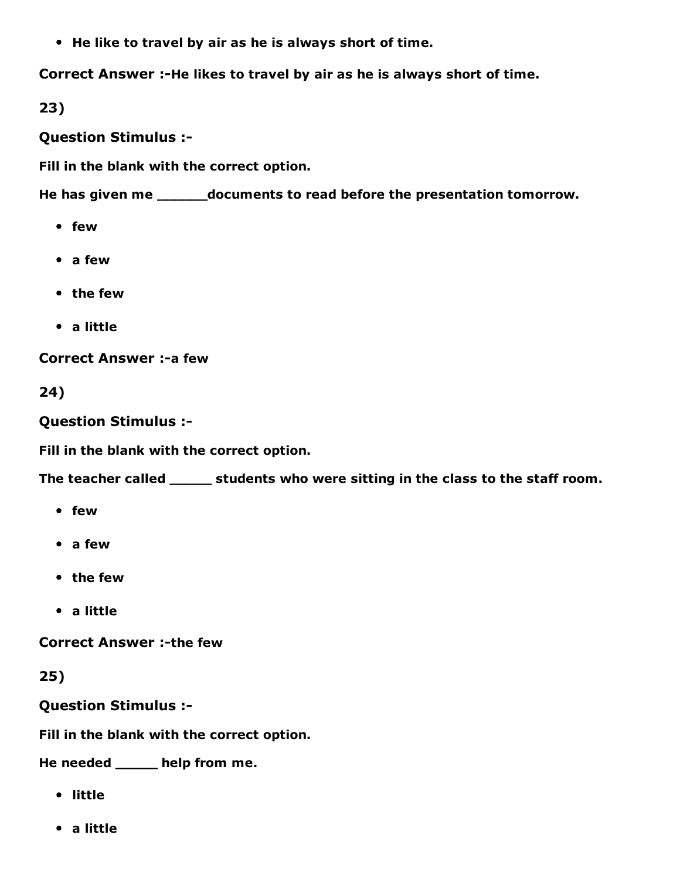- **He like to travel by air as he is always short of time.**

**Correct Answer :-He likes to travel by air as he is always short of time.**

**23)**

**Question Stimulus :-**

**Fill in the blank with the correct option.**

**He has given me ______documents to read before the presentation tomorrow.**

- **few**
- **a few**
- **the few**
- **a little**

**Correct Answer :-a few**

**24)**

**Question Stimulus :-**

**Fill in the blank with the correct option.**

**The teacher called _____ students who were sitting in the class to the staff room.**

- **few**
- **a few**
- **the few**
- **a little**

**Correct Answer :-the few**

**25)**

**Question Stimulus :-**

**Fill in the blank with the correct option.**

**He needed _____ help from me.**

- **little**
- **a little**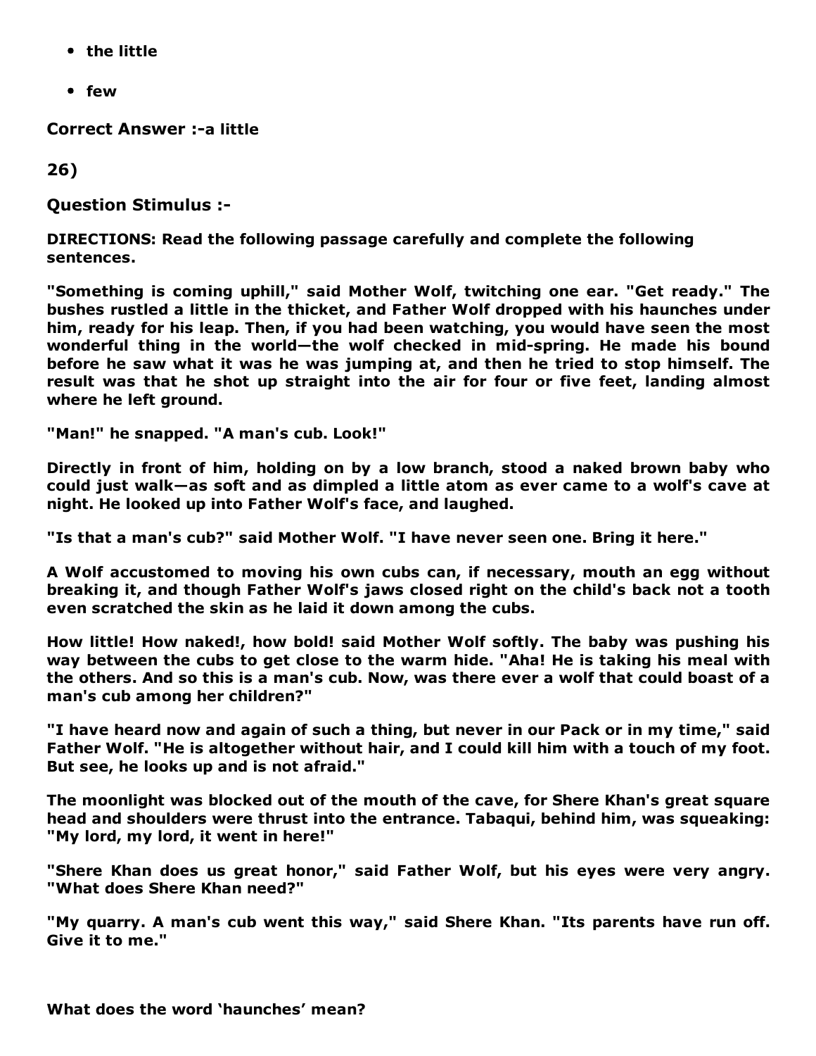- **the little**
- **few**

**Correct Answer :-a little**

**26)**

**Question Stimulus :-**

**DIRECTIONS: Read the following passage carefully and complete the following sentences.**

**"Something is coming uphill," said Mother Wolf, twitching one ear. "Get ready." The bushes rustled a little in the thicket, and Father Wolf dropped with his haunches under him, ready for his leap. Then, if you had been watching, you would have seen the most wonderful thing in the world—the wolf checked in mid-spring. He made his bound before he saw what it was he was jumping at, and then he tried to stop himself. The result was that he shot up straight into the air for four or five feet, landing almost where he left ground.**

**"Man!" he snapped. "A man's cub. Look!"**

**Directly in front of him, holding on by a low branch, stood a naked brown baby who could just walk—as soft and as dimpled a little atom as ever came to a wolf's cave at night. He looked up into Father Wolf's face, and laughed.**

**"Is that a man's cub?" said Mother Wolf. "I have never seen one. Bring it here."**

**A Wolf accustomed to moving his own cubs can, if necessary, mouth an egg without breaking it, and though Father Wolf's jaws closed right on the child's back not a tooth even scratched the skin as he laid it down among the cubs.**

**How little! How naked!, how bold! said Mother Wolf softly. The baby was pushing his way between the cubs to get close to the warm hide. "Aha! He is taking his meal with the others. And so this is a man's cub. Now, was there ever a wolf that could boast of a man's cub among her children?"**

**"I have heard now and again of such a thing, but never in our Pack or in my time," said Father Wolf. "He is altogether without hair, and I could kill him with a touch of my foot. But see, he looks up and is not afraid."**

**The moonlight was blocked out of the mouth of the cave, for Shere Khan's great square head and shoulders were thrust into the entrance. Tabaqui, behind him, was squeaking: "My lord, my lord, it went in here!"**

**"Shere Khan does us great honor," said Father Wolf, but his eyes were very angry. "What does Shere Khan need?"**

**"My quarry. A man's cub went this way," said Shere Khan. "Its parents have run off. Give it to me."**

**What does the word 'haunches' mean?**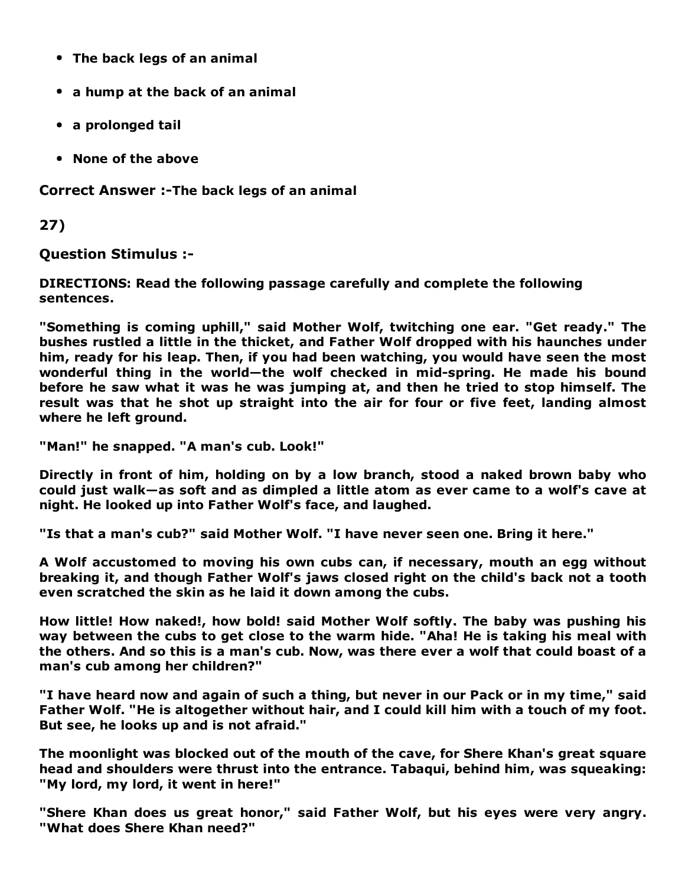- **The back legs of an animal**
- **a hump at the back of an animal**
- **a prolonged tail**
- **None of the above**

**Correct Answer :-The back legs of an animal**

**27)**

**Question Stimulus :-**

**DIRECTIONS: Read the following passage carefully and complete the following sentences.**

**"Something is coming uphill," said Mother Wolf, twitching one ear. "Get ready." The bushes rustled a little in the thicket, and Father Wolf dropped with his haunches under him, ready for his leap. Then, if you had been watching, you would have seen the most wonderful thing in the world—the wolf checked in mid-spring. He made his bound before he saw what it was he was jumping at, and then he tried to stop himself. The result was that he shot up straight into the air for four or five feet, landing almost where he left ground.**

**"Man!" he snapped. "A man's cub. Look!"**

**Directly in front of him, holding on by a low branch, stood a naked brown baby who could just walk—as soft and as dimpled a little atom as ever came to a wolf's cave at night. He looked up into Father Wolf's face, and laughed.**

**"Is that a man's cub?" said Mother Wolf. "I have never seen one. Bring it here."**

**A Wolf accustomed to moving his own cubs can, if necessary, mouth an egg without breaking it, and though Father Wolf's jaws closed right on the child's back not a tooth even scratched the skin as he laid it down among the cubs.**

**How little! How naked!, how bold! said Mother Wolf softly. The baby was pushing his way between the cubs to get close to the warm hide. "Aha! He is taking his meal with the others. And so this is a man's cub. Now, was there ever a wolf that could boast of a man's cub among her children?"**

**"I have heard now and again of such a thing, but never in our Pack or in my time," said Father Wolf. "He is altogether without hair, and I could kill him with a touch of my foot. But see, he looks up and is not afraid."**

**The moonlight was blocked out of the mouth of the cave, for Shere Khan's great square head and shoulders were thrust into the entrance. Tabaqui, behind him, was squeaking: "My lord, my lord, it went in here!"**

**"Shere Khan does us great honor," said Father Wolf, but his eyes were very angry. "What does Shere Khan need?"**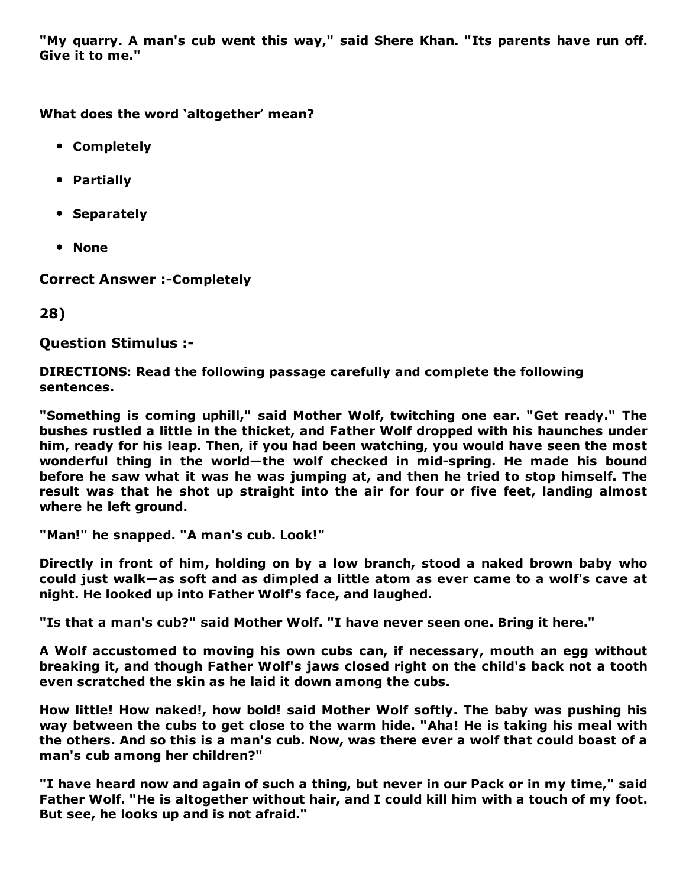**"My quarry. A man's cub went this way," said Shere Khan. "Its parents have run off. Give it to me."**

**What does the word 'altogether' mean?**

- **Completely**
- **Partially**
- **Separately**
- **None**

**Correct Answer :-Completely**

**28)**

**Question Stimulus :-**

**DIRECTIONS: Read the following passage carefully and complete the following sentences.**

**"Something is coming uphill," said Mother Wolf, twitching one ear. "Get ready." The bushes rustled a little in the thicket, and Father Wolf dropped with his haunches under him, ready for his leap. Then, if you had been watching, you would have seen the most wonderful thing in the world—the wolf checked in mid-spring. He made his bound before he saw what it was he was jumping at, and then he tried to stop himself. The result was that he shot up straight into the air for four or five feet, landing almost where he left ground.**

**"Man!" he snapped. "A man's cub. Look!"**

**Directly in front of him, holding on by a low branch, stood a naked brown baby who could just walk—as soft and as dimpled a little atom as ever came to a wolf's cave at night. He looked up into Father Wolf's face, and laughed.**

**"Is that a man's cub?" said Mother Wolf. "I have never seen one. Bring it here."**

**A Wolf accustomed to moving his own cubs can, if necessary, mouth an egg without breaking it, and though Father Wolf's jaws closed right on the child's back not a tooth even scratched the skin as he laid it down among the cubs.**

**How little! How naked!, how bold! said Mother Wolf softly. The baby was pushing his way between the cubs to get close to the warm hide. "Aha! He is taking his meal with the others. And so this is a man's cub. Now, was there ever a wolf that could boast of a man's cub among her children?"**

**"I have heard now and again of such a thing, but never in our Pack or in my time," said Father Wolf. "He is altogether without hair, and I could kill him with a touch of my foot. But see, he looks up and is not afraid."**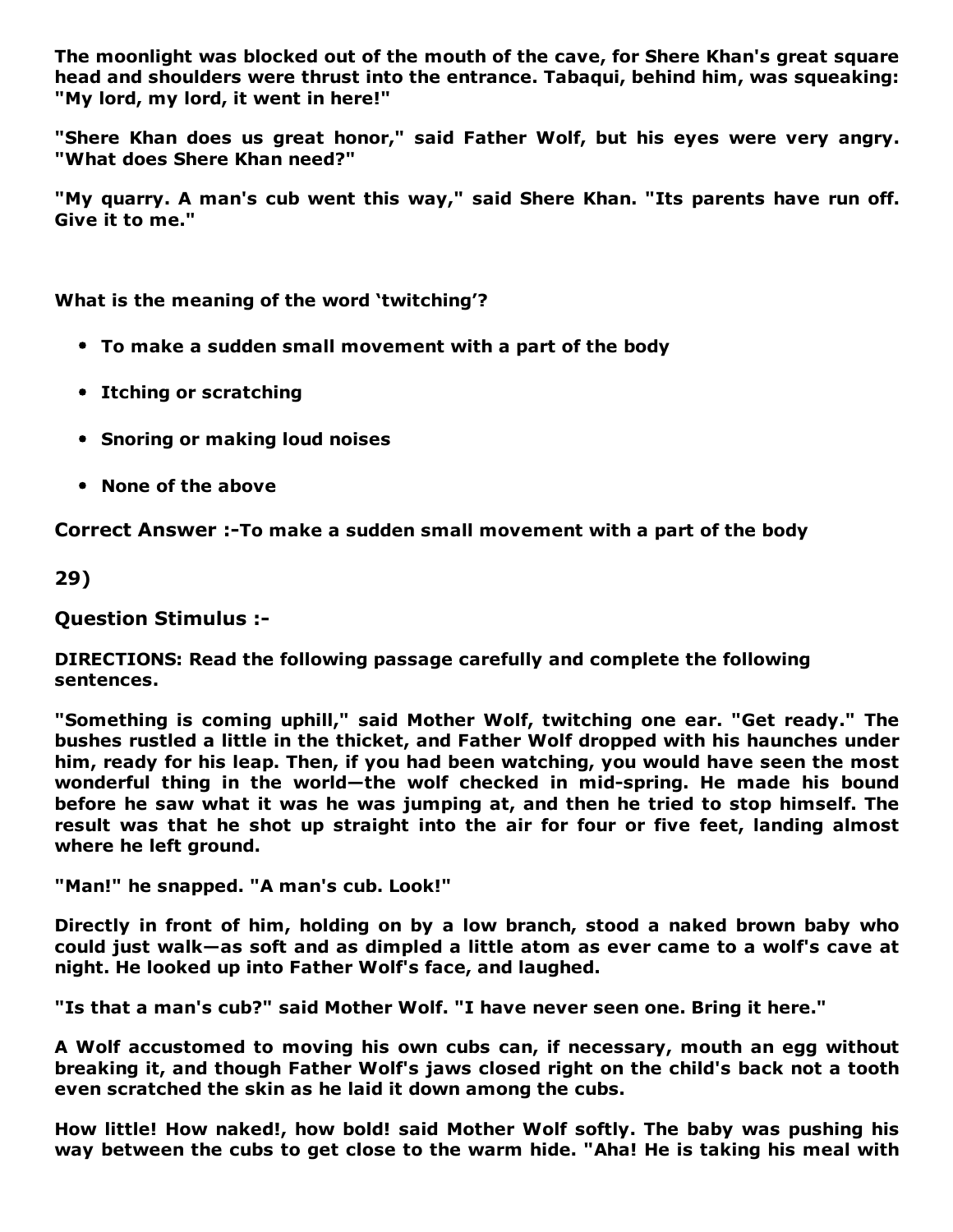**The moonlight was blocked out of the mouth of the cave, for Shere Khan's great square head and shoulders were thrust into the entrance. Tabaqui, behind him, was squeaking: "My lord, my lord, it went in here!"**

**"Shere Khan does us great honor," said Father Wolf, but his eyes were very angry. "What does Shere Khan need?"**

**"My quarry. A man's cub went this way," said Shere Khan. "Its parents have run off. Give it to me."**

**What is the meaning of the word 'twitching'?**

- **To make a sudden small movement with a part of the body**
- **Itching or scratching**
- **Snoring or making loud noises**
- **None of the above**

**Correct Answer :-To make a sudden small movement with a part of the body**

**29)**

**Question Stimulus :-**

**DIRECTIONS: Read the following passage carefully and complete the following sentences.**

**"Something is coming uphill," said Mother Wolf, twitching one ear. "Get ready." The bushes rustled a little in the thicket, and Father Wolf dropped with his haunches under him, ready for his leap. Then, if you had been watching, you would have seen the most wonderful thing in the world—the wolf checked in mid-spring. He made his bound before he saw what it was he was jumping at, and then he tried to stop himself. The result was that he shot up straight into the air for four or five feet, landing almost where he left ground.**

**"Man!" he snapped. "A man's cub. Look!"**

**Directly in front of him, holding on by a low branch, stood a naked brown baby who could just walk—as soft and as dimpled a little atom as ever came to a wolf's cave at night. He looked up into Father Wolf's face, and laughed.**

**"Is that a man's cub?" said Mother Wolf. "I have never seen one. Bring it here."**

**A Wolf accustomed to moving his own cubs can, if necessary, mouth an egg without breaking it, and though Father Wolf's jaws closed right on the child's back not a tooth even scratched the skin as he laid it down among the cubs.**

**How little! How naked!, how bold! said Mother Wolf softly. The baby was pushing his way between the cubs to get close to the warm hide. "Aha! He is taking his meal with**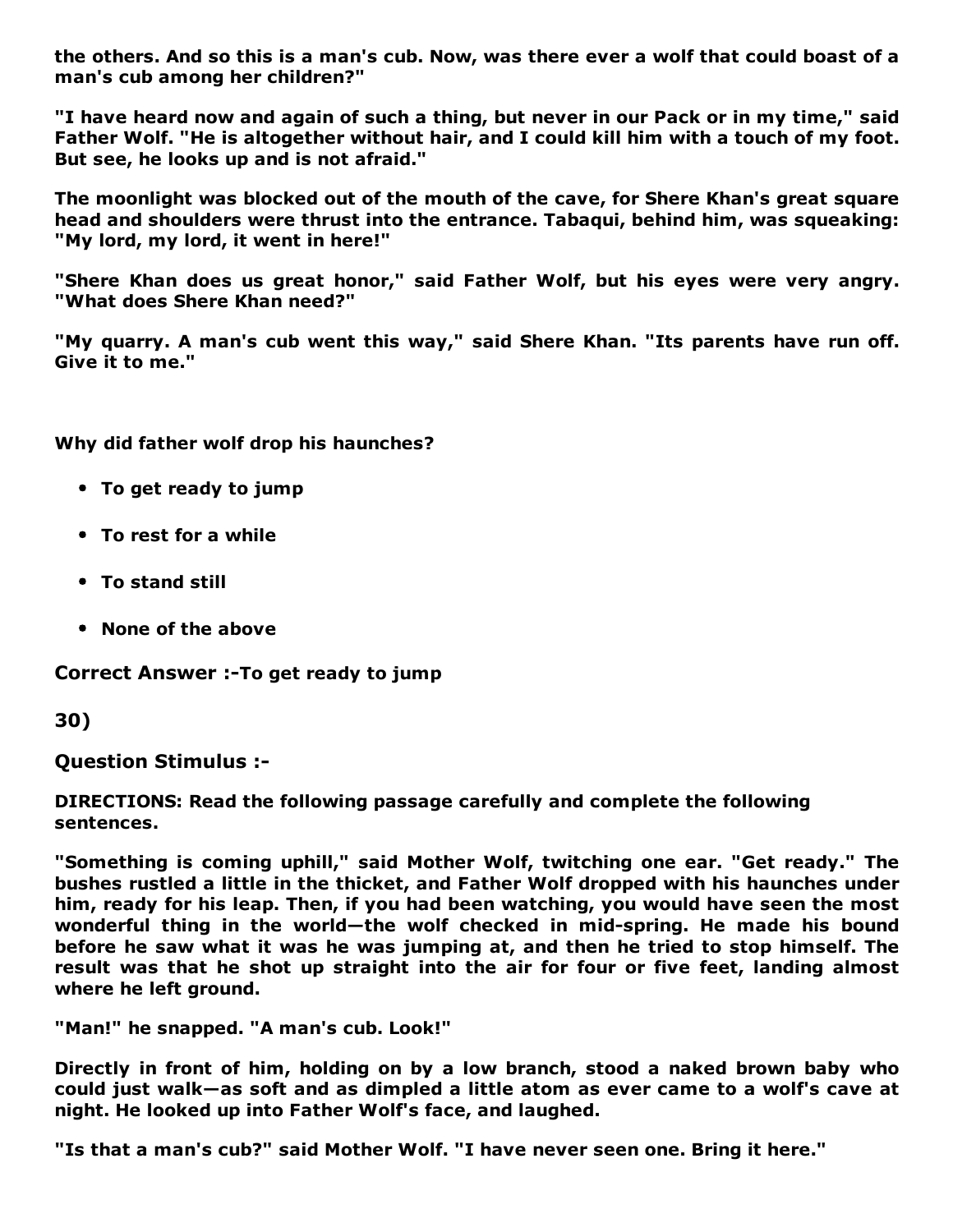**the others. And so this is a man's cub. Now, was there ever a wolf that could boast of a man's cub among her children?"**

**"I have heard now and again of such a thing, but never in our Pack or in my time," said Father Wolf. "He is altogether without hair, and I could kill him with a touch of my foot. But see, he looks up and is not afraid."**

**The moonlight was blocked out of the mouth of the cave, for Shere Khan's great square head and shoulders were thrust into the entrance. Tabaqui, behind him, was squeaking: "My lord, my lord, it went in here!"**

**"Shere Khan does us great honor," said Father Wolf, but his eyes were very angry. "What does Shere Khan need?"**

**"My quarry. A man's cub went this way," said Shere Khan. "Its parents have run off. Give it to me."**

**Why did father wolf drop his haunches?**

- **To get ready to jump**
- **To rest for a while**
- **To stand still**
- **None of the above**

**Correct Answer :-To get ready to jump**

**30)**

**Question Stimulus :-**

**DIRECTIONS: Read the following passage carefully and complete the following sentences.**

**"Something is coming uphill," said Mother Wolf, twitching one ear. "Get ready." The bushes rustled a little in the thicket, and Father Wolf dropped with his haunches under him, ready for his leap. Then, if you had been watching, you would have seen the most wonderful thing in the world—the wolf checked in mid-spring. He made his bound before he saw what it was he was jumping at, and then he tried to stop himself. The result was that he shot up straight into the air for four or five feet, landing almost where he left ground.**

**"Man!" he snapped. "A man's cub. Look!"**

**Directly in front of him, holding on by a low branch, stood a naked brown baby who could just walk—as soft and as dimpled a little atom as ever came to a wolf's cave at night. He looked up into Father Wolf's face, and laughed.**

**"Is that a man's cub?" said Mother Wolf. "I have never seen one. Bring it here."**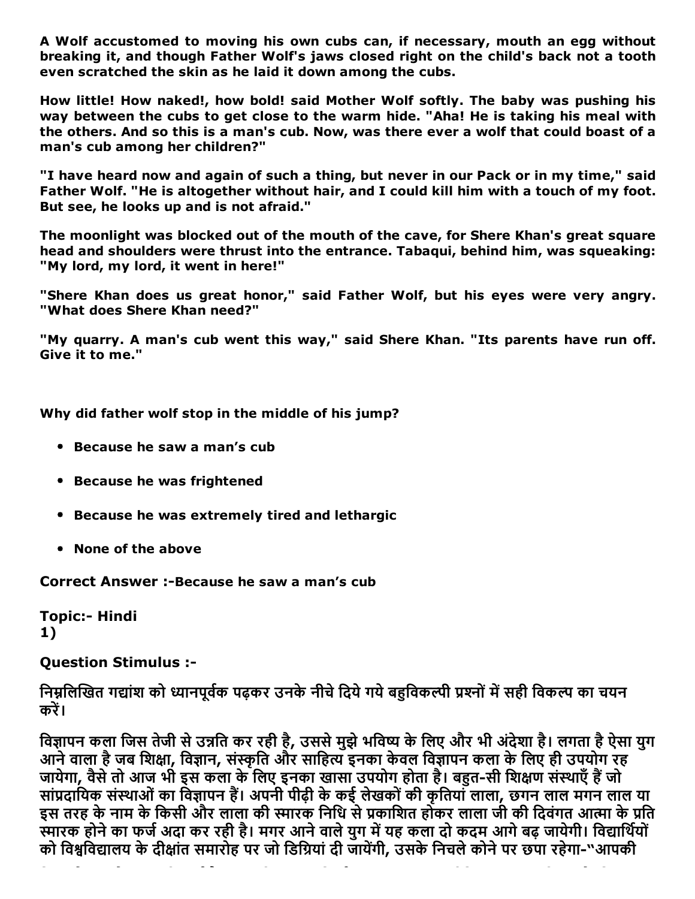**A Wolf accustomed to moving his own cubs can, if necessary, mouth an egg without breaking it, and though Father Wolf's jaws closed right on the child's back not a tooth even scratched the skin as he laid it down among the cubs.**

**How little! How naked!, how bold! said Mother Wolf softly. The baby was pushing his way between the cubs to get close to the warm hide. "Aha! He is taking his meal with the others. And so this is a man's cub. Now, was there ever a wolf that could boast of a man's cub among her children?"**

**"I have heard now and again of such a thing, but never in our Pack or in my time," said Father Wolf. "He is altogether without hair, and I could kill him with a touch of my foot. But see, he looks up and is not afraid."**

**The moonlight was blocked out of the mouth of the cave, for Shere Khan's great square head and shoulders were thrust into the entrance. Tabaqui, behind him, was squeaking: "My lord, my lord, it went in here!"**

**"Shere Khan does us great honor," said Father Wolf, but his eyes were very angry. "What does Shere Khan need?"**

**"My quarry. A man's cub went this way," said Shere Khan. "Its parents have run off. Give it to me."**

**Why did father wolf stop in the middle of his jump?**

- **Because he saw a man's cub**
- **Because he was frightened**
- **Because he was extremely tired and lethargic**
- **None of the above**

**Correct Answer :-Because he saw a man's cub**

**Topic:- Hindi**
**1)**

**Question Stimulus :-**

**निम्नलिखित गद्यांश को ध्यानपूर्वक पढ़कर उनके नीचे दिये गये बहुविकल्पी प्रश्नों में सही विकल्प का चयन करें।**

**विज्ञापन कला जिस तेजी से उन्नति कर रही है, उससे मुझे भविष्य के लिए और भी अंदेशा है। लगता है ऐसा युग आने वाला है जब शिक्षा, विज्ञान, संस्कृति और साहित्य इनका केवल विज्ञापन कला के लिए ही उपयोग रह जायेगा, वैसे तो आज भी इस कला के लिए इनका खासा उपयोग होता है। बहुत-सी शिक्षण संस्थाएँ हैं जो सांप्रदायिक संस्थाओं का विज्ञापन हैं। अपनी पीढ़ी के कई लेखकों की कृतियां लाला, छगन लाल मगन लाल या इस तरह के नाम के किसी और लाला की स्मारक निधि से प्रकाशित होकर लाला जी की दिवंगत आत्मा के प्रति स्मारक होने का फर्ज अदा कर रही है। मगर आने वाले युग में यह कला दो कदम आगे बढ़ जायेगी। विद्यार्थियों को विश्वविद्यालय के दीक्षांत समारोह पर जो डिग्रियां दी जायेंगी, उसके निचले कोने पर छपा रहेगा-"आपकी**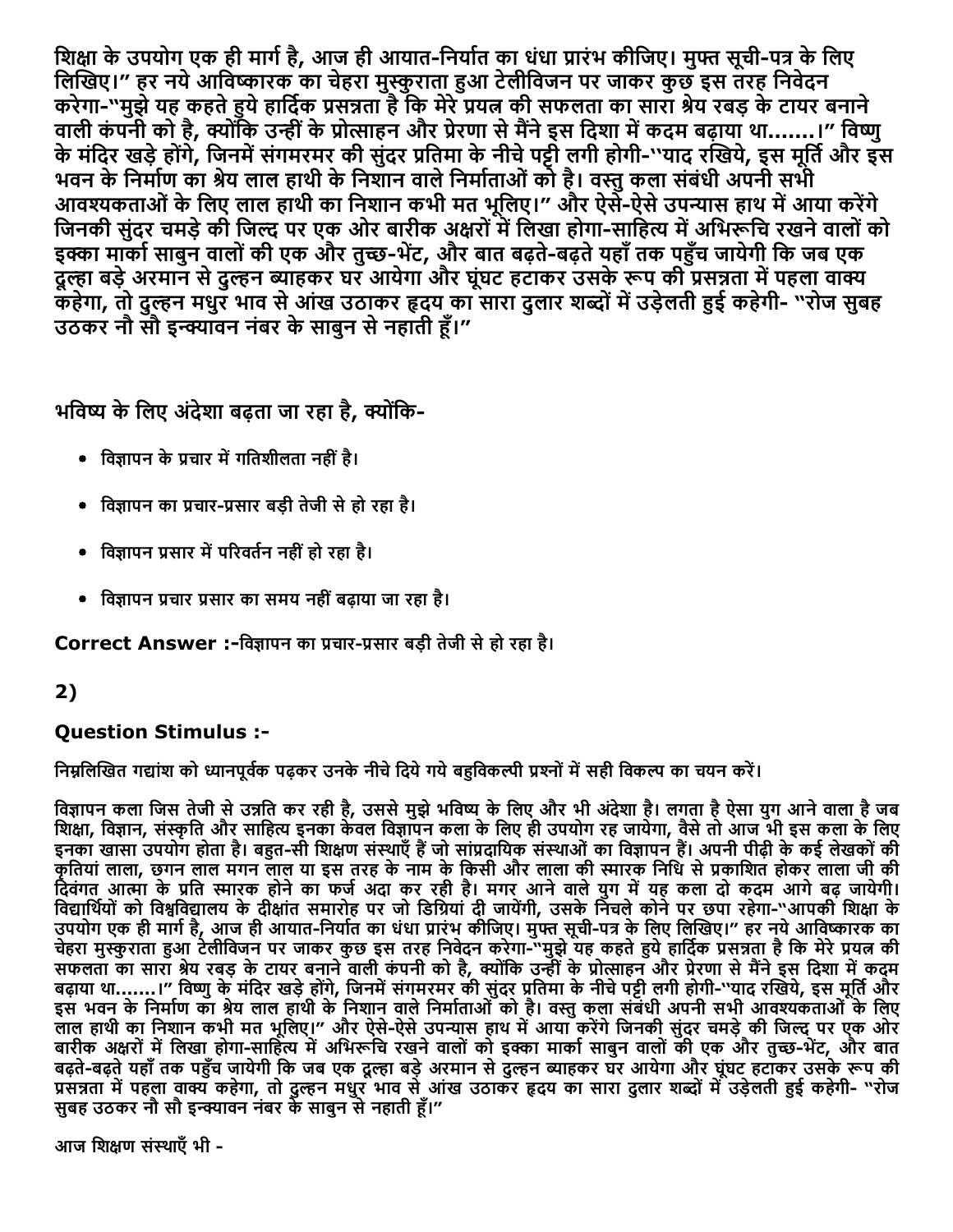शिक्षा के उपयोग एक ही मार्ग है, आज ही आयात-निर्यात का धंधा प्रारंभ कीजिए। मुफ्त सूची-पत्र के लिए लिखिए।" हर नये आविष्कारक का चेहरा मुस्कुराता हुआ टेलीविजन पर जाकर कुछ इस तरह निवेदन करेगा-"मुझे यह कहते हुये हार्दिक प्रसन्नता है कि मेरे प्रयत्न की सफलता का सारा श्रेय रबड़ के टायर बनाने वाली कंपनी को है, क्योंकि उन्हीं के प्रोत्साहन और प्रेरणा से मैंने इस दिशा में कदम बढ़ाया था.......।" विष्णु के मंदिर खड़े होंगे, जिनमें संगमरमर की सुंदर प्रतिमा के नीचे पट्टी लगी होगी-"याद रखिये, इस मूर्ति और इस भवन के निर्माण का श्रेय लाल हाथी के निशान वाले निर्माताओं को है। वस्तु कला संबंधी अपनी सभी आवश्यकताओं के लिए लाल हाथी का निशान कभी मत भूलिए।" और ऐसे-ऐसे उपन्यास हाथ में आया करेंगे जिनकी सुंदर चमड़े की जिल्द पर एक ओर बारीक अक्षरों में लिखा होगा-साहित्य में अभिरूचि रखने वालों को इक्का मार्का साबुन वालों की एक और तुच्छ-भेंट, और बात बढ़ते-बढ़ते यहाँ तक पहुँच जायेगी कि जब एक दूल्हा बड़े अरमान से दुल्हन ब्याहकर घर आयेगा और घूंघट हटाकर उसके रूप की प्रसन्नता में पहला वाक्य कहेगा, तो दुल्हन मधुर भाव से आंख उठाकर हृदय का सारा दुलार शब्दों में उड़ेलती हुई कहेगी- "रोज सुबह उठकर नौ सौ इन्क्यावन नंबर के साबुन से नहाती हूँ।"

भविष्य के लिए अंदेशा बढ़ता जा रहा है, क्योंकि-

- विज्ञापन के प्रचार में गतिशीलता नहीं है।
- विज्ञापन का प्रचार-प्रसार बड़ी तेजी से हो रहा है।
- विज्ञापन प्रसार में परिवर्तन नहीं हो रहा है।
- विज्ञापन प्रचार प्रसार का समय नहीं बढ़ाया जा रहा है।

**Correct Answer :-**विज्ञापन का प्रचार-प्रसार बड़ी तेजी से हो रहा है।

## 2)

**Question Stimulus :-**

निम्नलिखित गद्यांश को ध्यानपूर्वक पढ़कर उनके नीचे दिये गये बहुविकल्पी प्रश्नों में सही विकल्प का चयन करें।

विज्ञापन कला जिस तेजी से उन्नति कर रही है, उससे मुझे भविष्य के लिए और भी अंदेशा है। लगता है ऐसा युग आने वाला है जब शिक्षा, विज्ञान, संस्कृति और साहित्य इनका केवल विज्ञापन कला के लिए ही उपयोग रह जायेगा, वैसे तो आज भी इस कला के लिए इनका खासा उपयोग होता है। बहुत-सी शिक्षण संस्थाएँ हैं जो सांप्रदायिक संस्थाओं का विज्ञापन हैं। अपनी पीढ़ी के कई लेखकों की कृतियां लाला, छगन लाल मगन लाल या इस तरह के नाम के किसी और लाला की स्मारक निधि से प्रकाशित होकर लाला जी की दिवंगत आत्मा के प्रति स्मारक होने का फर्ज अदा कर रही है। मगर आने वाले युग में यह कला दो कदम आगे बढ़ जायेगी। विद्यार्थियों को विश्वविद्यालय के दीक्षांत समारोह पर जो डिग्रियां दी जायेंगी, उसके निचले कोने पर छपा रहेगा-"आपकी शिक्षा के उपयोग एक ही मार्ग है, आज ही आयात-निर्यात का धंधा प्रारंभ कीजिए। मुफ्त सूची-पत्र के लिए लिखिए।" हर नये आविष्कारक का चेहरा मुस्कुराता हुआ टेलीविजन पर जाकर कुछ इस तरह निवेदन करेगा-"मुझे यह कहते हुये हार्दिक प्रसन्नता है कि मेरे प्रयत्न की सफलता का सारा श्रेय रबड़ के टायर बनाने वाली कंपनी को है, क्योंकि उन्हीं के प्रोत्साहन और प्रेरणा से मैंने इस दिशा में कदम बढ़ाया था.......।" विष्णु के मंदिर खड़े होंगे, जिनमें संगमरमर की सुंदर प्रतिमा के नीचे पट्टी लगी होगी-"याद रखिये, इस मूर्ति और इस भवन के निर्माण का श्रेय लाल हाथी के निशान वाले निर्माताओं को है। वस्तु कला संबंधी अपनी सभी आवश्यकताओं के लिए लाल हाथी का निशान कभी मत भूलिए।" और ऐसे-ऐसे उपन्यास हाथ में आया करेंगे जिनकी सुंदर चमड़े की जिल्द पर एक ओर बारीक अक्षरों में लिखा होगा-साहित्य में अभिरूचि रखने वालों को इक्का मार्का साबुन वालों की एक और तुच्छ-भेंट, और बात बढ़ते-बढ़ते यहाँ तक पहुँच जायेगी कि जब एक दूल्हा बड़े अरमान से दुल्हन ब्याहकर घर आयेगा और घूंघट हटाकर उसके रूप की प्रसन्नता में पहला वाक्य कहेगा, तो दुल्हन मधुर भाव से आंख उठाकर हृदय का सारा दुलार शब्दों में उड़ेलती हुई कहेगी- "रोज सुबह उठकर नौ सौ इन्क्यावन नंबर के साबुन से नहाती हूँ।"

आज शिक्षण संस्थाएँ भी -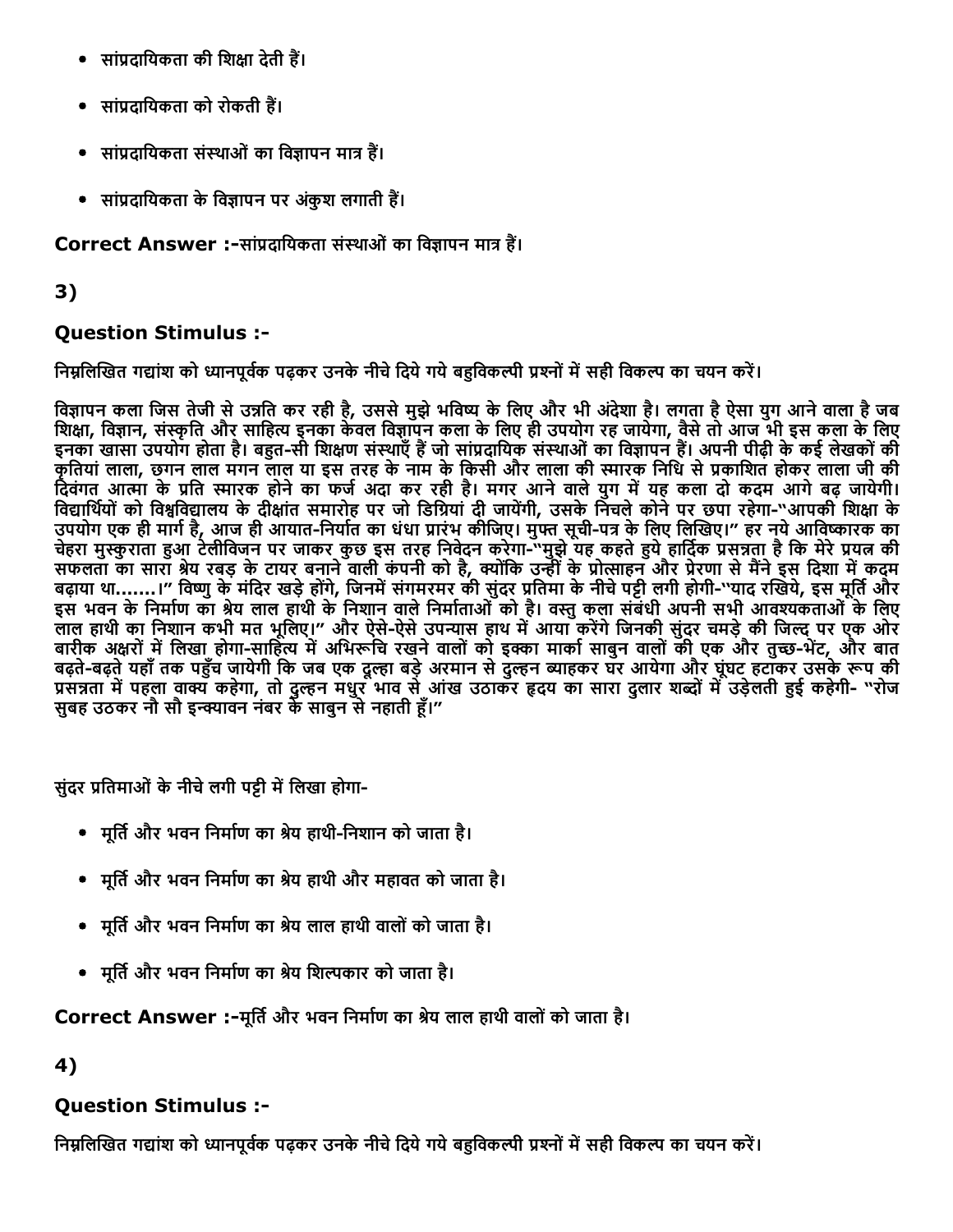- सांप्रदायिकता की शिक्षा देती हैं।
- सांप्रदायिकता को रोकती हैं।
- सांप्रदायिकता संस्थाओं का विज्ञापन मात्र हैं।
- सांप्रदायिकता के विज्ञापन पर अंकुश लगाती हैं।

**Correct Answer :-**सांप्रदायिकता संस्थाओं का विज्ञापन मात्र हैं।

## 3)

### Question Stimulus :-

निम्नलिखित गद्यांश को ध्यानपूर्वक पढ़कर उनके नीचे दिये गये बहुविकल्पी प्रश्नों में सही विकल्प का चयन करें।

विज्ञापन कला जिस तेजी से उन्नति कर रही है, उससे मुझे भविष्य के लिए और भी अंदेशा है। लगता है ऐसा युग आने वाला है जब शिक्षा, विज्ञान, संस्कृति और साहित्य इनका केवल विज्ञापन कला के लिए ही उपयोग रह जायेगा, वैसे तो आज भी इस कला के लिए इनका खासा उपयोग होता है। बहुत-सी शिक्षण संस्थाएँ हैं जो सांप्रदायिक संस्थाओं का विज्ञापन हैं। अपनी पीढ़ी के कई लेखकों की कृतियां लाला, छगन लाल मगन लाल या इस तरह के नाम के किसी और लाला की स्मारक निधि से प्रकाशित होकर लाला जी की दिवंगत आत्मा के प्रति स्मारक होने का फर्ज अदा कर रही है। मगर आने वाले युग में यह कला दो कदम आगे बढ़ जायेगी। विद्यार्थियों को विश्वविद्यालय के दीक्षांत समारोह पर जो डिग्रियां दी जायेंगी, उसके निचले कोने पर छपा रहेगा-"आपकी शिक्षा के उपयोग एक ही मार्ग है, आज ही आयात-निर्यात का धंधा प्रारंभ कीजिए। मुफ्त सूची-पत्र के लिए लिखिए।" हर नये आविष्कारक का चेहरा मुस्कुराता हुआ टेलीविजन पर जाकर कुछ इस तरह निवेदन करेगा-"मुझे यह कहते हुये हार्दिक प्रसन्नता है कि मेरे प्रयत्न की सफलता का सारा श्रेय रबड़ के टायर बनाने वाली कंपनी को है, क्योंकि उन्हीं के प्रोत्साहन और प्रेरणा से मैंने इस दिशा में कदम बढ़ाया था.......।" विष्णु के मंदिर खड़े होंगे, जिनमें संगमरमर की सुंदर प्रतिमा के नीचे पट्टी लगी होगी-"याद रखिये, इस मूर्ति और इस भवन के निर्माण का श्रेय लाल हाथी के निशान वाले निर्माताओं को है। वस्तु कला संबंधी अपनी सभी आवश्यकताओं के लिए लाल हाथी का निशान कभी मत भूलिए।" और ऐसे-ऐसे उपन्यास हाथ में आया करेंगे जिनकी सुंदर चमड़े की जिल्द पर एक ओर बारीक अक्षरों में लिखा होगा-साहित्य में अभिरूचि रखने वालों को इक्का मार्का साबुन वालों की एक और तुच्छ-भेंट, और बात बढ़ते-बढ़ते यहाँ तक पहुँच जायेगी कि जब एक दूल्हा बड़े अरमान से दुल्हन ब्याहकर घर आयेगा और घूंघट हटाकर उसके रूप की प्रसन्नता में पहला वाक्य कहेगा, तो दुल्हन मधुर भाव से आंख उठाकर हृदय का सारा दुलार शब्दों में उड़ेलती हुई कहेगी- "रोज सुबह उठकर नौ सौ इन्क्यावन नंबर के साबुन से नहाती हूँ।"

सुंदर प्रतिमाओं के नीचे लगी पट्टी में लिखा होगा-

- मूर्ति और भवन निर्माण का श्रेय हाथी-निशान को जाता है।
- मूर्ति और भवन निर्माण का श्रेय हाथी और महावत को जाता है।
- मूर्ति और भवन निर्माण का श्रेय लाल हाथी वालों को जाता है।
- मूर्ति और भवन निर्माण का श्रेय शिल्पकार को जाता है।

**Correct Answer :-**मूर्ति और भवन निर्माण का श्रेय लाल हाथी वालों को जाता है।

## 4)

### Question Stimulus :-

निम्नलिखित गद्यांश को ध्यानपूर्वक पढ़कर उनके नीचे दिये गये बहुविकल्पी प्रश्नों में सही विकल्प का चयन करें।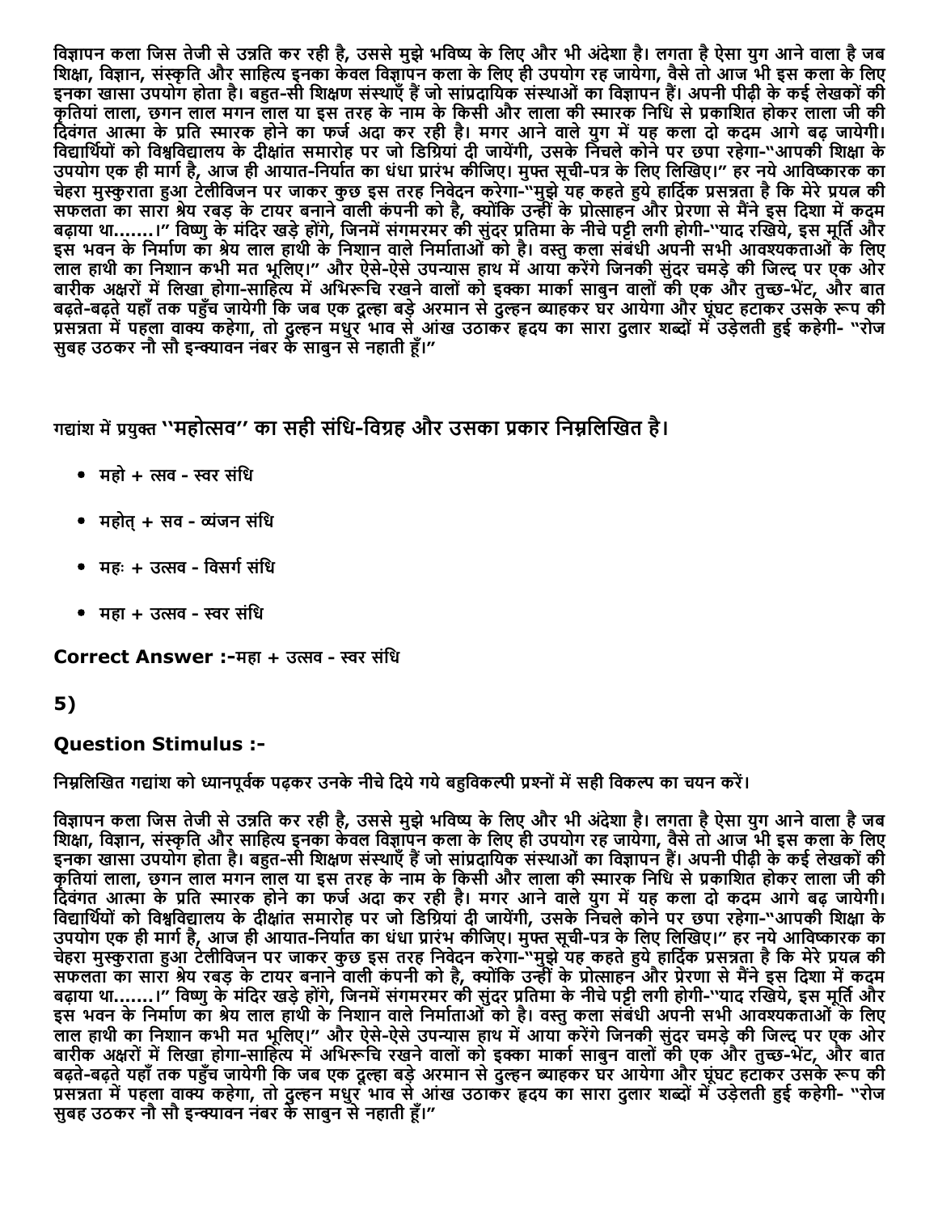विज्ञापन कला जिस तेजी से उन्नति कर रही है, उससे मुझे भविष्य के लिए और भी अंदेशा है। लगता है ऐसा युग आने वाला है जब शिक्षा, विज्ञान, संस्कृति और साहित्य इनका केवल विज्ञापन कला के लिए ही उपयोग रह जायेगा, वैसे तो आज भी इस कला के लिए इनका खासा उपयोग होता है। बहुत-सी शिक्षण संस्थाएँ हैं जो सांप्रदायिक संस्थाओं का विज्ञापन हैं। अपनी पीढ़ी के कई लेखकों की कृतियां लाला, छगन लाल मगन लाल या इस तरह के नाम के किसी और लाला की स्मारक निधि से प्रकाशित होकर लाला जी की दिवंगत आत्मा के प्रति स्मारक होने का फर्ज अदा कर रही है। मगर आने वाले युग में यह कला दो कदम आगे बढ़ जायेगी। विद्यार्थियों को विश्वविद्यालय के दीक्षांत समारोह पर जो डिग्रियां दी जायेंगी, उसके निचले कोने पर छपा रहेगा-"आपकी शिक्षा के उपयोग एक ही मार्ग है, आज ही आयात-निर्यात का धंधा प्रारंभ कीजिए। मुफ्त सूची-पत्र के लिए लिखिए।" हर नये आविष्कारक का चेहरा मुस्कुराता हुआ टेलीविजन पर जाकर कुछ इस तरह निवेदन करेगा-"मुझे यह कहते हुये हार्दिक प्रसन्नता है कि मेरे प्रयत्न की सफलता का सारा श्रेय रबड़ के टायर बनाने वाली कंपनी को है, क्योंकि उन्हीं के प्रोत्साहन और प्रेरणा से मैंने इस दिशा में कदम बढ़ाया था.......।" विष्णु के मंदिर खड़े होंगे, जिनमें संगमरमर की सुंदर प्रतिमा के नीचे पट्टी लगी होगी-"याद रखिये, इस मूर्ति और इस भवन के निर्माण का श्रेय लाल हाथी के निशान वाले निर्माताओं को है। वस्तु कला संबंधी अपनी सभी आवश्यकताओं के लिए लाल हाथी का निशान कभी मत भूलिए।" और ऐसे-ऐसे उपन्यास हाथ में आया करेंगे जिनकी सुंदर चमड़े की जिल्द पर एक ओर बारीक अक्षरों में लिखा होगा-साहित्य में अभिरूचि रखने वालों को इक्का मार्का साबुन वालों की एक और तुच्छ-भेंट, और बात बढ़ते-बढ़ते यहाँ तक पहुँच जायेगी कि जब एक दूल्हा बड़े अरमान से दुल्हन ब्याहकर घर आयेगा और घूंघट हटाकर उसके रूप की प्रसन्नता में पहला वाक्य कहेगा, तो दुल्हन मधुर भाव से आंख उठाकर हृदय का सारा दुलार शब्दों में उड़ेलती हुई कहेगी- "रोज सुबह उठकर नौ सौ इन्क्यावन नंबर के साबुन से नहाती हूँ।"

गद्यांश में प्रयुक्त "महोत्सव" का सही संधि-विग्रह और उसका प्रकार निम्नलिखित है।

- महो + त्सव - स्वर संधि
- महोत् + सव - व्यंजन संधि
- महः + उत्सव - विसर्ग संधि
- महा + उत्सव - स्वर संधि

**Correct Answer :-**महा + उत्सव - स्वर संधि

## 5)

**Question Stimulus :-**

निम्नलिखित गद्यांश को ध्यानपूर्वक पढ़कर उनके नीचे दिये गये बहुविकल्पी प्रश्नों में सही विकल्प का चयन करें।

विज्ञापन कला जिस तेजी से उन्नति कर रही है, उससे मुझे भविष्य के लिए और भी अंदेशा है। लगता है ऐसा युग आने वाला है जब शिक्षा, विज्ञान, संस्कृति और साहित्य इनका केवल विज्ञापन कला के लिए ही उपयोग रह जायेगा, वैसे तो आज भी इस कला के लिए इनका खासा उपयोग होता है। बहुत-सी शिक्षण संस्थाएँ हैं जो सांप्रदायिक संस्थाओं का विज्ञापन हैं। अपनी पीढ़ी के कई लेखकों की कृतियां लाला, छगन लाल मगन लाल या इस तरह के नाम के किसी और लाला की स्मारक निधि से प्रकाशित होकर लाला जी की दिवंगत आत्मा के प्रति स्मारक होने का फर्ज अदा कर रही है। मगर आने वाले युग में यह कला दो कदम आगे बढ़ जायेगी। विद्यार्थियों को विश्वविद्यालय के दीक्षांत समारोह पर जो डिग्रियां दी जायेंगी, उसके निचले कोने पर छपा रहेगा-"आपकी शिक्षा के उपयोग एक ही मार्ग है, आज ही आयात-निर्यात का धंधा प्रारंभ कीजिए। मुफ्त सूची-पत्र के लिए लिखिए।" हर नये आविष्कारक का चेहरा मुस्कुराता हुआ टेलीविजन पर जाकर कुछ इस तरह निवेदन करेगा-"मुझे यह कहते हुये हार्दिक प्रसन्नता है कि मेरे प्रयत्न की सफलता का सारा श्रेय रबड़ के टायर बनाने वाली कंपनी को है, क्योंकि उन्हीं के प्रोत्साहन और प्रेरणा से मैंने इस दिशा में कदम बढ़ाया था.......।" विष्णु के मंदिर खड़े होंगे, जिनमें संगमरमर की सुंदर प्रतिमा के नीचे पट्टी लगी होगी-"याद रखिये, इस मूर्ति और इस भवन के निर्माण का श्रेय लाल हाथी के निशान वाले निर्माताओं को है। वस्तु कला संबंधी अपनी सभी आवश्यकताओं के लिए लाल हाथी का निशान कभी मत भूलिए।" और ऐसे-ऐसे उपन्यास हाथ में आया करेंगे जिनकी सुंदर चमड़े की जिल्द पर एक ओर बारीक अक्षरों में लिखा होगा-साहित्य में अभिरूचि रखने वालों को इक्का मार्का साबुन वालों की एक और तुच्छ-भेंट, और बात बढ़ते-बढ़ते यहाँ तक पहुँच जायेगी कि जब एक दूल्हा बड़े अरमान से दुल्हन ब्याहकर घर आयेगा और घूंघट हटाकर उसके रूप की प्रसन्नता में पहला वाक्य कहेगा, तो दुल्हन मधुर भाव से आंख उठाकर हृदय का सारा दुलार शब्दों में उड़ेलती हुई कहेगी- "रोज सुबह उठकर नौ सौ इन्क्यावन नंबर के साबुन से नहाती हूँ।"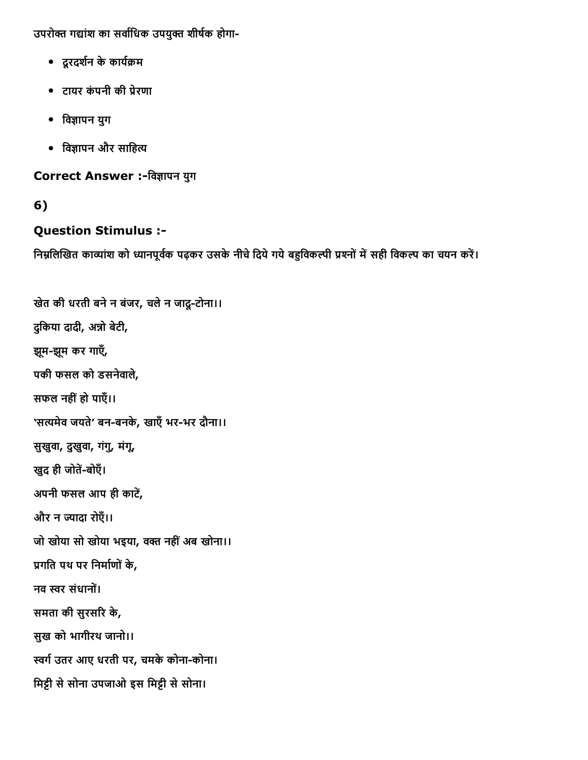उपरोक्त गद्यांश का सर्वाधिक उपयुक्त शीर्षक होगा-

- दूरदर्शन के कार्यक्रम
- टायर कंपनी की प्रेरणा
- विज्ञापन युग
- विज्ञापन और साहित्य

**Correct Answer :-**विज्ञापन युग

## 6)

### Question Stimulus :-

निम्नलिखित काव्यांश को ध्यानपूर्वक पढ़कर उसके नीचे दिये गये बहुविकल्पी प्रश्नों में सही विकल्प का चयन करें।

खेत की धरती बने न बंजर, चले न जादू-टोना।।

दुकिया दादी, अन्नो बेटी,

झूम-झूम कर गाएँ,

पकी फसल को डसनेवाले,

सफल नहीं हो पाएँ।।

'सत्यमेव जयते' बन-बनके, खाएँ भर-भर दौना।।

सुखुवा, दुखुवा, गंगु, मंगू,

खुद ही जोतें-बोएँ।

अपनी फसल आप ही काटें,

और न ज्यादा रोएँ।।

जो खोया सो खोया भइया, वक्त नहीं अब खोना।।

प्रगति पथ पर निर्माणों के,

नव स्वर संधानों।

समता की सुरसरि के,

सुख को भागीरथ जानो।।

स्वर्ग उतर आए धरती पर, चमके कोना-कोना।

मिट्टी से सोना उपजाओ इस मिट्टी से सोना।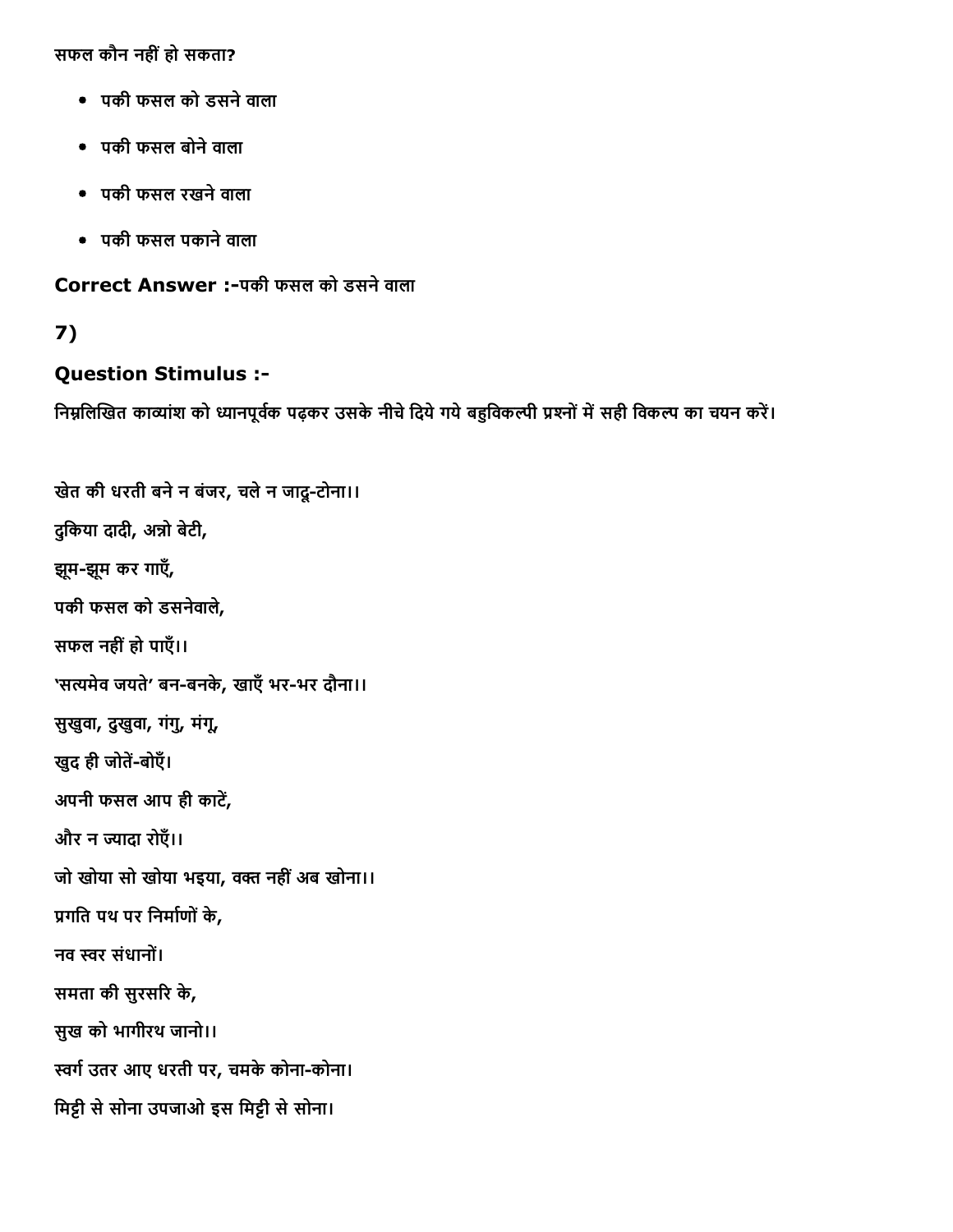सफल कौन नहीं हो सकता?

- पकी फसल को डसने वाला
- पकी फसल बोने वाला
- पकी फसल रखने वाला
- पकी फसल पकाने वाला

**Correct Answer :-**पकी फसल को डसने वाला

**7)**

**Question Stimulus :-**

निम्नलिखित काव्यांश को ध्यानपूर्वक पढ़कर उसके नीचे दिये गये बहुविकल्पी प्रश्नों में सही विकल्प का चयन करें।

खेत की धरती बने न बंजर, चले न जादू-टोना।।

दुकिया दादी, अन्नो बेटी,

झूम-झूम कर गाएँ,

पकी फसल को डसनेवाले,

सफल नहीं हो पाएँ।।

'सत्यमेव जयते' बन-बनके, खाएँ भर-भर दौना।।

सुखुवा, दुखुवा, गंगु, मंगू,

खुद ही जोतें-बोएँ।

अपनी फसल आप ही काटें,

और न ज्यादा रोएँ।।

जो खोया सो खोया भइया, वक्त नहीं अब खोना।।

प्रगति पथ पर निर्माणों के,

नव स्वर संधानों।

समता की सुरसरि के,

सुख को भागीरथ जानो।।

स्वर्ग उतर आए धरती पर, चमके कोना-कोना।

मिट्टी से सोना उपजाओ इस मिट्टी से सोना।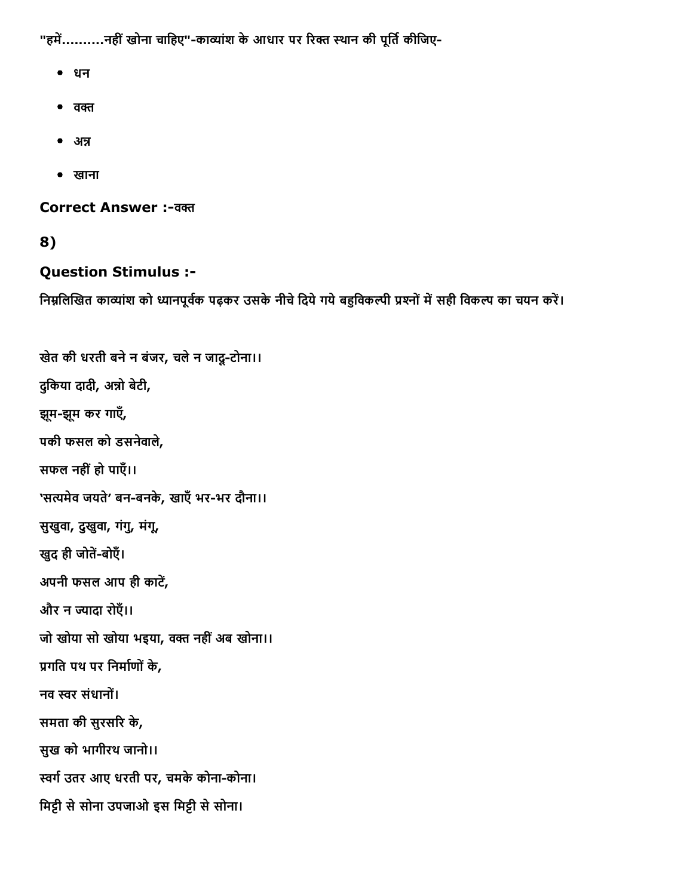"हमें..........नहीं खोना चाहिए"-काव्यांश के आधार पर रिक्त स्थान की पूर्ति कीजिए-

- धन
- वक्त
- अन्न
- खाना

**Correct Answer :-**वक्त

## 8)

### Question Stimulus :-

निम्नलिखित काव्यांश को ध्यानपूर्वक पढ़कर उसके नीचे दिये गये बहुविकल्पी प्रश्नों में सही विकल्प का चयन करें।

खेत की धरती बने न बंजर, चले न जादू-टोना।।

दुकिया दादी, अन्नो बेटी,

झूम-झूम कर गाएँ,

पकी फसल को डसनेवाले,

सफल नहीं हो पाएँ।।

'सत्यमेव जयते' बन-बनके, खाएँ भर-भर दौना।।

सुखुवा, दुखुवा, गंगु, मंगू,

खुद ही जोतें-बोएँ।

अपनी फसल आप ही काटें,

और न ज्यादा रोएँ।।

जो खोया सो खोया भइया, वक्त नहीं अब खोना।।

प्रगति पथ पर निर्माणों के,

नव स्वर संधानों।

समता की सुरसरि के,

सुख को भागीरथ जानो।।

स्वर्ग उतर आए धरती पर, चमके कोना-कोना।

मिट्टी से सोना उपजाओ इस मिट्टी से सोना।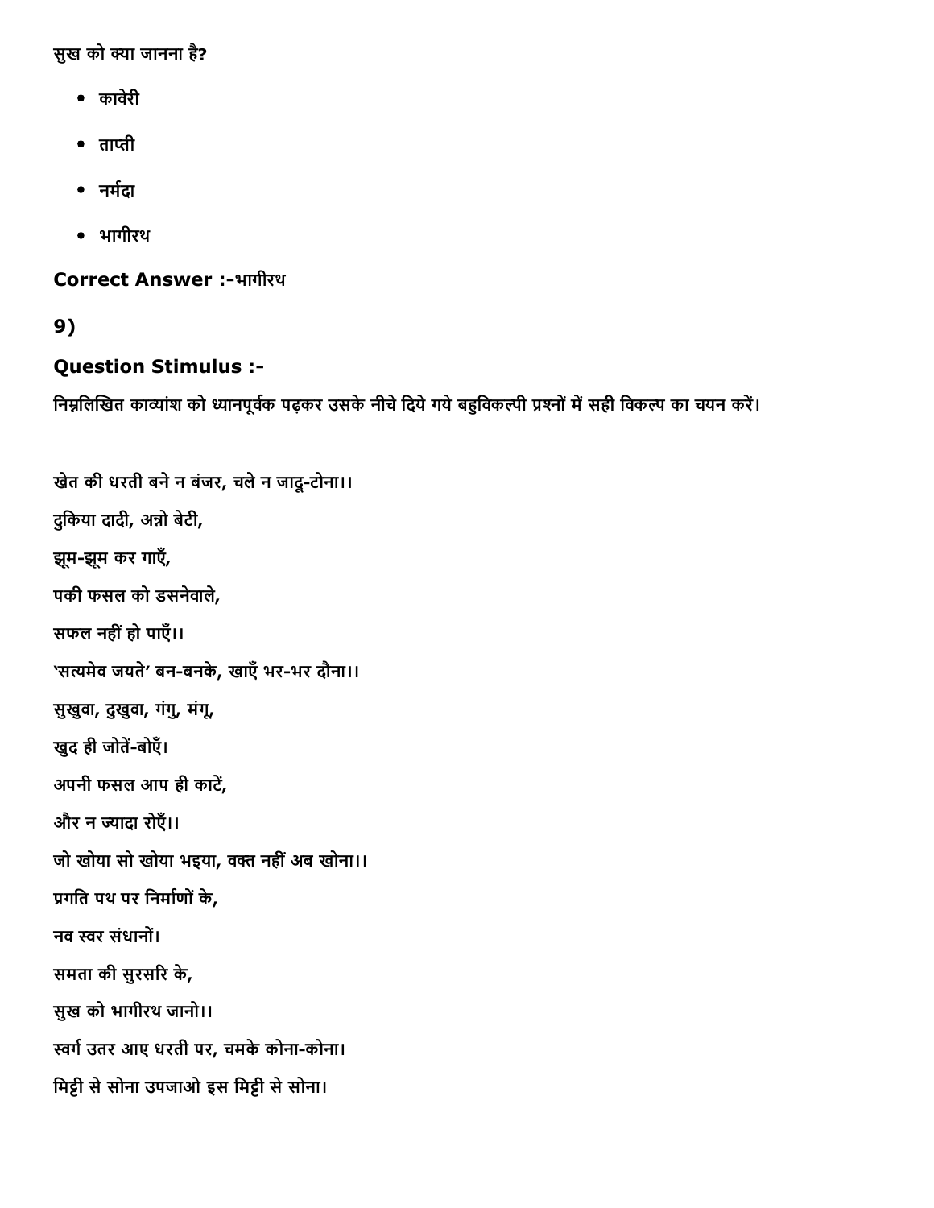सुख को क्या जानना है?

- कावेरी
- ताप्ती
- नर्मदा
- भागीरथ

**Correct Answer :-**भागीरथ

**9)**

**Question Stimulus :-**

निम्नलिखित काव्यांश को ध्यानपूर्वक पढ़कर उसके नीचे दिये गये बहुविकल्पी प्रश्नों में सही विकल्प का चयन करें।

खेत की धरती बने न बंजर, चले न जादू-टोना।।

दुकिया दादी, अन्नो बेटी,

झूम-झूम कर गाएँ,

पकी फसल को डसनेवाले,

सफल नहीं हो पाएँ।।

'सत्यमेव जयते' बन-बनके, खाएँ भर-भर दौना।।

सुखुवा, दुखुवा, गंगु, मंगू,

खुद ही जोतें-बोएँ।

अपनी फसल आप ही काटें,

और न ज्यादा रोएँ।।

जो खोया सो खोया भइया, वक्त नहीं अब खोना।।

प्रगति पथ पर निर्माणों के,

नव स्वर संधानों।

समता की सुरसरि के,

सुख को भागीरथ जानो।।

स्वर्ग उतर आए धरती पर, चमके कोना-कोना।

मिट्टी से सोना उपजाओ इस मिट्टी से सोना।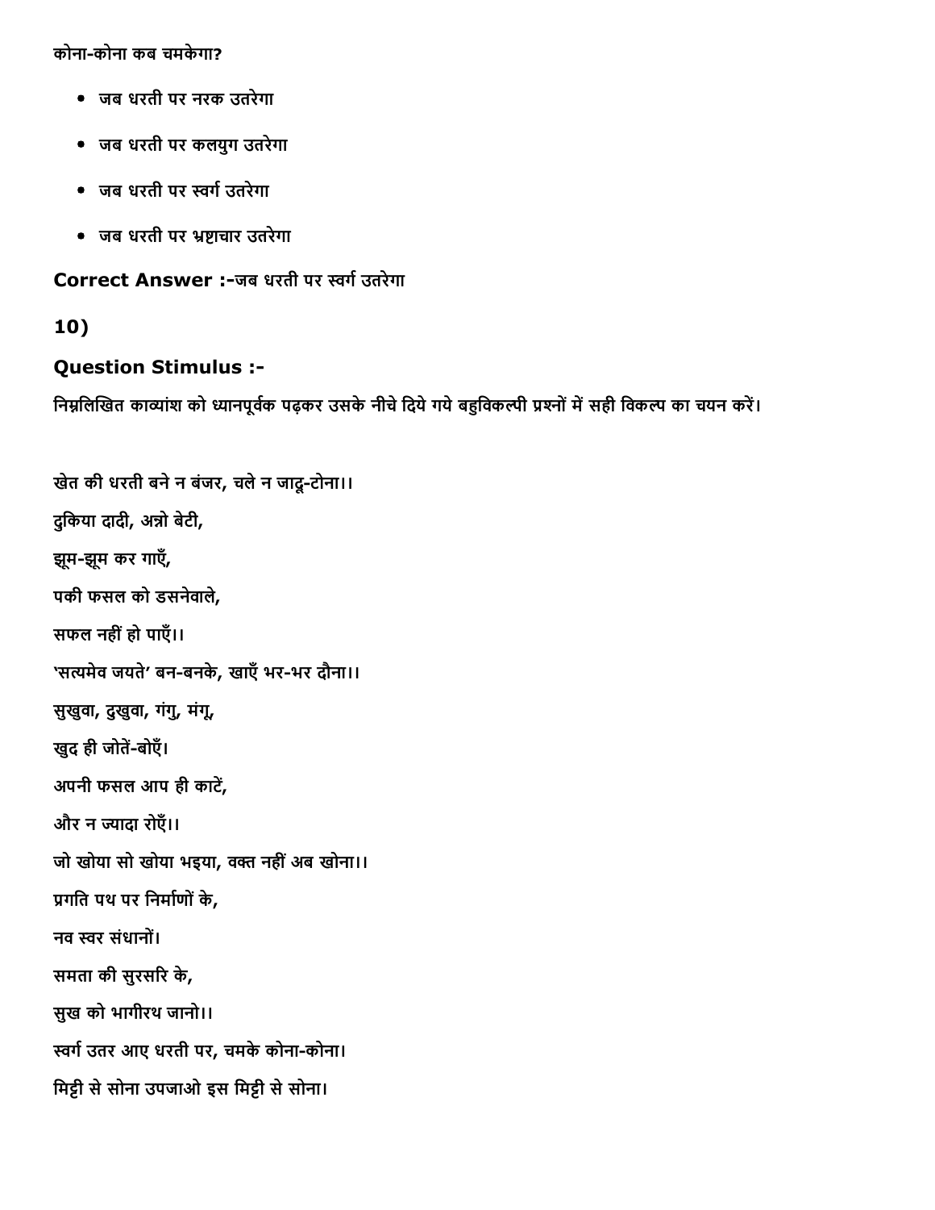कोना-कोना कब चमकेगा?

- जब धरती पर नरक उतरेगा
- जब धरती पर कलयुग उतरेगा
- जब धरती पर स्वर्ग उतरेगा
- जब धरती पर भ्रष्टाचार उतरेगा

**Correct Answer :-**जब धरती पर स्वर्ग उतरेगा

## 10)

### Question Stimulus :-

निम्नलिखित काव्यांश को ध्यानपूर्वक पढ़कर उसके नीचे दिये गये बहुविकल्पी प्रश्नों में सही विकल्प का चयन करें।

खेत की धरती बने न बंजर, चले न जादू-टोना।।

दुकिया दादी, अन्नो बेटी,

झूम-झूम कर गाएँ,

पकी फसल को डसनेवाले,

सफल नहीं हो पाएँ।।

'सत्यमेव जयते' बन-बनके, खाएँ भर-भर दौना।।

सुखुवा, दुखुवा, गंगु, मंगू,

खुद ही जोतें-बोएँ।

अपनी फसल आप ही काटें,

और न ज्यादा रोएँ।।

जो खोया सो खोया भइया, वक्त नहीं अब खोना।।

प्रगति पथ पर निर्माणों के,

नव स्वर संधानों।

समता की सुरसरि के,

सुख को भागीरथ जानो।।

स्वर्ग उतर आए धरती पर, चमके कोना-कोना।

मिट्टी से सोना उपजाओ इस मिट्टी से सोना।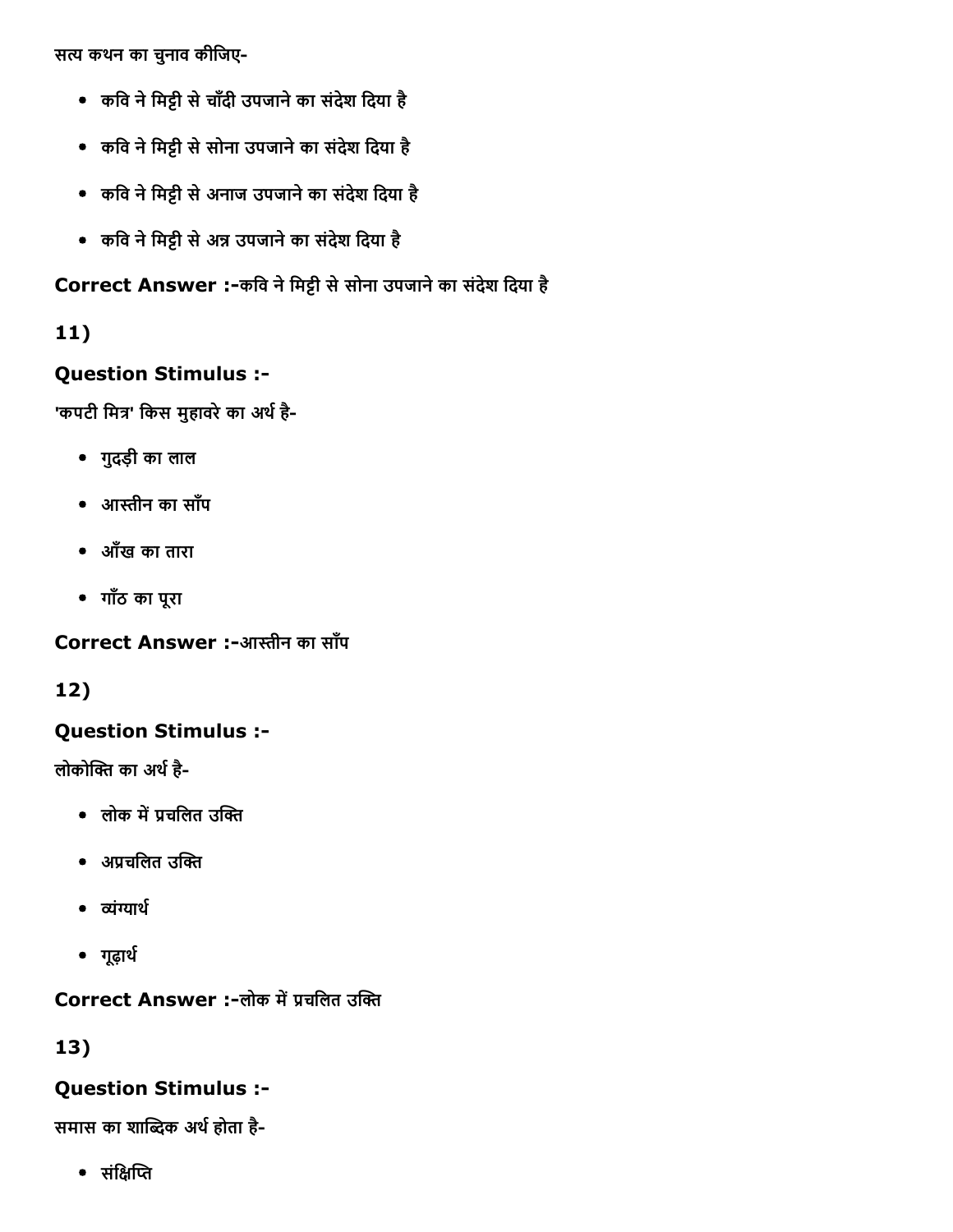सत्य कथन का चुनाव कीजिए-

- कवि ने मिट्टी से चाँदी उपजाने का संदेश दिया है
- कवि ने मिट्टी से सोना उपजाने का संदेश दिया है
- कवि ने मिट्टी से अनाज उपजाने का संदेश दिया है
- कवि ने मिट्टी से अन्न उपजाने का संदेश दिया है

**Correct Answer :-**कवि ने मिट्टी से सोना उपजाने का संदेश दिया है

**11)**

**Question Stimulus :-**

'कपटी मित्र' किस मुहावरे का अर्थ है-

- गुदड़ी का लाल
- आस्तीन का साँप
- आँख का तारा
- गाँठ का पूरा

**Correct Answer :-**आस्तीन का साँप

**12)**

**Question Stimulus :-**

लोकोक्ति का अर्थ है-

- लोक में प्रचलित उक्ति
- अप्रचलित उक्ति
- व्यंग्यार्थ
- गूढ़ार्थ

**Correct Answer :-**लोक में प्रचलित उक्ति

**13)**

**Question Stimulus :-**

समास का शाब्दिक अर्थ होता है-

- संक्षिप्ति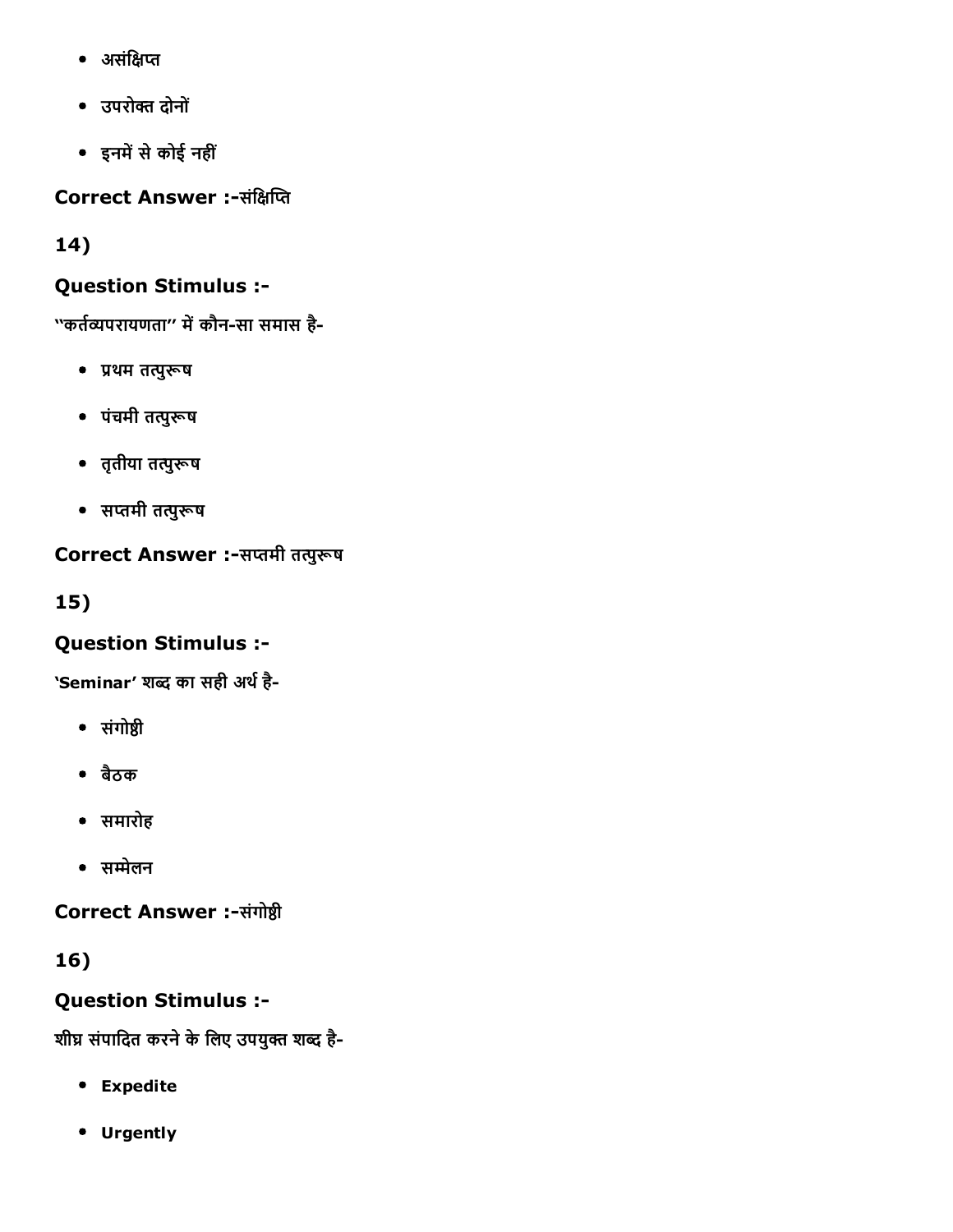- असंक्षिप्त
- उपरोक्त दोनों
- इनमें से कोई नहीं

**Correct Answer :-**संक्षिप्ति

**14)**

**Question Stimulus :-**

"कर्तव्यपरायणता" में कौन-सा समास है-

- प्रथम तत्पुरूष
- पंचमी तत्पुरूष
- तृतीया तत्पुरूष
- सप्तमी तत्पुरूष

**Correct Answer :-**सप्तमी तत्पुरूष

**15)**

**Question Stimulus :-**

'Seminar' शब्द का सही अर्थ है-

- संगोष्ठी
- बैठक
- समारोह
- सम्मेलन

**Correct Answer :-**संगोष्ठी

**16)**

**Question Stimulus :-**

शीघ्र संपादित करने के लिए उपयुक्त शब्द है-

- **Expedite**
- **Urgently**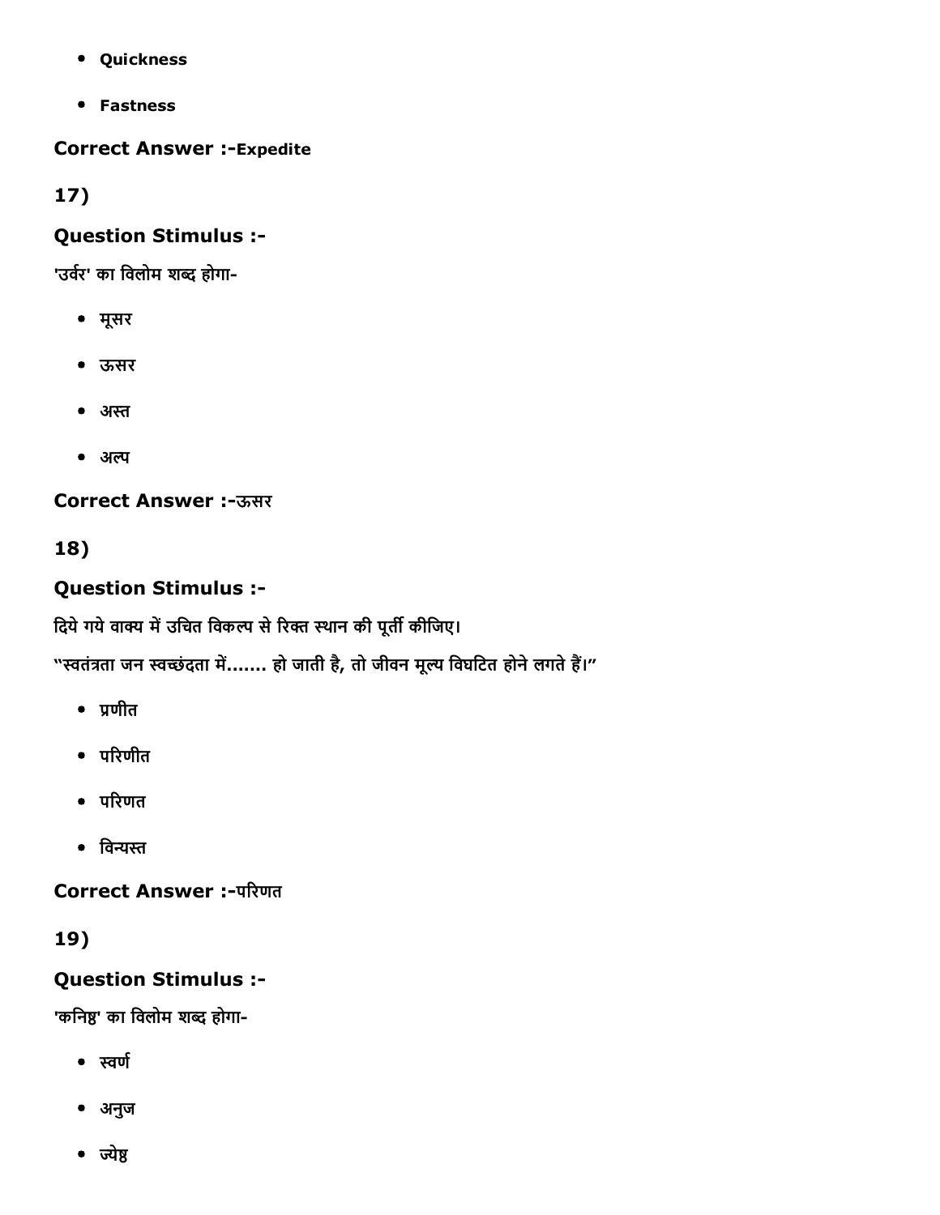- Quickness
- Fastness

**Correct Answer :-Expedite**

**17)**

**Question Stimulus :-**

'उर्वर' का विलोम शब्द होगा-

- मूसर
- ऊसर
- अस्त
- अल्प

**Correct Answer :-ऊसर**

**18)**

**Question Stimulus :-**

दिये गये वाक्य में उचित विकल्प से रिक्त स्थान की पूर्ती कीजिए।

"स्वतंत्रता जन स्वच्छंदता में....... हो जाती है, तो जीवन मूल्य विघटित होने लगते हैं।"

- प्रणीत
- परिणीत
- परिणत
- विन्यस्त

**Correct Answer :-परिणत**

**19)**

**Question Stimulus :-**

'कनिष्ठ' का विलोम शब्द होगा-

- स्वर्ण
- अनुज
- ज्येष्ठ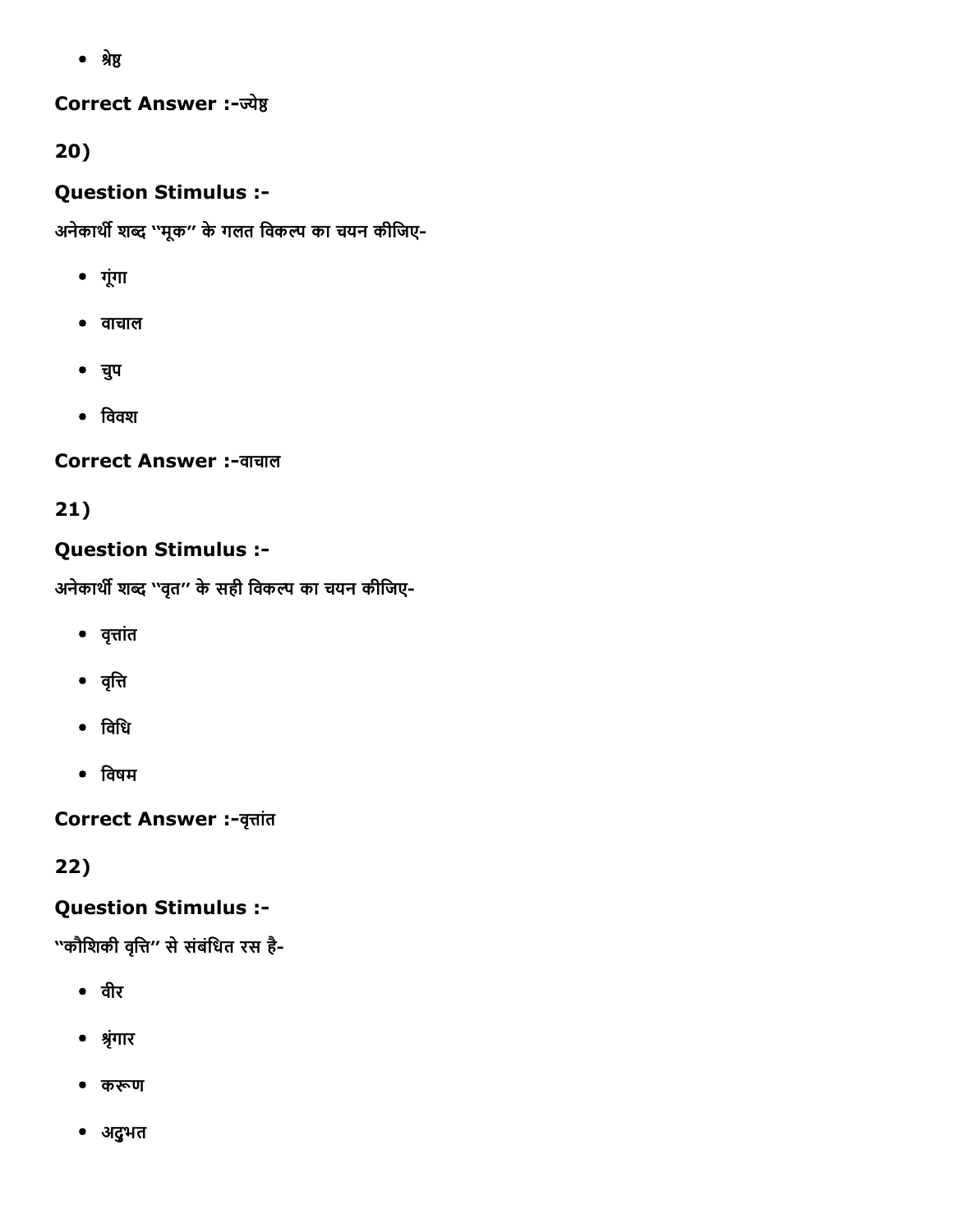- श्रेष्ठ

**Correct Answer :-**ज्येष्ठ

**20)**

**Question Stimulus :-**

अनेकार्थी शब्द ''मूक'' के गलत विकल्प का चयन कीजिए-

- गूंगा
- वाचाल
- चुप
- विवश

**Correct Answer :-**वाचाल

**21)**

**Question Stimulus :-**

अनेकार्थी शब्द ''वृत'' के सही विकल्प का चयन कीजिए-

- वृत्तांत
- वृत्ति
- विधि
- विषम

**Correct Answer :-**वृत्तांत

**22)**

**Question Stimulus :-**

''कौशिकी वृत्ति'' से संबंधित रस है-

- वीर
- श्रृंगार
- करूण
- अद्भुत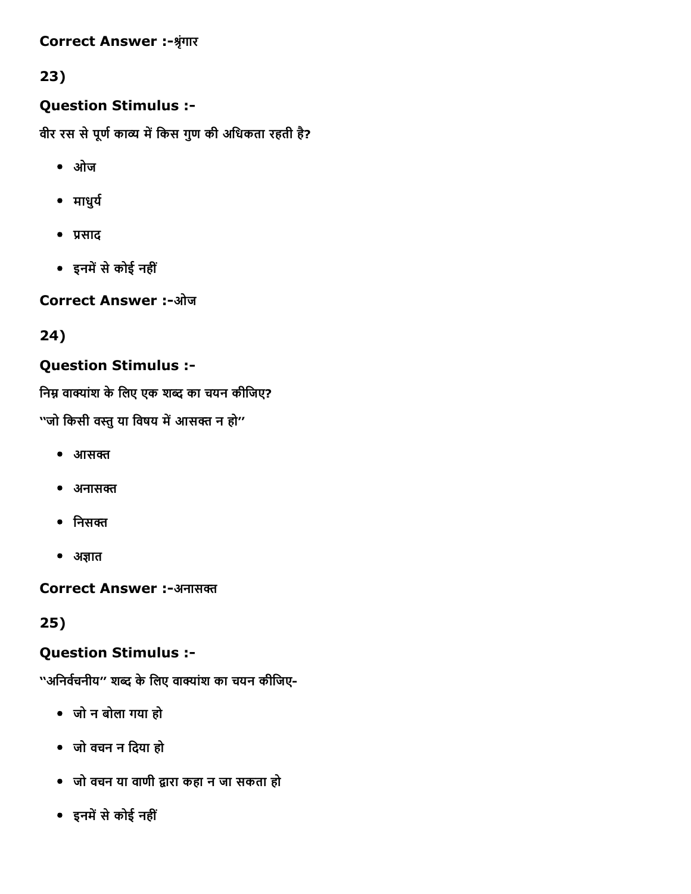**Correct Answer :-**श्रृंगार

## 23)

### Question Stimulus :-

वीर रस से पूर्ण काव्य में किस गुण की अधिकता रहती है?

- ओज
- माधुर्य
- प्रसाद
- इनमें से कोई नहीं

**Correct Answer :-**ओज

## 24)

### Question Stimulus :-

निम्न वाक्यांश के लिए एक शब्द का चयन कीजिए?

''जो किसी वस्तु या विषय में आसक्त न हो''

- आसक्त
- अनासक्त
- निसक्त
- अज्ञात

**Correct Answer :-**अनासक्त

## 25)

### Question Stimulus :-

''अनिर्वचनीय'' शब्द के लिए वाक्यांश का चयन कीजिए-

- जो न बोला गया हो
- जो वचन न दिया हो
- जो वचन या वाणी द्वारा कहा न जा सकता हो
- इनमें से कोई नहीं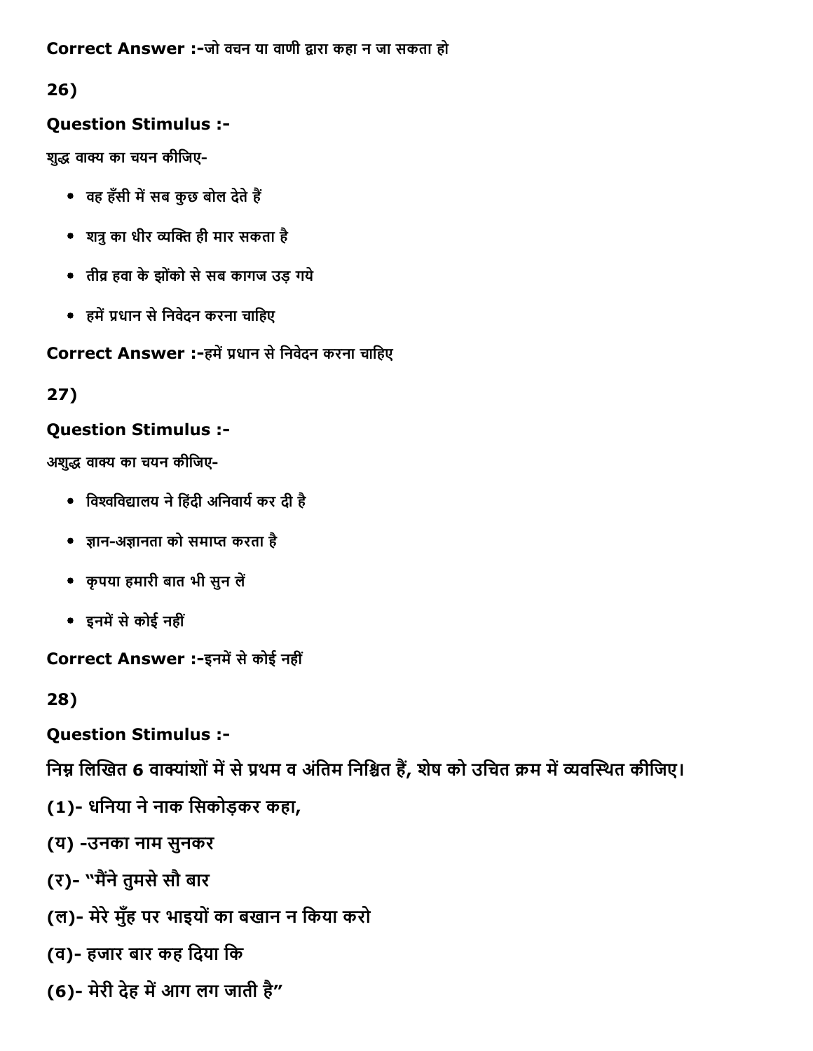**Correct Answer :-**जो वचन या वाणी द्वारा कहा न जा सकता हो

**26)**

**Question Stimulus :-**

शुद्ध वाक्य का चयन कीजिए-

- वह हँसी में सब कुछ बोल देते हैं
- शत्रु का धीर व्यक्ति ही मार सकता है
- तीव्र हवा के झोंको से सब कागज उड़ गये
- हमें प्रधान से निवेदन करना चाहिए

**Correct Answer :-**हमें प्रधान से निवेदन करना चाहिए

**27)**

**Question Stimulus :-**

अशुद्ध वाक्य का चयन कीजिए-

- विश्वविद्यालय ने हिंदी अनिवार्य कर दी है
- ज्ञान-अज्ञानता को समाप्त करता है
- कृपया हमारी बात भी सुन लें
- इनमें से कोई नहीं

**Correct Answer :-**इनमें से कोई नहीं

**28)**

**Question Stimulus :-**

निम्न लिखित 6 वाक्यांशों में से प्रथम व अंतिम निश्चित हैं, शेष को उचित क्रम में व्यवस्थित कीजिए।

(1)- धनिया ने नाक सिकोड़कर कहा,

(य) -उनका नाम सुनकर

(र)- "मैंने तुमसे सौ बार

(ल)- मेरे मुँह पर भाइयों का बखान न किया करो

(व)- हजार बार कह दिया कि

(6)- मेरी देह में आग लग जाती है"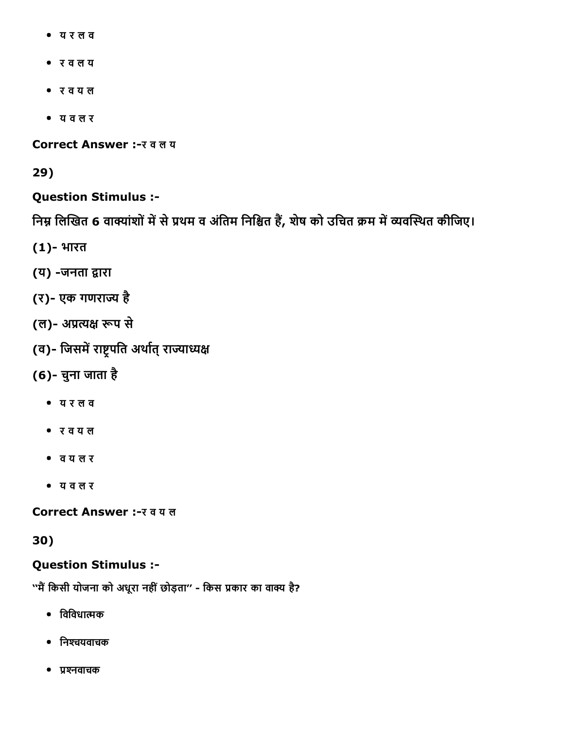- य र ल व
- र व ल य
- र व य ल
- य व ल र

**Correct Answer :-**र व ल य

**29)**

**Question Stimulus :-**

**निम्न लिखित 6 वाक्यांशों में से प्रथम व अंतिम निश्चित हैं, शेष को उचित क्रम में व्यवस्थित कीजिए।**

**(1)- भारत**

**(य) -जनता द्वारा**

**(र)- एक गणराज्य है**

**(ल)- अप्रत्यक्ष रूप से**

**(व)- जिसमें राष्ट्रपति अर्थात् राज्याध्यक्ष**

**(6)- चुना जाता है**

- य र ल व
- र व य ल
- व य ल र
- य व ल र

**Correct Answer :-**र व य ल

**30)**

**Question Stimulus :-**

"मैं किसी योजना को अधूरा नहीं छोड़ता" - किस प्रकार का वाक्य है?

- विविधात्मक
- निश्चयवाचक
- प्रश्नवाचक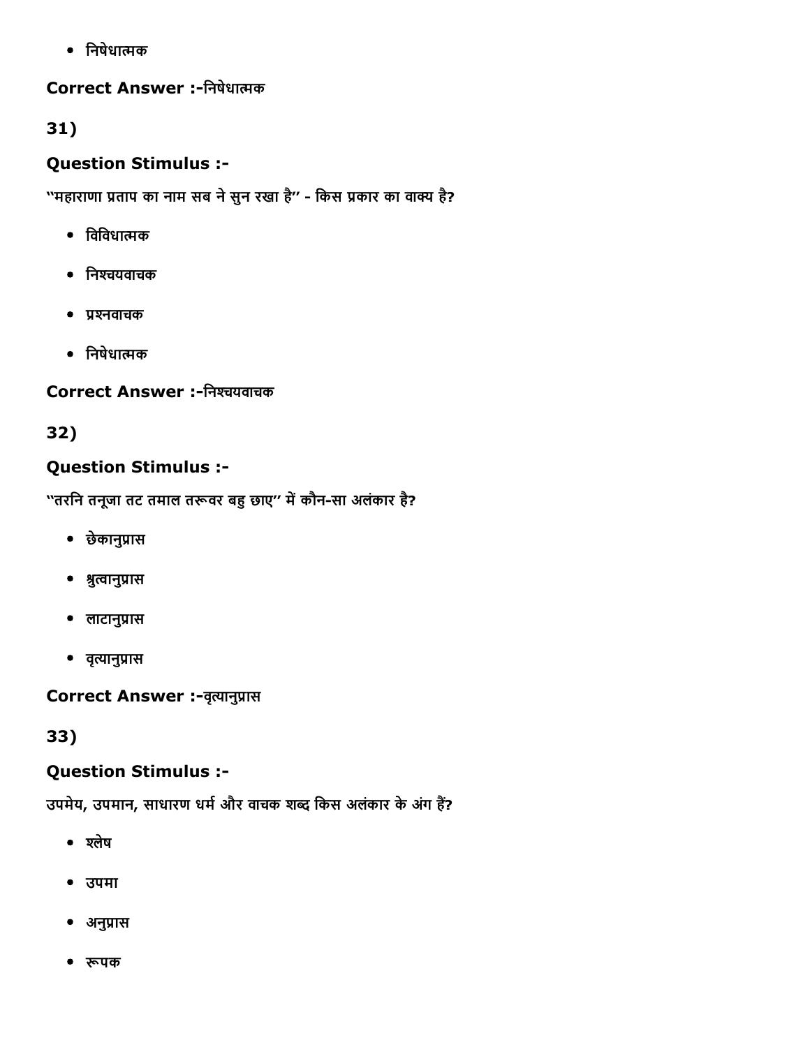- निषेधात्मक

**Correct Answer :-**निषेधात्मक

**31)**

### Question Stimulus :-

"महाराणा प्रताप का नाम सब ने सुन रखा है" - किस प्रकार का वाक्य है?

- विविधात्मक
- निश्चयवाचक
- प्रश्नवाचक
- निषेधात्मक

**Correct Answer :-**निश्चयवाचक

**32)**

### Question Stimulus :-

"तरनि तनूजा तट तमाल तरूवर बहु छाए" में कौन-सा अलंकार है?

- छेकानुप्रास
- श्रुत्वानुप्रास
- लाटानुप्रास
- वृत्यानुप्रास

**Correct Answer :-**वृत्यानुप्रास

**33)**

### Question Stimulus :-

उपमेय, उपमान, साधारण धर्म और वाचक शब्द किस अलंकार के अंग हैं?

- श्लेष
- उपमा
- अनुप्रास
- रूपक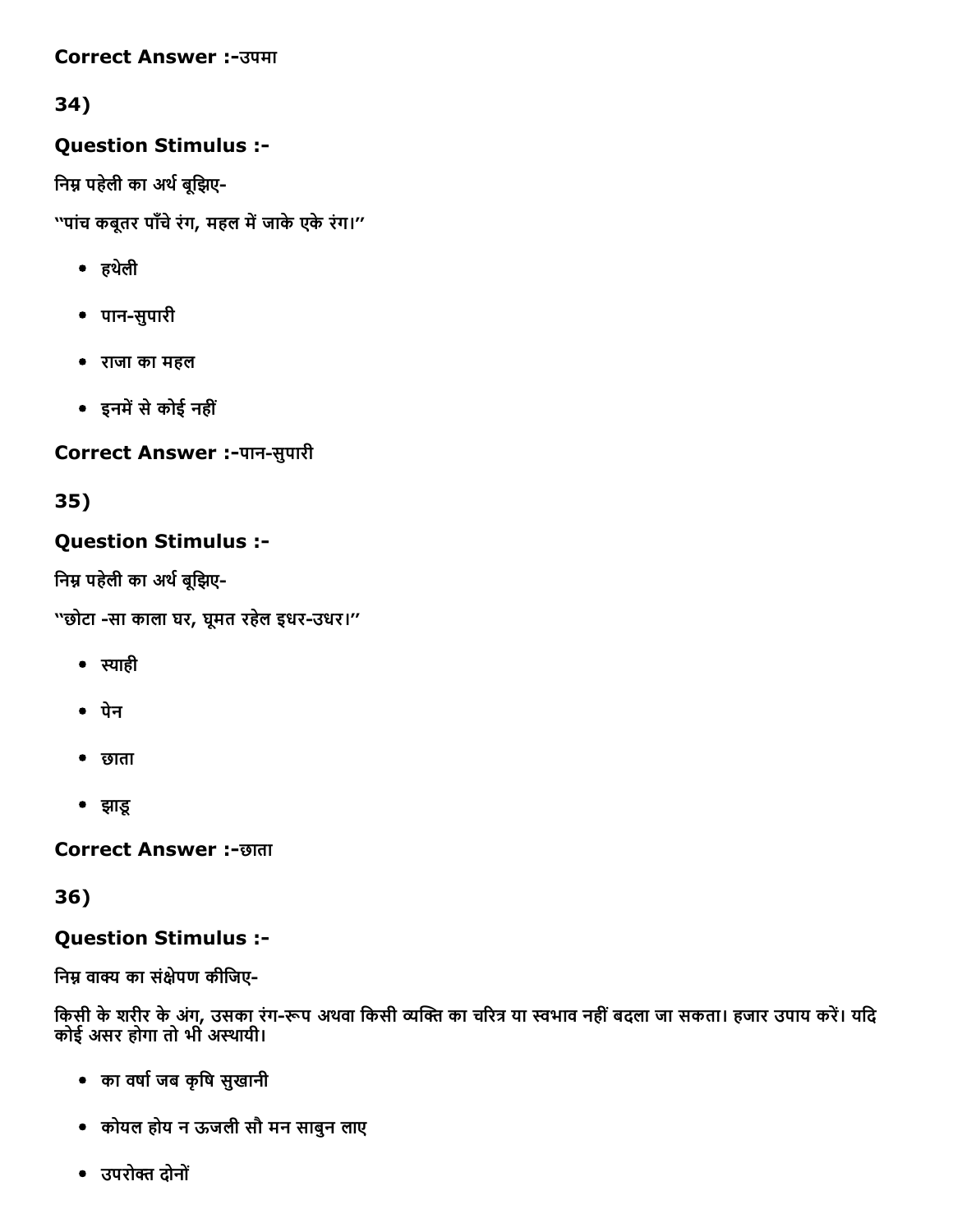**Correct Answer :-**उपमा

34)

### Question Stimulus :-

निम्न पहेली का अर्थ बूझिए-

"पांच कबूतर पाँचे रंग, महल में जाके एके रंग।"

- हथेली
- पान-सुपारी
- राजा का महल
- इनमें से कोई नहीं

**Correct Answer :-**पान-सुपारी

35)

### Question Stimulus :-

निम्न पहेली का अर्थ बूझिए-

"छोटा -सा काला घर, घूमत रहेल इधर-उधर।"

- स्याही
- पेन
- छाता
- झाड़ू

**Correct Answer :-**छाता

36)

### Question Stimulus :-

निम्न वाक्य का संक्षेपण कीजिए-

किसी के शरीर के अंग, उसका रंग-रूप अथवा किसी व्यक्ति का चरित्र या स्वभाव नहीं बदला जा सकता। हजार उपाय करें। यदि कोई असर होगा तो भी अस्थायी।

- का वर्षा जब कृषि सुखानी
- कोयल होय न ऊजली सौ मन साबुन लाए
- उपरोक्त दोनों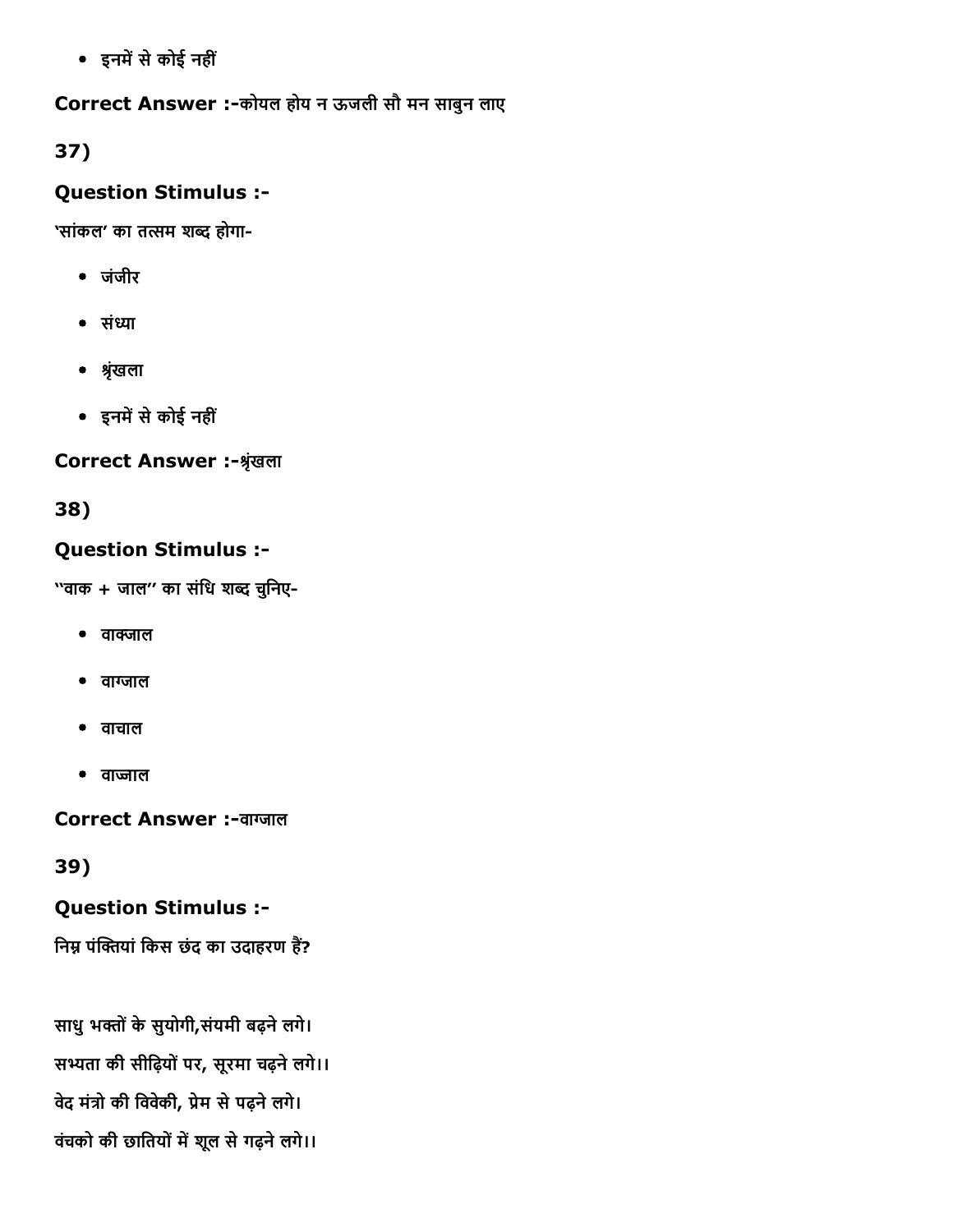- इनमें से कोई नहीं

**Correct Answer :-**कोयल होय न ऊजली सौ मन साबुन लाए

**37)**

**Question Stimulus :-**

'सांकल' का तत्सम शब्द होगा-

- जंजीर
- संध्या
- श्रृंखला
- इनमें से कोई नहीं

**Correct Answer :-**श्रृंखला

**38)**

**Question Stimulus :-**

''वाक + जाल'' का संधि शब्द चुनिए-

- वाक्जाल
- वाग्जाल
- वाचाल
- वाज्जाल

**Correct Answer :-**वाग्जाल

**39)**

**Question Stimulus :-**

निम्न पंक्तियां किस छंद का उदाहरण हैं?

साधु भक्तों के सुयोगी,संयमी बढ़ने लगे।
सभ्यता की सीढ़ियों पर, सूरमा चढ़ने लगे।।
वेद मंत्रो की विवेकी, प्रेम से पढ़ने लगे।
वंचको की छातियों में शूल से गढ़ने लगे।।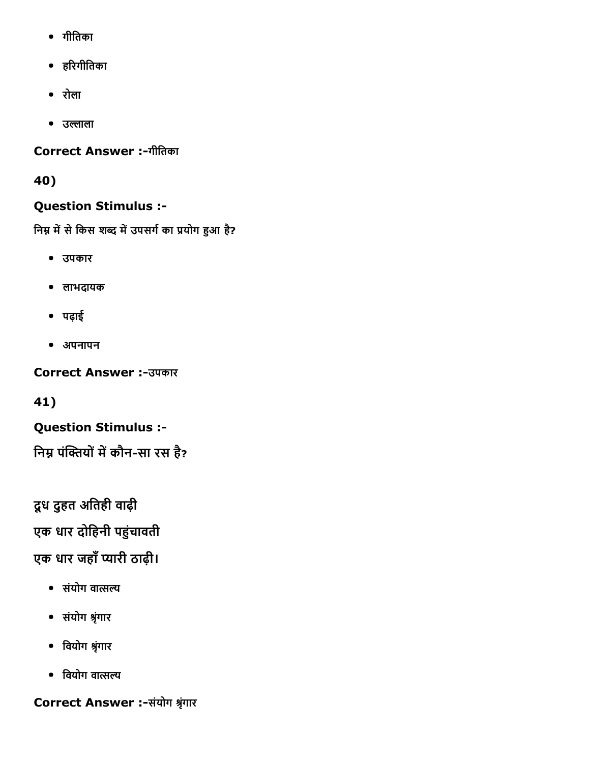- गीतिका
- हरिगीतिका
- रोला
- उल्लाला

**Correct Answer :-**गीतिका

**40)**

**Question Stimulus :-**

निम्न में से किस शब्द में उपसर्ग का प्रयोग हुआ है?

- उपकार
- लाभदायक
- पढ़ाई
- अपनापन

**Correct Answer :-**उपकार

**41)**

**Question Stimulus :-**

निम्न पंक्तियों में कौन-सा रस है?

दूध दुहत अतिही वाढ़ी
एक धार दोहिनी पहुंचावती
एक धार जहाँ प्यारी ठाढ़ी।

- संयोग वात्सल्य
- संयोग श्रृंगार
- वियोग श्रृंगार
- वियोग वात्सल्य

**Correct Answer :-**संयोग श्रृंगार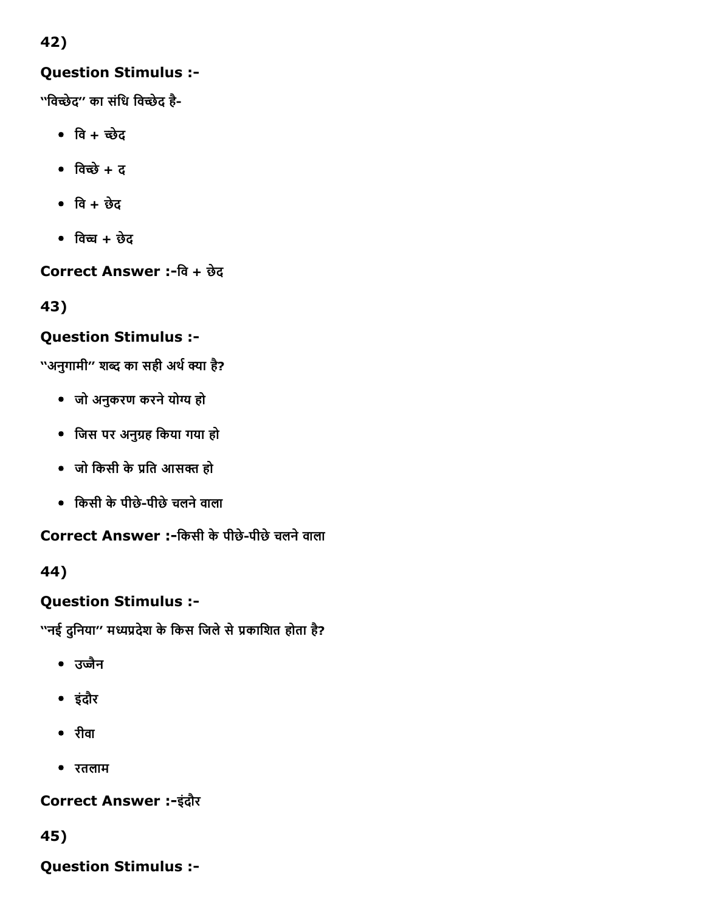42)

**Question Stimulus :-**

"विच्छेद" का संधि विच्छेद है-

- वि + च्छेद
- विच्छे + द
- वि + छेद
- विच्च + छेद

**Correct Answer :-**वि + छेद

43)

**Question Stimulus :-**

"अनुगामी" शब्द का सही अर्थ क्या है?

- जो अनुकरण करने योग्य हो
- जिस पर अनुग्रह किया गया हो
- जो किसी के प्रति आसक्त हो
- किसी के पीछे-पीछे चलने वाला

**Correct Answer :-**किसी के पीछे-पीछे चलने वाला

44)

**Question Stimulus :-**

"नई दुनिया" मध्यप्रदेश के किस जिले से प्रकाशित होता है?

- उज्जैन
- इंदौर
- रीवा
- रतलाम

**Correct Answer :-**इंदौर

45)

**Question Stimulus :-**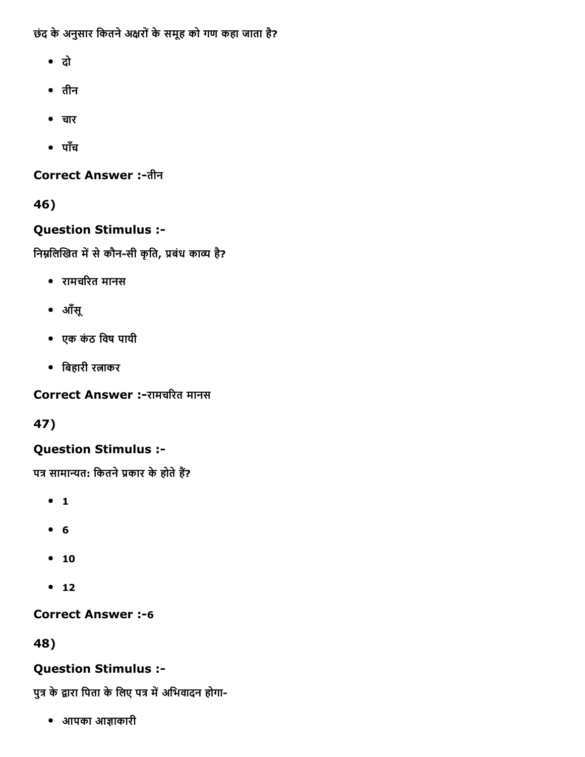छंद के अनुसार कितने अक्षरों के समूह को गण कहा जाता है?

- दो
- तीन
- चार
- पाँच

**Correct Answer :-**तीन

**46)**

**Question Stimulus :-**

निम्नलिखित में से कौन-सी कृति, प्रबंध काव्य है?

- रामचरित मानस
- आँसू
- एक कंठ विष पायी
- बिहारी रत्नाकर

**Correct Answer :-**रामचरित मानस

**47)**

**Question Stimulus :-**

पत्र सामान्यत: कितने प्रकार के होते हैं?

- 1
- 6
- 10
- 12

**Correct Answer :-**6

**48)**

**Question Stimulus :-**

पुत्र के द्वारा पिता के लिए पत्र में अभिवादन होगा-

- आपका आज्ञाकारी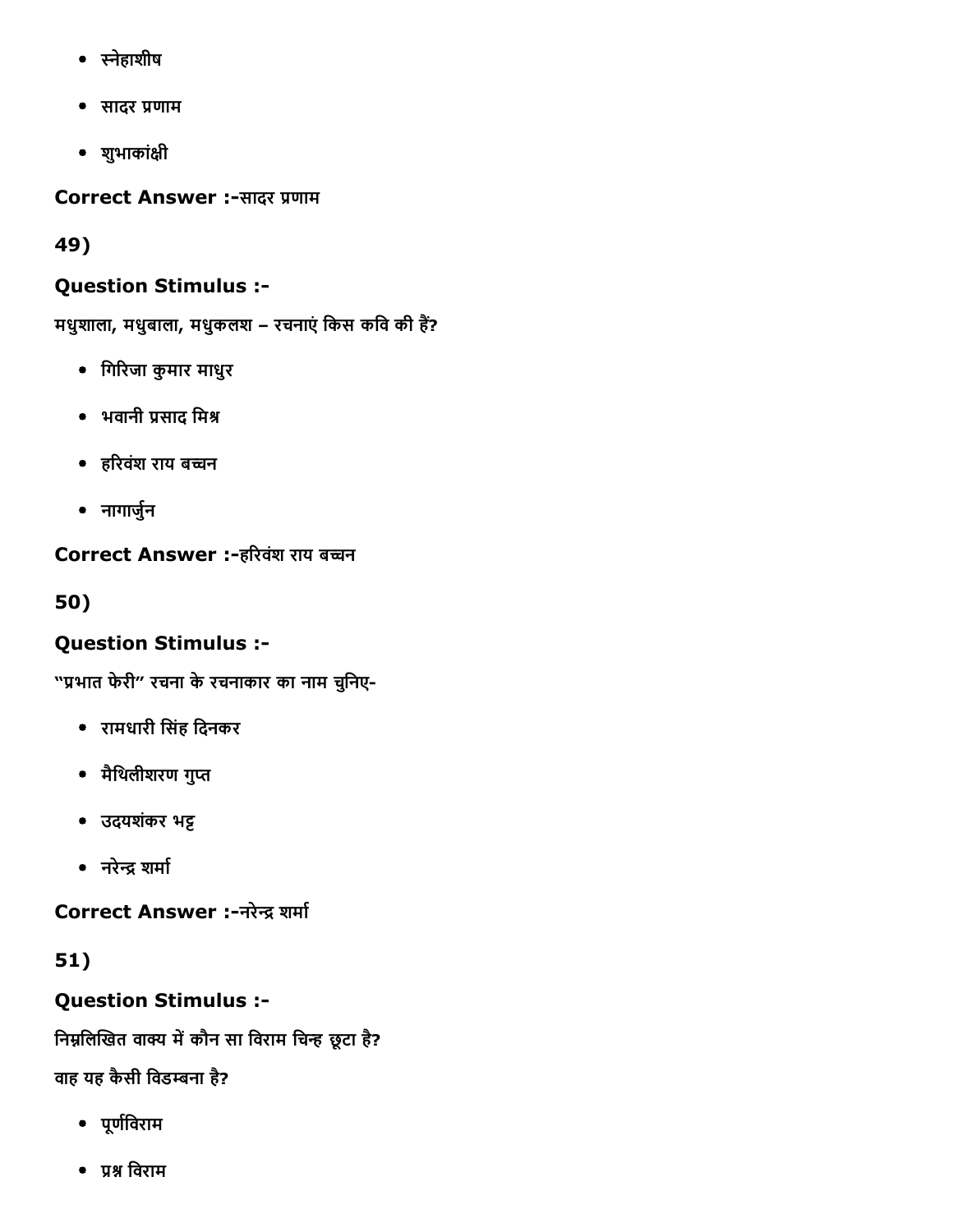- स्नेहाशीष
- सादर प्रणाम
- शुभाकांक्षी

**Correct Answer :-**सादर प्रणाम

**49)**

**Question Stimulus :-**

मधुशाला, मधुबाला, मधुकलश – रचनाएं किस कवि की हैं?

- गिरिजा कुमार माधुर
- भवानी प्रसाद मिश्र
- हरिवंश राय बच्चन
- नागार्जुन

**Correct Answer :-**हरिवंश राय बच्चन

**50)**

**Question Stimulus :-**

"प्रभात फेरी" रचना के रचनाकार का नाम चुनिए-

- रामधारी सिंह दिनकर
- मैथिलीशरण गुप्त
- उदयशंकर भट्ट
- नरेन्द्र शर्मा

**Correct Answer :-**नरेन्द्र शर्मा

**51)**

**Question Stimulus :-**

निम्नलिखित वाक्य में कौन सा विराम चिन्ह छूटा है?

वाह यह कैसी विडम्बना है?

- पूर्णविराम
- प्रश्न विराम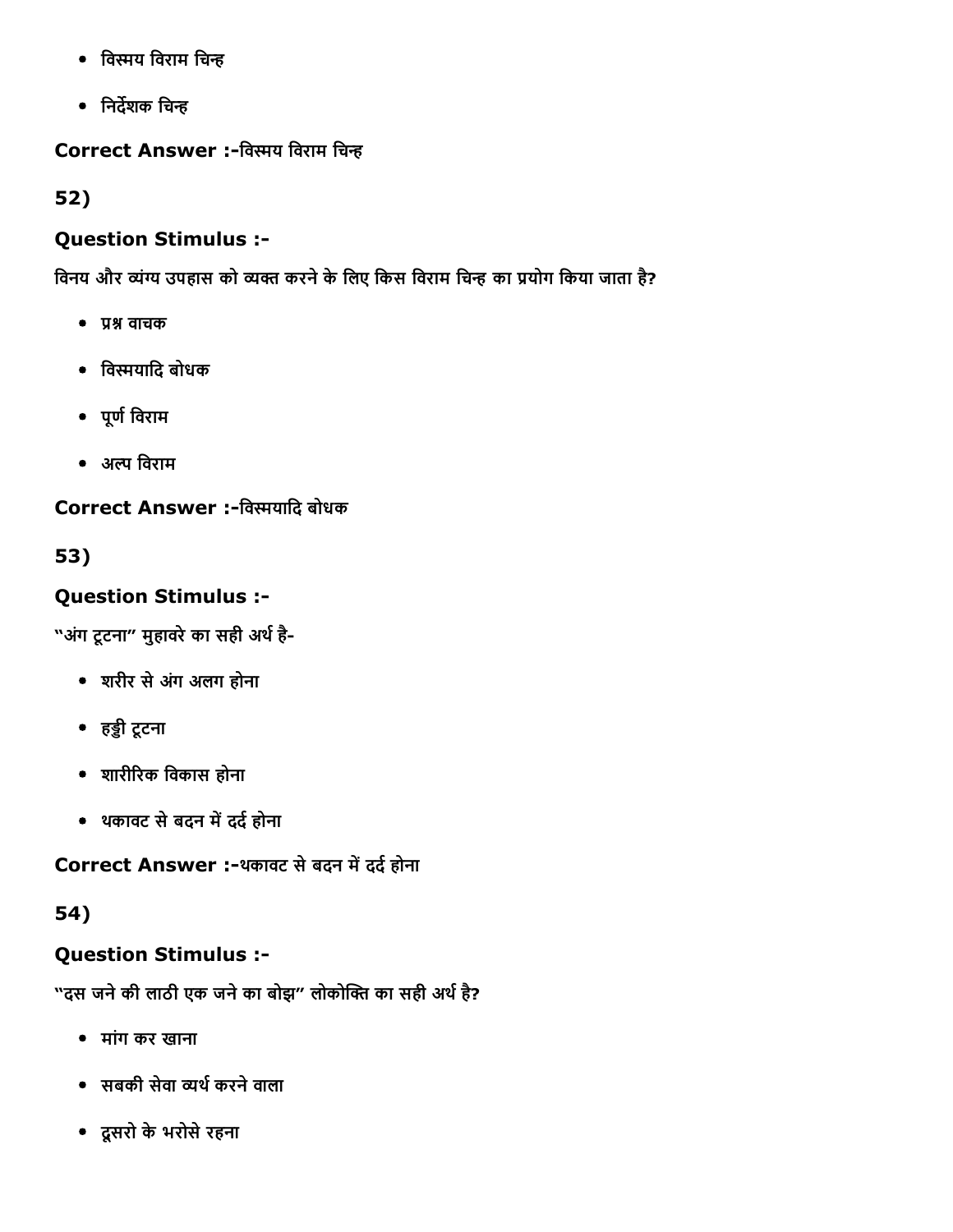- विस्मय विराम चिन्ह
- निर्देशक चिन्ह

**Correct Answer :-**विस्मय विराम चिन्ह

**52)**

### Question Stimulus :-

विनय और व्यंग्य उपहास को व्यक्त करने के लिए किस विराम चिन्ह का प्रयोग किया जाता है?

- प्रश्न वाचक
- विस्मयादि बोधक
- पूर्ण विराम
- अल्प विराम

**Correct Answer :-**विस्मयादि बोधक

**53)**

### Question Stimulus :-

"अंग टूटना" मुहावरे का सही अर्थ है-

- शरीर से अंग अलग होना
- हड्डी टूटना
- शारीरिक विकास होना
- थकावट से बदन में दर्द होना

**Correct Answer :-**थकावट से बदन में दर्द होना

**54)**

### Question Stimulus :-

"दस जने की लाठी एक जने का बोझ" लोकोक्ति का सही अर्थ है?

- मांग कर खाना
- सबकी सेवा व्यर्थ करने वाला
- दूसरो के भरोसे रहना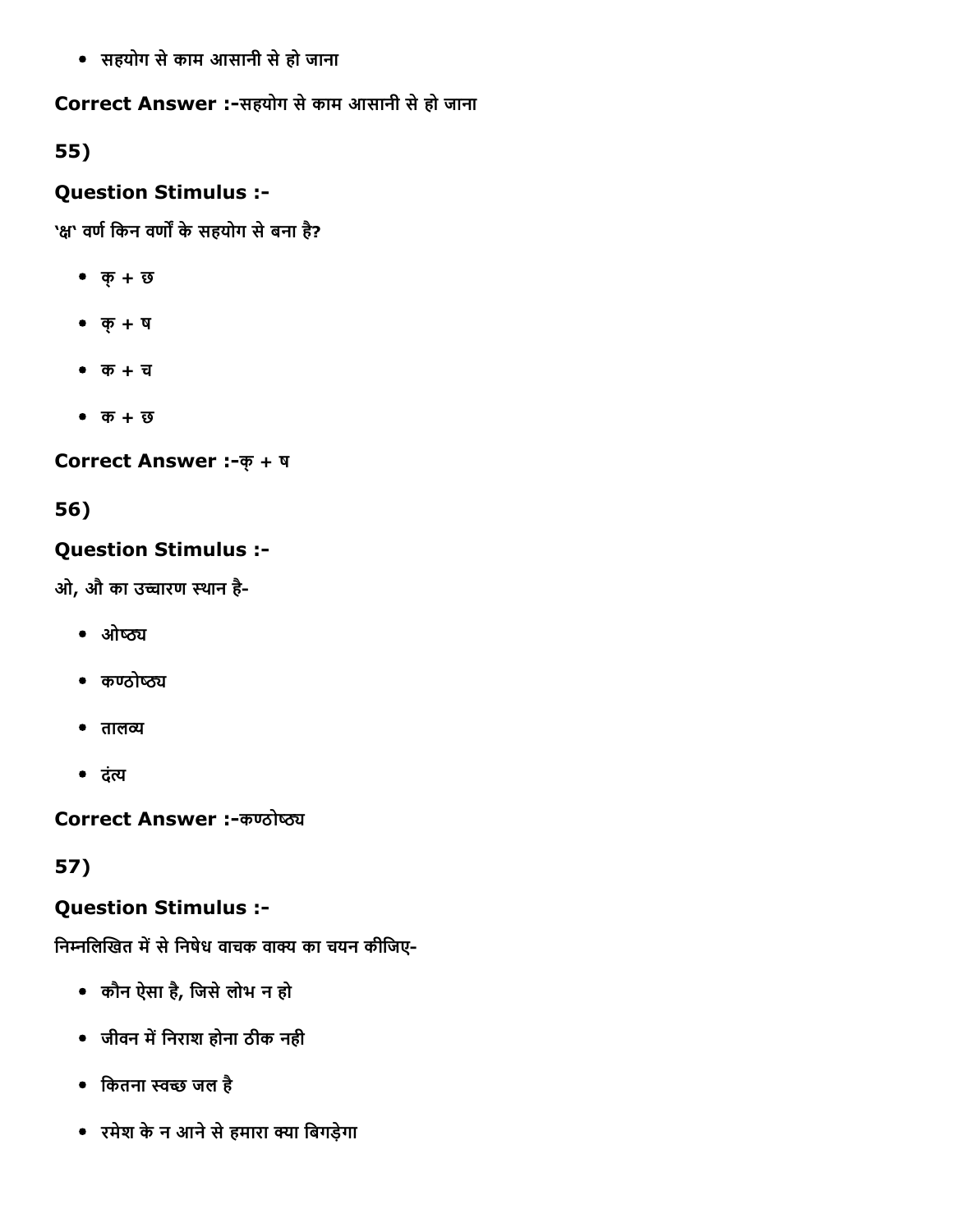- सहयोग से काम आसानी से हो जाना

**Correct Answer :-**सहयोग से काम आसानी से हो जाना

## 55)

### Question Stimulus :-

'क्ष' वर्ण किन वर्णों के सहयोग से बना है?

- क् + छ
- क् + ष
- क + च
- क + छ

**Correct Answer :-**क् + ष

## 56)

### Question Stimulus :-

ओ, औ का उच्चारण स्थान है-

- ओष्ठ्य
- कण्ठोष्ठ्य
- तालव्य
- दंत्य

**Correct Answer :-**कण्ठोष्ठ्य

## 57)

### Question Stimulus :-

निम्नलिखित में से निषेध वाचक वाक्य का चयन कीजिए-

- कौन ऐसा है, जिसे लोभ न हो
- जीवन में निराश होना ठीक नही
- कितना स्वच्छ जल है
- रमेश के न आने से हमारा क्या बिगड़ेगा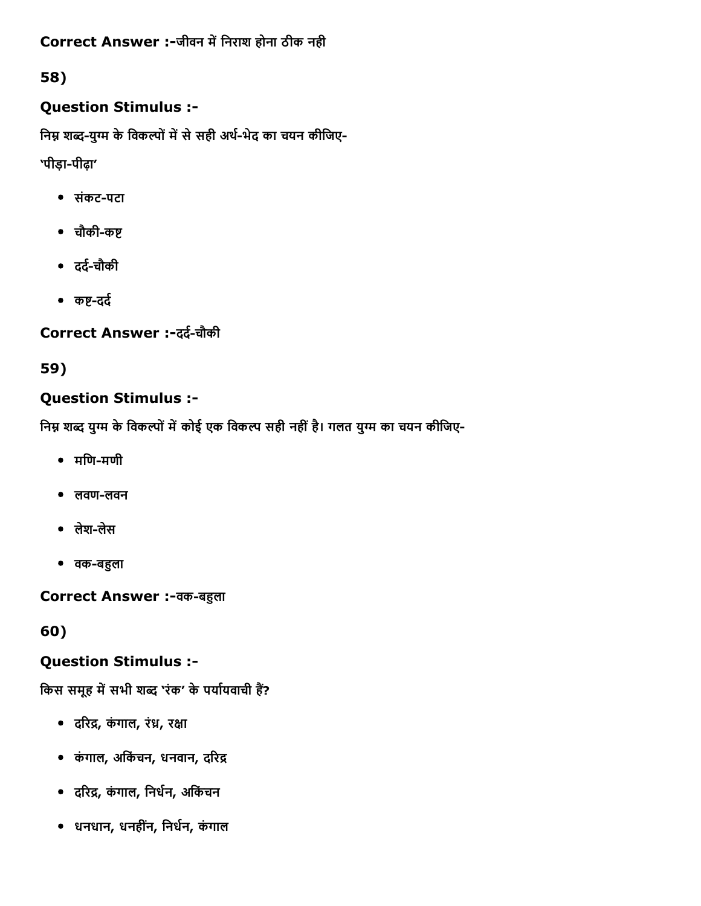**Correct Answer :-**जीवन में निराश होना ठीक नही

**58)**

**Question Stimulus :-**

निम्न शब्द-युग्म के विकल्पों में से सही अर्थ-भेद का चयन कीजिए-

'पीड़ा-पीढ़ा'

- संकट-पटा
- चौकी-कष्ट
- दर्द-चौकी
- कष्ट-दर्द

**Correct Answer :-**दर्द-चौकी

**59)**

**Question Stimulus :-**

निम्न शब्द युग्म के विकल्पों में कोई एक विकल्प सही नहीं है। गलत युग्म का चयन कीजिए-

- मणि-मणी
- लवण-लवन
- लेश-लेस
- वक-बहुला

**Correct Answer :-**वक-बहुला

**60)**

**Question Stimulus :-**

किस समूह में सभी शब्द 'रंक' के पर्यायवाची हैं?

- दरिद्र, कंगाल, रंध्र, रक्षा
- कंगाल, अकिंचन, धनवान, दरिद्र
- दरिद्र, कंगाल, निर्धन, अकिंचन
- धनधान, धनहींन, निर्धन, कंगाल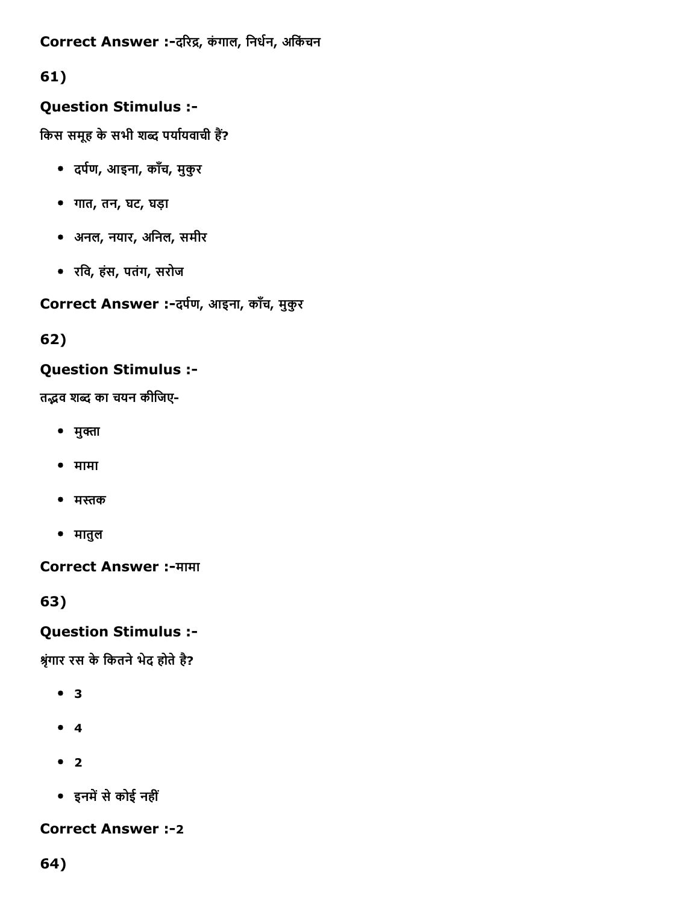**Correct Answer :-**दरिद्र, कंगाल, निर्धन, अकिंचन

61)

**Question Stimulus :-**

किस समूह के सभी शब्द पर्यायवाची हैं?

- दर्पण, आइना, काँच, मुकुर
- गात, तन, घट, घड़ा
- अनल, नयार, अनिल, समीर
- रवि, हंस, पतंग, सरोज

**Correct Answer :-**दर्पण, आइना, काँच, मुकुर

62)

**Question Stimulus :-**

तद्भव शब्द का चयन कीजिए-

- मुक्ता
- मामा
- मस्तक
- मातुल

**Correct Answer :-**मामा

63)

**Question Stimulus :-**

श्रृंगार रस के कितने भेद होते है?

- 3
- 4
- 2
- इनमें से कोई नहीं

**Correct Answer :-**2

64)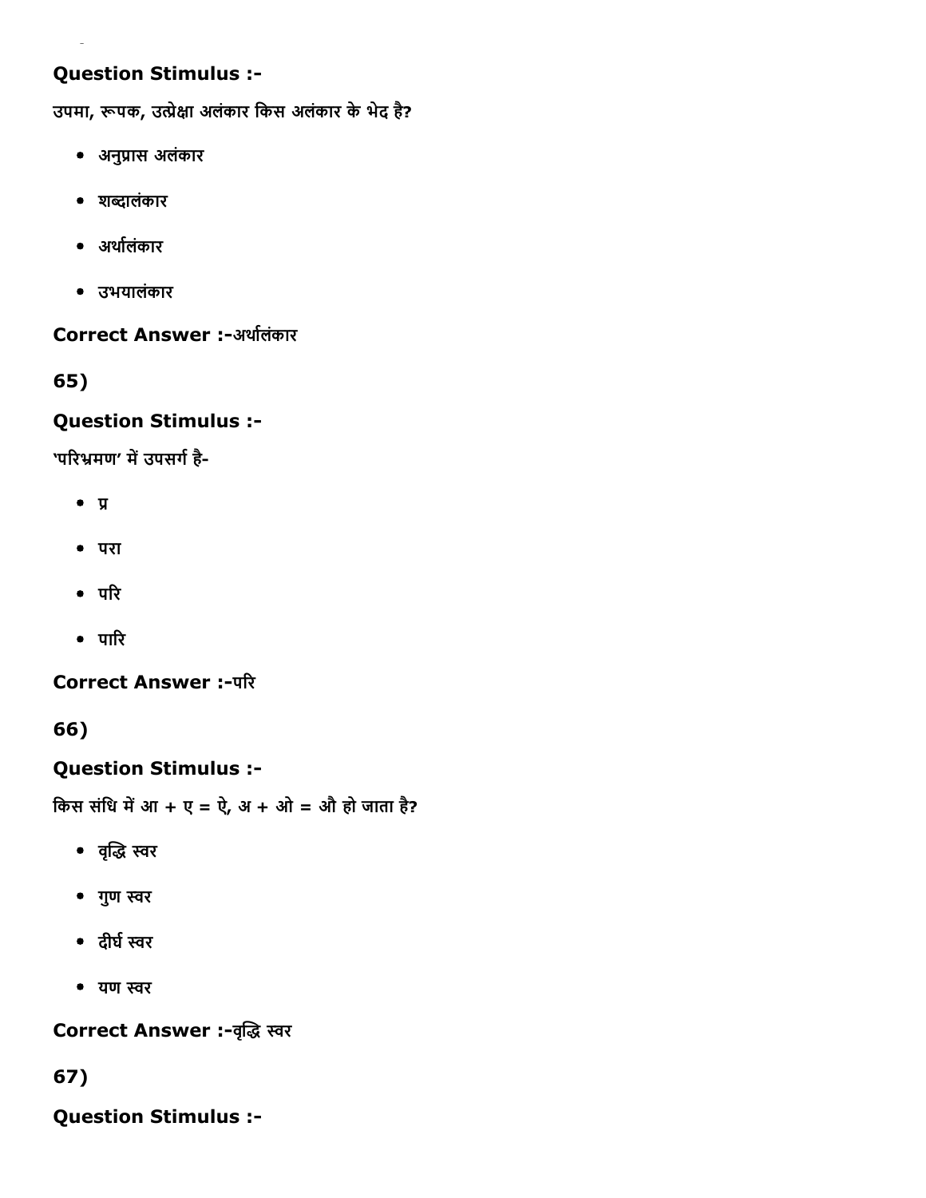**Question Stimulus :-**

उपमा, रूपक, उत्प्रेक्षा अलंकार किस अलंकार के भेद है?

- अनुप्रास अलंकार
- शब्दालंकार
- अर्थालंकार
- उभयालंकार

**Correct Answer :-**अर्थालंकार

65)

**Question Stimulus :-**

'परिभ्रमण' में उपसर्ग है-

- प्र
- परा
- परि
- पारि

**Correct Answer :-**परि

66)

**Question Stimulus :-**

किस संधि में आ + ए = ऐ, अ + ओ = औ हो जाता है?

- वृद्धि स्वर
- गुण स्वर
- दीर्घ स्वर
- यण स्वर

**Correct Answer :-**वृद्धि स्वर

67)

**Question Stimulus :-**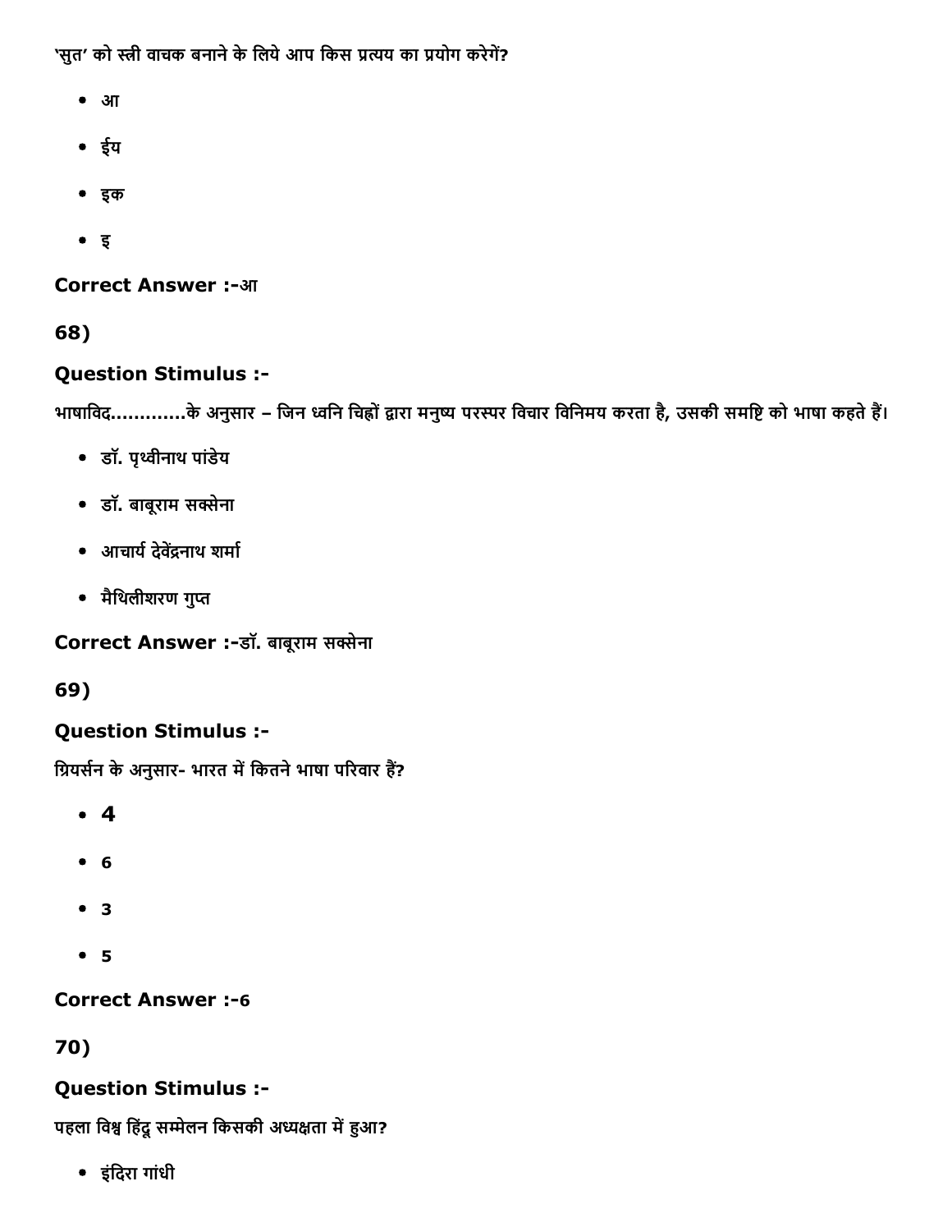'सुत' को स्त्री वाचक बनाने के लिये आप किस प्रत्यय का प्रयोग करेगें?

- आ
- ईय
- इक
- इ

**Correct Answer :-**आ

**68)**

**Question Stimulus :-**

भाषाविद............के अनुसार – जिन ध्वनि चिह्नों द्वारा मनुष्य परस्पर विचार विनिमय करता है, उसकी समष्टि को भाषा कहते हैं।

- डॉ. पृथ्वीनाथ पांडेय
- डॉ. बाबूराम सक्सेना
- आचार्य देवेंद्रनाथ शर्मा
- मैथिलीशरण गुप्त

**Correct Answer :-**डॉ. बाबूराम सक्सेना

**69)**

**Question Stimulus :-**

ग्रियर्सन के अनुसार- भारत में कितने भाषा परिवार हैं?

- 4
- 6
- 3
- 5

**Correct Answer :-**6

**70)**

**Question Stimulus :-**

पहला विश्व हिंदू सम्मेलन किसकी अध्यक्षता में हुआ?

- इंदिरा गांधी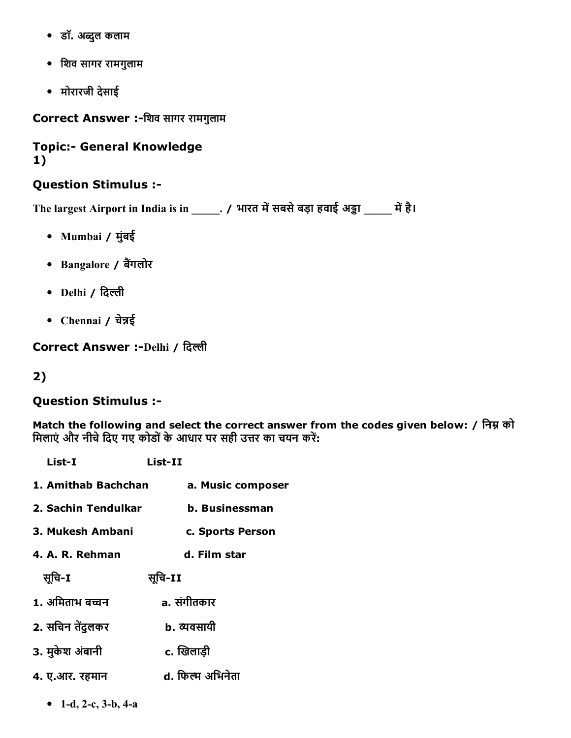- डॉ. अब्दुल कलाम
- शिव सागर रामगुलाम
- मोरारजी देसाई

**Correct Answer :-**शिव सागर रामगुलाम

### Topic:- General Knowledge

**1)**

### Question Stimulus :-

The largest Airport in India is in _____. / भारत में सबसे बड़ा हवाई अड्डा _____ में है।

- Mumbai / मुंबई
- Bangalore / बैंगलोर
- Delhi / दिल्ली
- Chennai / चेन्नई

**Correct Answer :-**Delhi / दिल्ली

**2)**

### Question Stimulus :-

**Match the following and select the correct answer from the codes given below: / निम्न को मिलाएं और नीचे दिए गए कोडों के आधार पर सही उत्तर का चयन करें:**

| List-I | List-II |
|---|---|
| 1. Amithab Bachchan | a. Music composer |
| 2. Sachin Tendulkar | b. Businessman |
| 3. Mukesh Ambani | c. Sports Person |
| 4. A. R. Rehman | d. Film star |

| सूचि-I | सूचि-II |
|---|---|
| 1. अमिताभ बच्चन | a. संगीतकार |
| 2. सचिन तेंदुलकर | b. व्यवसायी |
| 3. मुकेश अंबानी | c. खिलाड़ी |
| 4. ए.आर. रहमान | d. फिल्म अभिनेता |

- 1-d, 2-c, 3-b, 4-a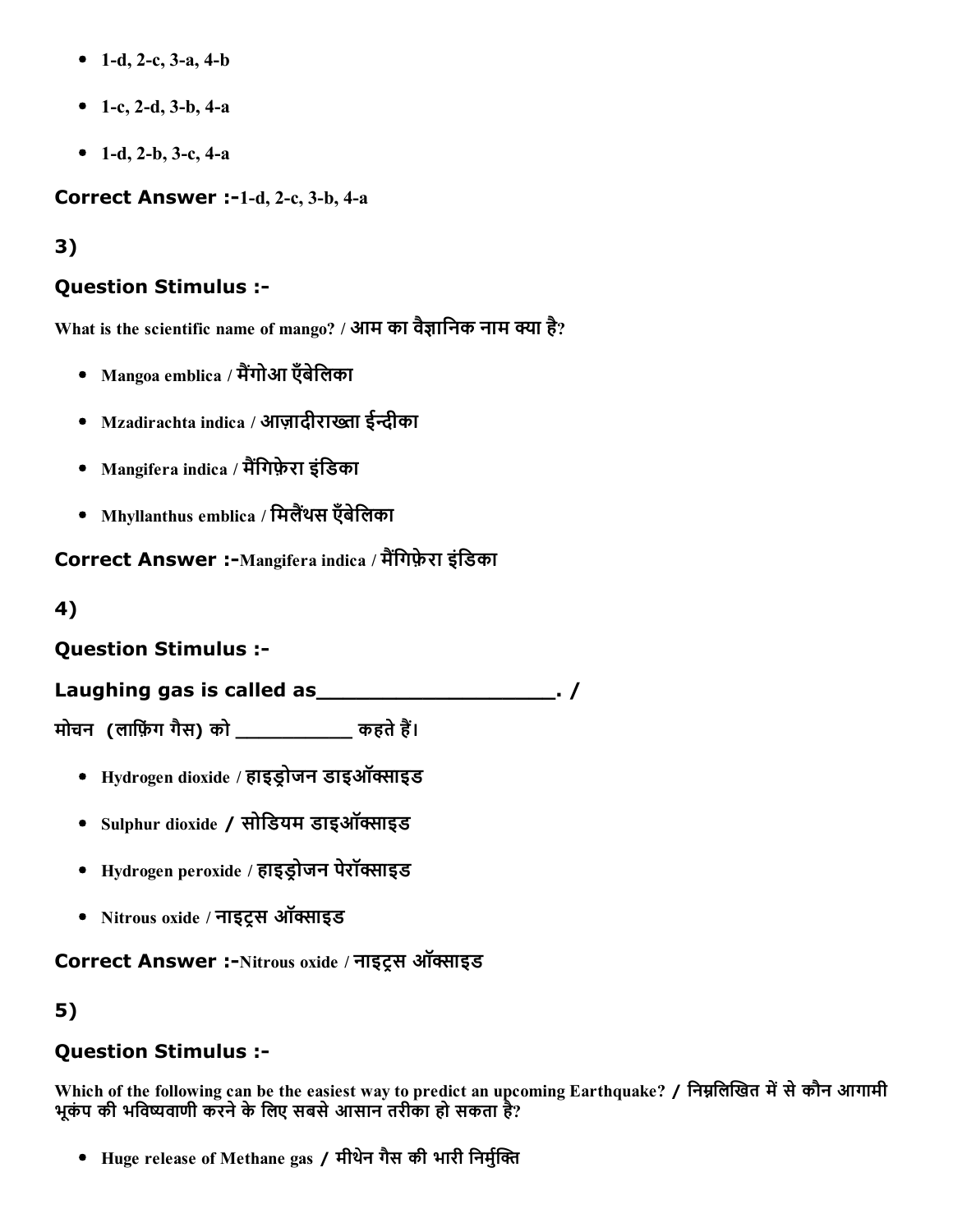- 1-d, 2-c, 3-a, 4-b
- 1-c, 2-d, 3-b, 4-a
- 1-d, 2-b, 3-c, 4-a

**Correct Answer :-**1-d, 2-c, 3-b, 4-a

## 3)

### Question Stimulus :-

What is the scientific name of mango? / आम का वैज्ञानिक नाम क्या है?

- Mangoa emblica / मैंगोआ एँबेलिका
- Mzadirachta indica / आज़ादीराख्ता ईन्दीका
- Mangifera indica / मैंगिफ़ेरा इंडिका
- Mhyllanthus emblica / मिलैंथस एँबेलिका

**Correct Answer :-**Mangifera indica / मैंगिफ़ेरा इंडिका

## 4)

### Question Stimulus :-

**Laughing gas is called as\_\_\_\_\_\_\_\_\_\_\_\_\_\_\_\_\_\_\_\_. /**

**मोचन (लाफ़िंग गैस) को \_\_\_\_\_\_\_\_\_\_\_ कहते हैं।**

- Hydrogen dioxide / हाइड्रोजन डाइऑक्साइड
- Sulphur dioxide / सोडियम डाइऑक्साइड
- Hydrogen peroxide / हाइड्रोजन पेरॉक्साइड
- Nitrous oxide / नाइट्रस ऑक्साइड

**Correct Answer :-**Nitrous oxide / नाइट्रस ऑक्साइड

## 5)

### Question Stimulus :-

Which of the following can be the easiest way to predict an upcoming Earthquake? / निम्नलिखित में से कौन आगामी भूकंप की भविष्यवाणी करने के लिए सबसे आसान तरीका हो सकता है?

- Huge release of Methane gas / मीथेन गैस की भारी निर्मुक्ति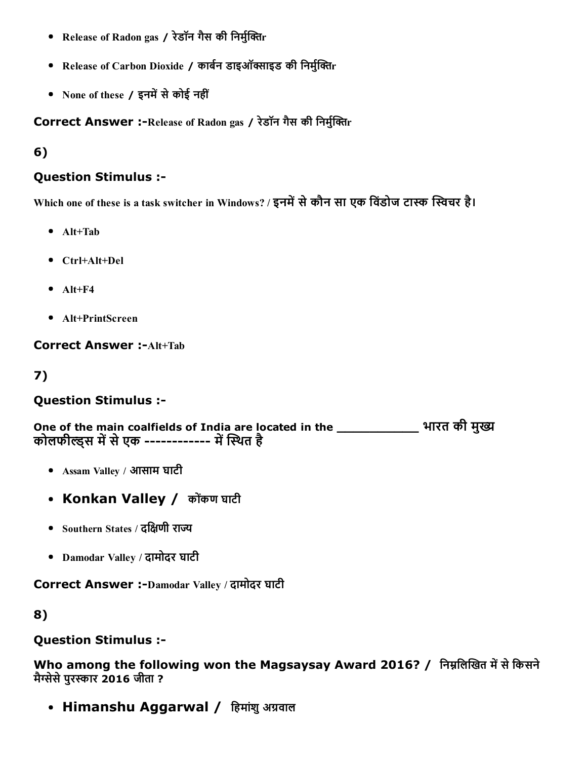- Release of Radon gas / रेडॉन गैस की निर्मुक्तिr
- Release of Carbon Dioxide / कार्बन डाइऑक्साइड की निर्मुक्तिr
- None of these / इनमें से कोई नहीं

**Correct Answer :-**Release of Radon gas / रेडॉन गैस की निर्मुक्तिr

## 6)

### Question Stimulus :-

Which one of these is a task switcher in Windows? / इनमें से कौन सा एक विंडोज टास्क स्विचर है।

- Alt+Tab
- Ctrl+Alt+Del
- Alt+F4
- Alt+PrintScreen

**Correct Answer :-**Alt+Tab

## 7)

### Question Stimulus :-

**One of the main coalfields of India are located in the ___________ भारत की मुख्य कोलफील्ड्स में से एक ------------ में स्थित है**

- Assam Valley / आसाम घाटी
- **Konkan Valley /** कोंकण घाटी
- Southern States / दक्षिणी राज्य
- Damodar Valley / दामोदर घाटी

**Correct Answer :-**Damodar Valley / दामोदर घाटी

## 8)

### Question Stimulus :-

**Who among the following won the Magsaysay Award 2016? / निम्नलिखित में से किसने मैग्सेसे पुरस्कार 2016 जीता ?**

- **Himanshu Aggarwal /** हिमांशु अग्रवाल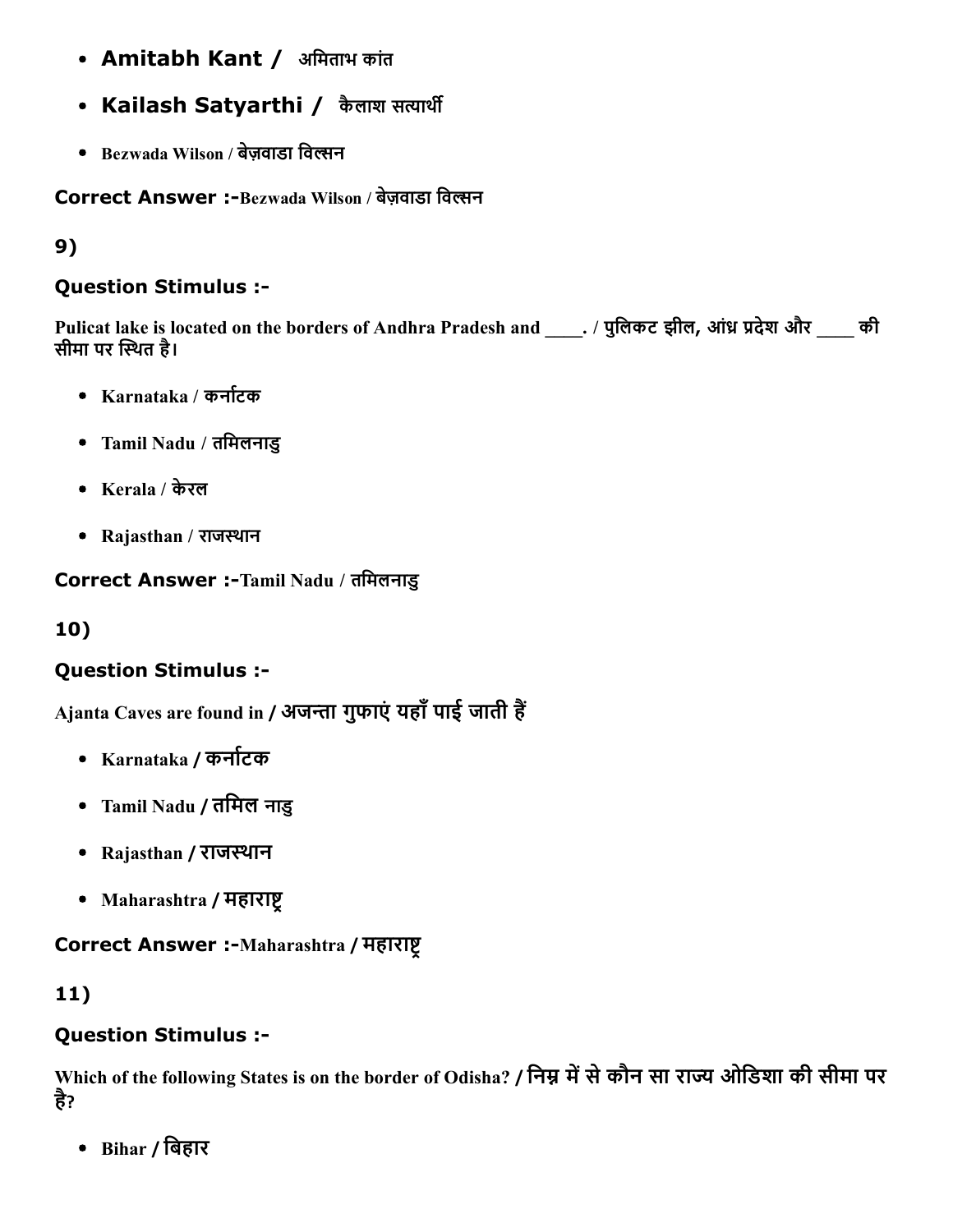- **Amitabh Kant /** अमिताभ कांत
- **Kailash Satyarthi /** कैलाश सत्यार्थी
- **Bezwada Wilson / बेज़वाडा विल्सन**

**Correct Answer :-Bezwada Wilson / बेज़वाडा विल्सन**

**9)**

### Question Stimulus :-

**Pulicat lake is located on the borders of Andhra Pradesh and ____. / पुलिकट झील, आंध्र प्रदेश और ____ की सीमा पर स्थित है।**

- **Karnataka / कर्नाटक**
- **Tamil Nadu / तमिलनाडु**
- **Kerala / केरल**
- **Rajasthan / राजस्थान**

**Correct Answer :-Tamil Nadu / तमिलनाडु**

**10)**

### Question Stimulus :-

**Ajanta Caves are found in / अजन्ता गुफाएं यहाँ पाई जाती हैं**

- **Karnataka / कर्नाटक**
- **Tamil Nadu / तमिल नाडु**
- **Rajasthan / राजस्थान**
- **Maharashtra / महाराष्ट्र**

**Correct Answer :-Maharashtra / महाराष्ट्र**

**11)**

### Question Stimulus :-

**Which of the following States is on the border of Odisha? / निम्न में से कौन सा राज्य ओडिशा की सीमा पर है?**

- **Bihar / बिहार**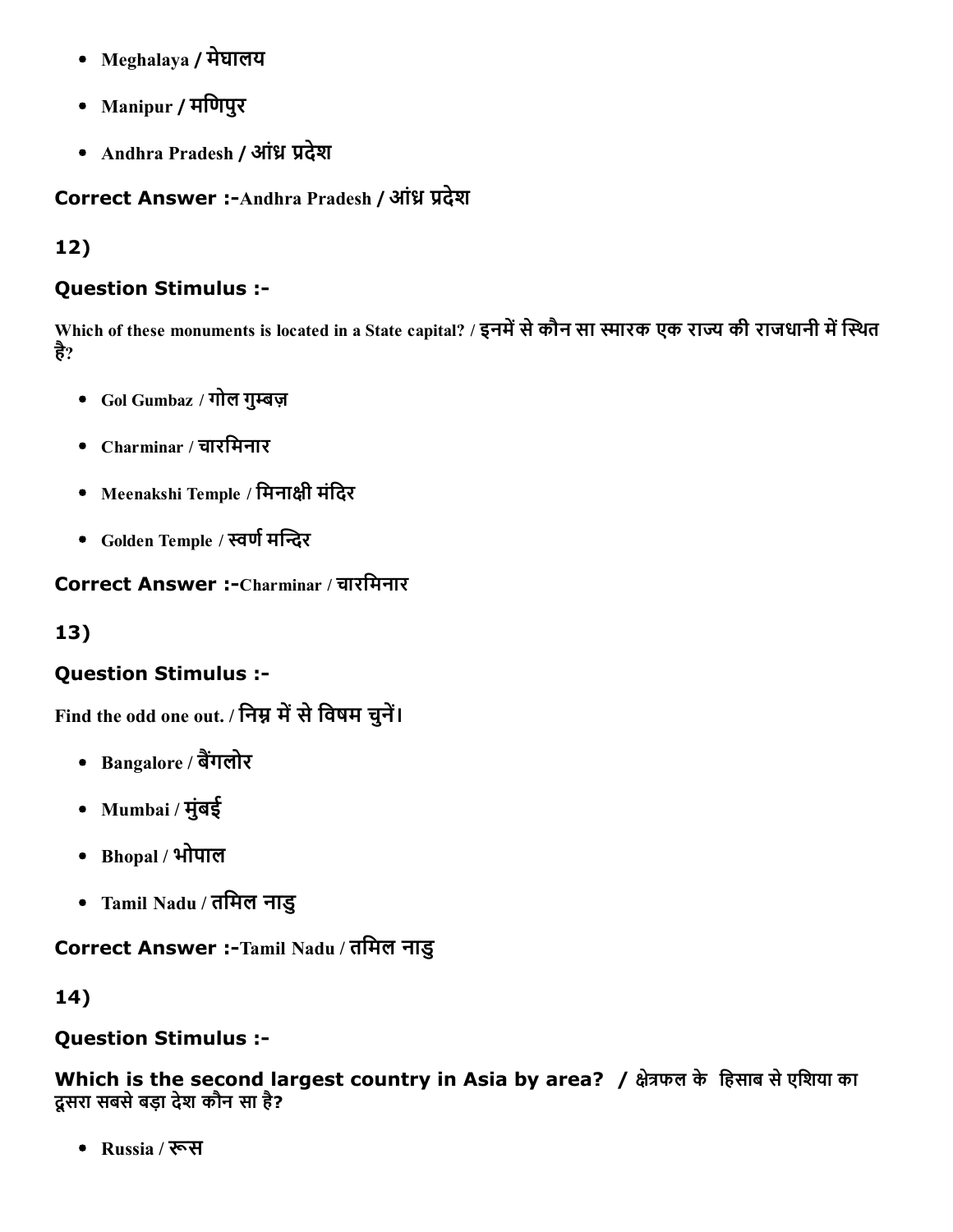- Meghalaya / मेघालय
- Manipur / मणिपुर
- Andhra Pradesh / आंध्र प्रदेश

**Correct Answer :-**Andhra Pradesh / आंध्र प्रदेश

**12)**

**Question Stimulus :-**

Which of these monuments is located in a State capital? / इनमें से कौन सा स्मारक एक राज्य की राजधानी में स्थित है?

- Gol Gumbaz / गोल गुम्बज़
- Charminar / चारमिनार
- Meenakshi Temple / मिनाक्षी मंदिर
- Golden Temple / स्वर्ण मन्दिर

**Correct Answer :-**Charminar / चारमिनार

**13)**

**Question Stimulus :-**

Find the odd one out. / निम्न में से विषम चुनें।

- Bangalore / बैंगलोर
- Mumbai / मुंबई
- Bhopal / भोपाल
- Tamil Nadu / तमिल नाडु

**Correct Answer :-**Tamil Nadu / तमिल नाडु

**14)**

**Question Stimulus :-**

**Which is the second largest country in Asia by area? / क्षेत्रफल के हिसाब से एशिया का दूसरा सबसे बड़ा देश कौन सा है?**

- Russia / रूस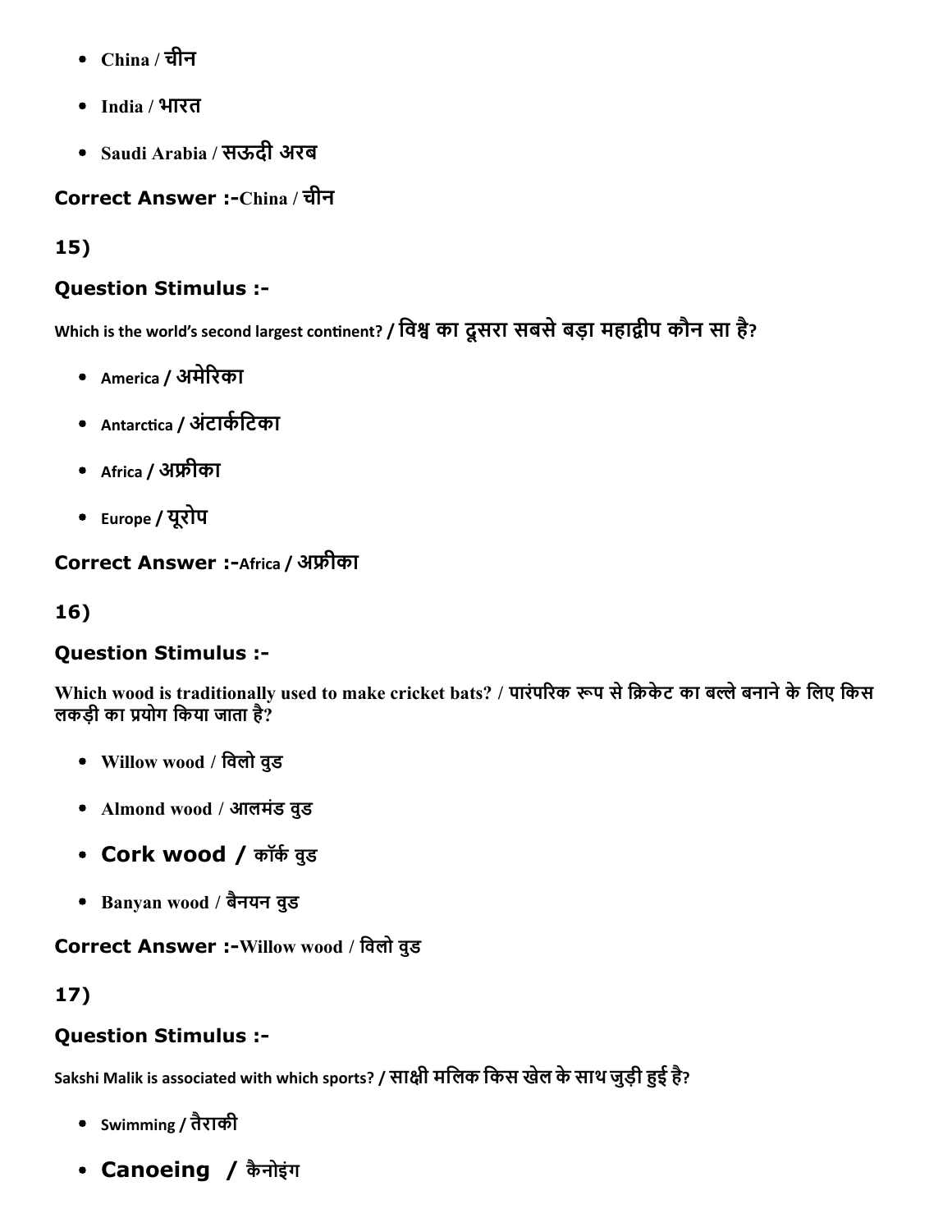- China / चीन
- India / भारत
- Saudi Arabia / सऊदी अरब

**Correct Answer :-**China / चीन

**15)**

**Question Stimulus :-**

Which is the world's second largest continent? / विश्व का दूसरा सबसे बड़ा महाद्वीप कौन सा है?

- America / अमेरिका
- Antarctica / अंटार्कटिका
- Africa / अफ्रीका
- Europe / यूरोप

**Correct Answer :-**Africa / अफ्रीका

**16)**

**Question Stimulus :-**

Which wood is traditionally used to make cricket bats? / पारंपरिक रूप से क्रिकेट का बल्ले बनाने के लिए किस लकड़ी का प्रयोग किया जाता है?

- Willow wood / विलो वुड
- Almond wood / आलमंड वुड
- Cork wood / कॉर्क वुड
- Banyan wood / बैनयन वुड

**Correct Answer :-**Willow wood / विलो वुड

**17)**

**Question Stimulus :-**

Sakshi Malik is associated with which sports? / साक्षी मलिक किस खेल के साथ जुड़ी हुई है?

- Swimming / तैराकी
- Canoeing / कैनोइंग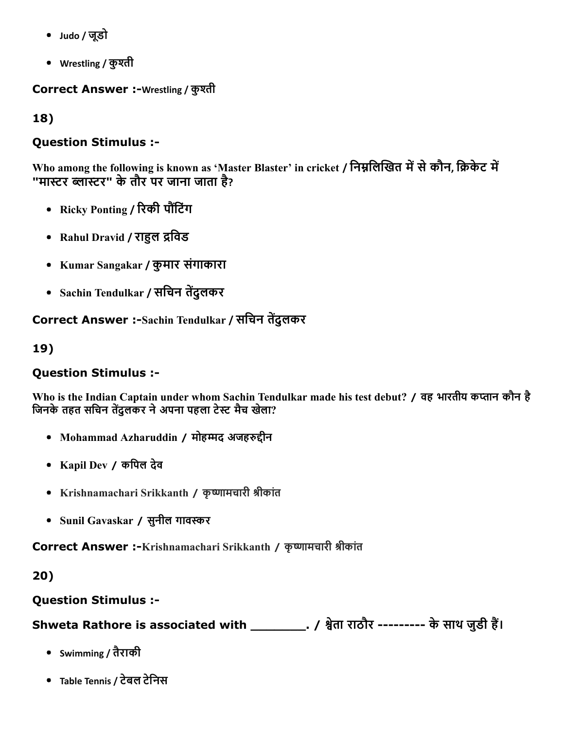- Judo / जूडो
- Wrestling / कुश्ती

**Correct Answer :-**Wrestling / कुश्ती

**18)**

**Question Stimulus :-**

**Who among the following is known as 'Master Blaster' in cricket / निम्नलिखित में से कौन, क्रिकेट में "मास्टर ब्लास्टर" के तौर पर जाना जाता है?**

- **Ricky Ponting / रिकी पौंटिंग**
- **Rahul Dravid / राहुल द्रविड**
- **Kumar Sangakar / कुमार संगाकारा**
- **Sachin Tendulkar / सचिन तेंदुलकर**

**Correct Answer :-Sachin Tendulkar / सचिन तेंदुलकर**

**19)**

**Question Stimulus :-**

**Who is the Indian Captain under whom Sachin Tendulkar made his test debut? / वह भारतीय कप्तान कौन है जिनके तहत सचिन तेंदुलकर ने अपना पहला टेस्ट मैच खेला?**

- **Mohammad Azharuddin / मोहम्मद अजहरुद्दीन**
- **Kapil Dev / कपिल देव**
- **Krishnamachari Srikkanth / कृष्णामचारी श्रीकांत**
- **Sunil Gavaskar / सुनील गावस्कर**

**Correct Answer :-Krishnamachari Srikkanth / कृष्णामचारी श्रीकांत**

**20)**

**Question Stimulus :-**

**Shweta Rathore is associated with ________. / श्वेता राठौर --------- के साथ जुडी हैं।**

- Swimming / तैराकी
- Table Tennis / टेबल टेनिस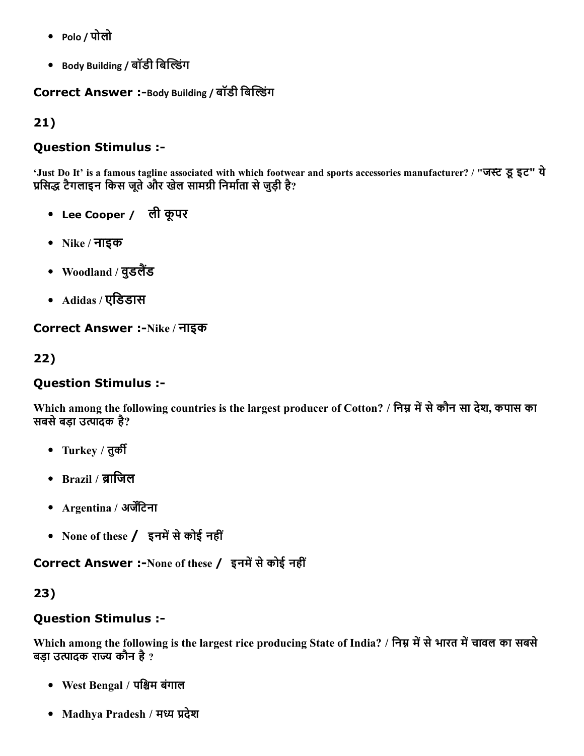- Polo / पोलो
- Body Building / बॉडी बिल्डिंग

**Correct Answer :-**Body Building / बॉडी बिल्डिंग

## 21)

### Question Stimulus :-

**'Just Do It' is a famous tagline associated with which footwear and sports accessories manufacturer? / "जस्ट डू इट" ये प्रसिद्ध टैगलाइन किस जूते और खेल सामग्री निर्माता से जुड़ी है?**

- Lee Cooper / ली कूपर
- Nike / नाइक
- Woodland / वुडलैंड
- Adidas / एडिडास

**Correct Answer :-**Nike / नाइक

## 22)

### Question Stimulus :-

**Which among the following countries is the largest producer of Cotton? / निम्न में से कौन सा देश, कपास का सबसे बड़ा उत्पादक है?**

- Turkey / तुर्की
- Brazil / ब्राजिल
- Argentina / अर्जेंटिना
- None of these / इनमें से कोई नहीं

**Correct Answer :-**None of these / इनमें से कोई नहीं

## 23)

### Question Stimulus :-

**Which among the following is the largest rice producing State of India? / निम्न में से भारत में चावल का सबसे बड़ा उत्पादक राज्य कौन है ?**

- West Bengal / पश्चिम बंगाल
- Madhya Pradesh / मध्य प्रदेश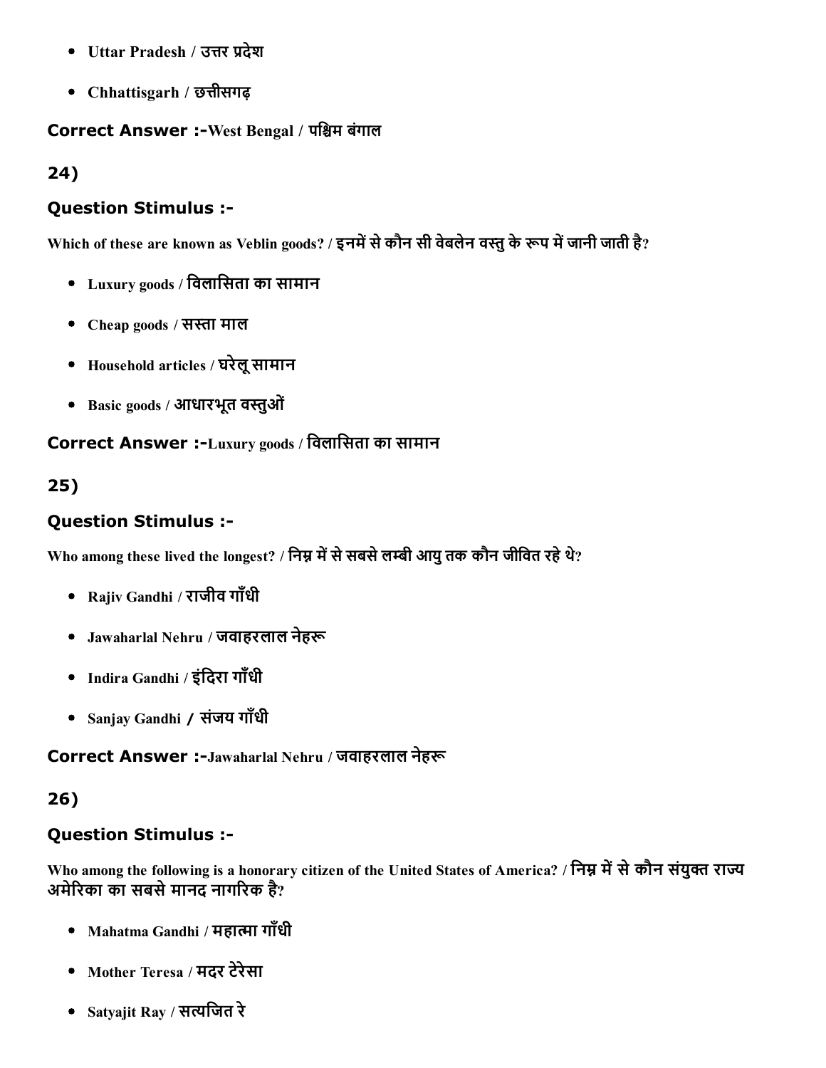- Uttar Pradesh / उत्तर प्रदेश
- Chhattisgarh / छत्तीसगढ़

**Correct Answer :-**West Bengal / पश्चिम बंगाल

**24)**

**Question Stimulus :-**

Which of these are known as Veblin goods? / इनमें से कौन सी वेबलेन वस्तु के रूप में जानी जाती है?

- Luxury goods / विलासिता का सामान
- Cheap goods / सस्ता माल
- Household articles / घरेलू सामान
- Basic goods / आधारभूत वस्तुओं

**Correct Answer :-**Luxury goods / विलासिता का सामान

**25)**

**Question Stimulus :-**

Who among these lived the longest? / निम्न में से सबसे लम्बी आयु तक कौन जीवित रहे थे?

- Rajiv Gandhi / राजीव गाँधी
- Jawaharlal Nehru / जवाहरलाल नेहरू
- Indira Gandhi / इंदिरा गाँधी
- Sanjay Gandhi / संजय गाँधी

**Correct Answer :-**Jawaharlal Nehru / जवाहरलाल नेहरू

**26)**

**Question Stimulus :-**

Who among the following is a honorary citizen of the United States of America? / निम्न में से कौन संयुक्त राज्य अमेरिका का सबसे मानद नागरिक है?

- Mahatma Gandhi / महात्मा गाँधी
- Mother Teresa / मदर टेरेसा
- Satyajit Ray / सत्यजित रे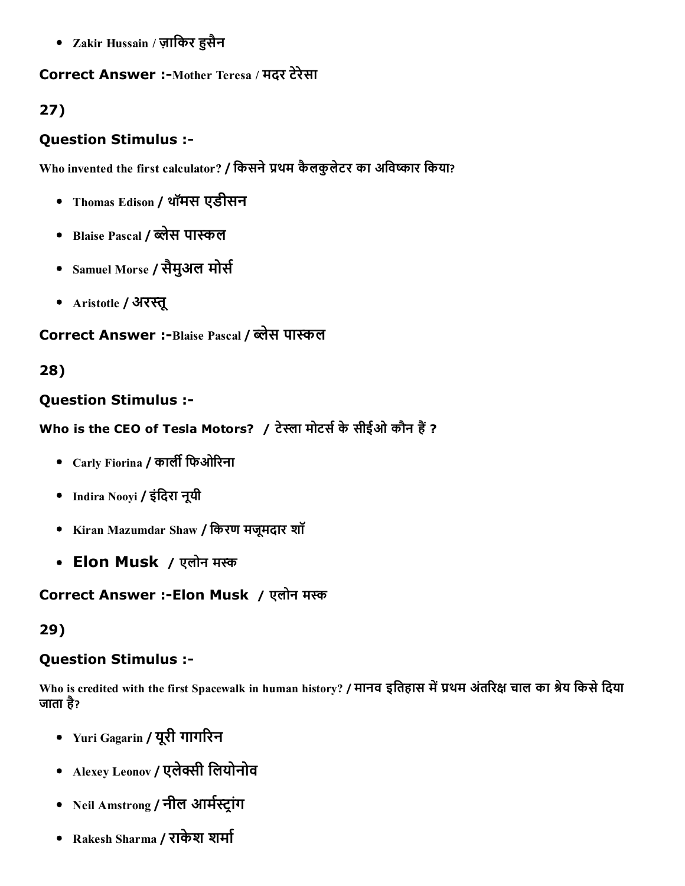- Zakir Hussain / ज़ाकिर हुसैन

**Correct Answer :-**Mother Teresa / मदर टेरेसा

**27)**

**Question Stimulus :-**

Who invented the first calculator? / किसने प्रथम कैलकुलेटर का अविष्कार किया?

- Thomas Edison / थॉमस एडीसन
- Blaise Pascal / ब्लेस पास्कल
- Samuel Morse / सैमुअल मोर्स
- Aristotle / अरस्तू

**Correct Answer :-**Blaise Pascal / ब्लेस पास्कल

**28)**

**Question Stimulus :-**

**Who is the CEO of Tesla Motors? / टेस्ला मोटर्स के सीईओ कौन हैं ?**

- Carly Fiorina / कार्ली फिओरिना
- Indira Nooyi / इंदिरा नूयी
- Kiran Mazumdar Shaw / किरण मजूमदार शॉ
- **Elon Musk** / एलोन मस्क

**Correct Answer :-Elon Musk** / एलोन मस्क

**29)**

**Question Stimulus :-**

Who is credited with the first Spacewalk in human history? / मानव इतिहास में प्रथम अंतरिक्ष चाल का श्रेय किसे दिया जाता है?

- Yuri Gagarin / यूरी गागरिन
- Alexey Leonov / एलेक्सी लियोनोव
- Neil Amstrong / नील आर्मस्ट्रांग
- Rakesh Sharma / राकेश शर्मा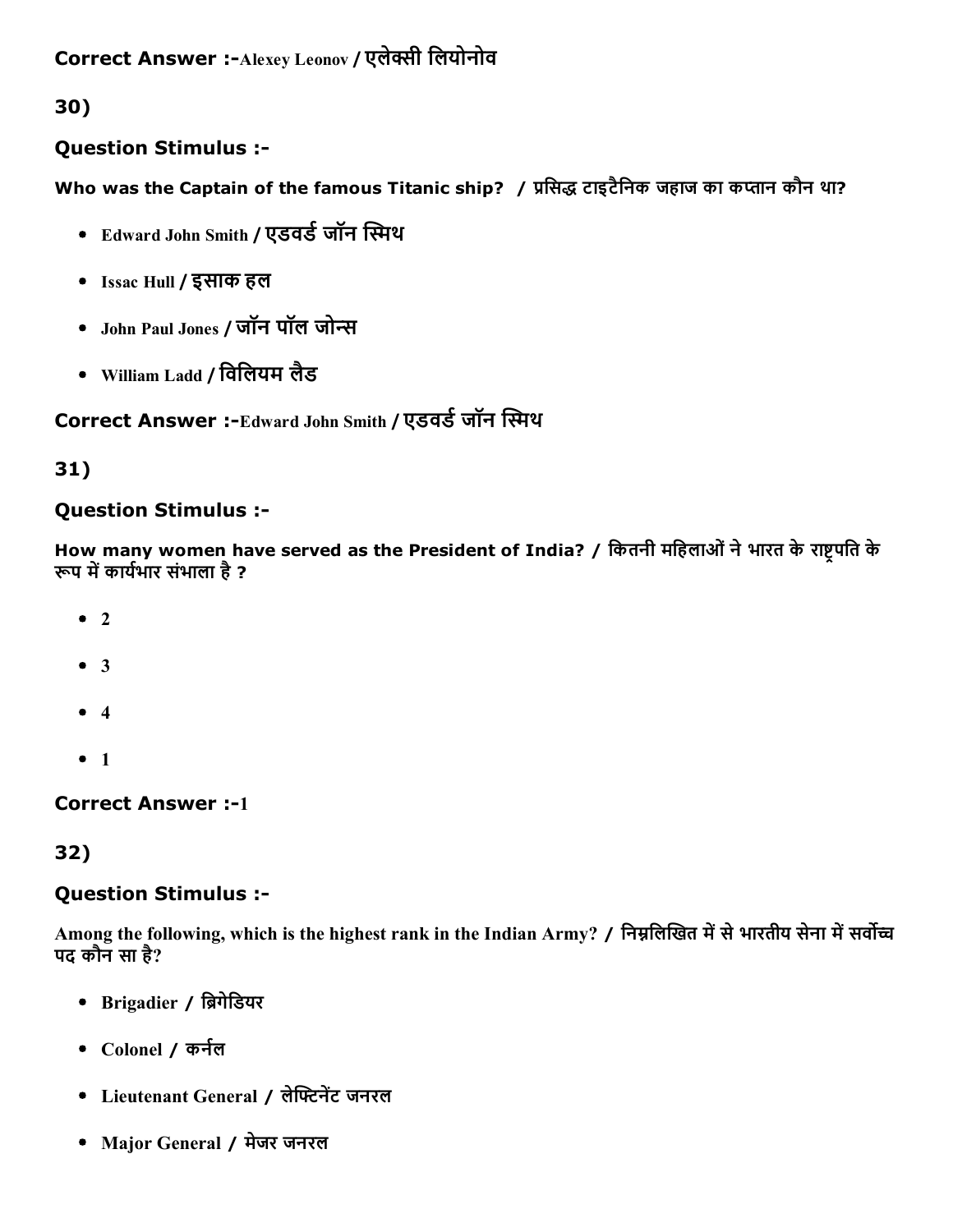**Correct Answer :-**Alexey Leonov / एलेक्सी लियोनोव

**30)**

### Question Stimulus :-

**Who was the Captain of the famous Titanic ship? / प्रसिद्ध टाइटैनिक जहाज का कप्तान कौन था?**

- Edward John Smith / एडवर्ड जॉन स्मिथ
- Issac Hull / इसाक हल
- John Paul Jones / जॉन पॉल जोन्स
- William Ladd / विलियम लैड

**Correct Answer :-**Edward John Smith / एडवर्ड जॉन स्मिथ

**31)**

### Question Stimulus :-

**How many women have served as the President of India? / कितनी महिलाओं ने भारत के राष्ट्रपति के रूप में कार्यभार संभाला है ?**

- 2
- 3
- 4
- 1

**Correct Answer :-**1

**32)**

### Question Stimulus :-

**Among the following, which is the highest rank in the Indian Army? / निम्नलिखित में से भारतीय सेना में सर्वोच्च पद कौन सा है?**

- Brigadier / ब्रिगेडियर
- Colonel / कर्नल
- Lieutenant General / लेफ्टिनेंट जनरल
- Major General / मेजर जनरल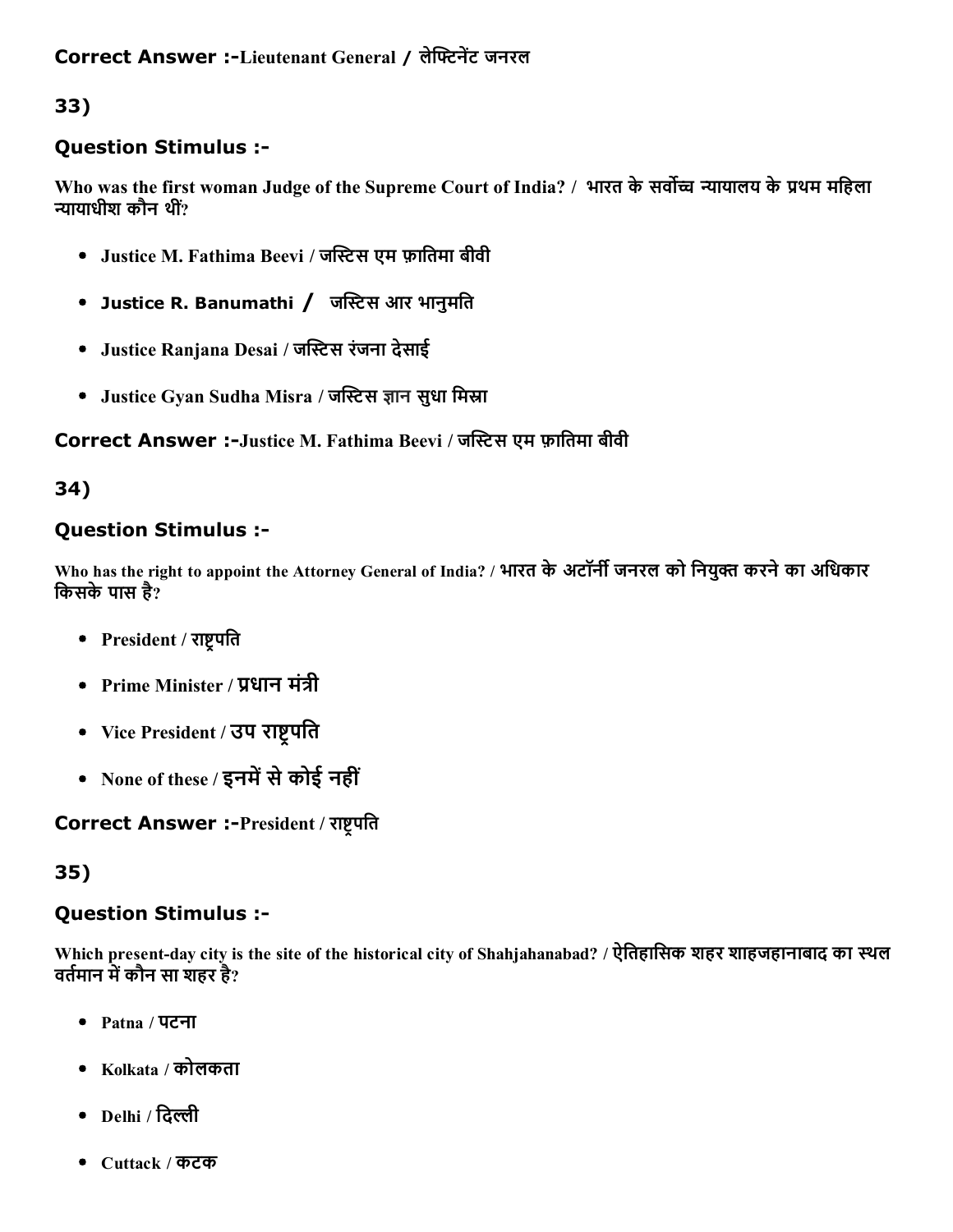**Correct Answer :-**Lieutenant General / लेफ्टिनेंट जनरल

**33)**

### Question Stimulus :-

Who was the first woman Judge of the Supreme Court of India? / भारत के सर्वोच्च न्यायालय के प्रथम महिला न्यायाधीश कौन थीं?

- Justice M. Fathima Beevi / जस्टिस एम फ़ातिमा बीवी
- Justice R. Banumathi / जस्टिस आर भानुमति
- Justice Ranjana Desai / जस्टिस रंजना देसाई
- Justice Gyan Sudha Misra / जस्टिस ज्ञान सुधा मिस्रा

**Correct Answer :-**Justice M. Fathima Beevi / जस्टिस एम फ़ातिमा बीवी

**34)**

### Question Stimulus :-

Who has the right to appoint the Attorney General of India? / भारत के अटॉर्नी जनरल को नियुक्त करने का अधिकार किसके पास है?

- President / राष्ट्रपति
- Prime Minister / प्रधान मंत्री
- Vice President / उप राष्ट्रपति
- None of these / इनमें से कोई नहीं

**Correct Answer :-**President / राष्ट्रपति

**35)**

### Question Stimulus :-

Which present-day city is the site of the historical city of Shahjahanabad? / ऐतिहासिक शहर शाहजहानाबाद का स्थल वर्तमान में कौन सा शहर है?

- Patna / पटना
- Kolkata / कोलकता
- Delhi / दिल्ली
- Cuttack / कटक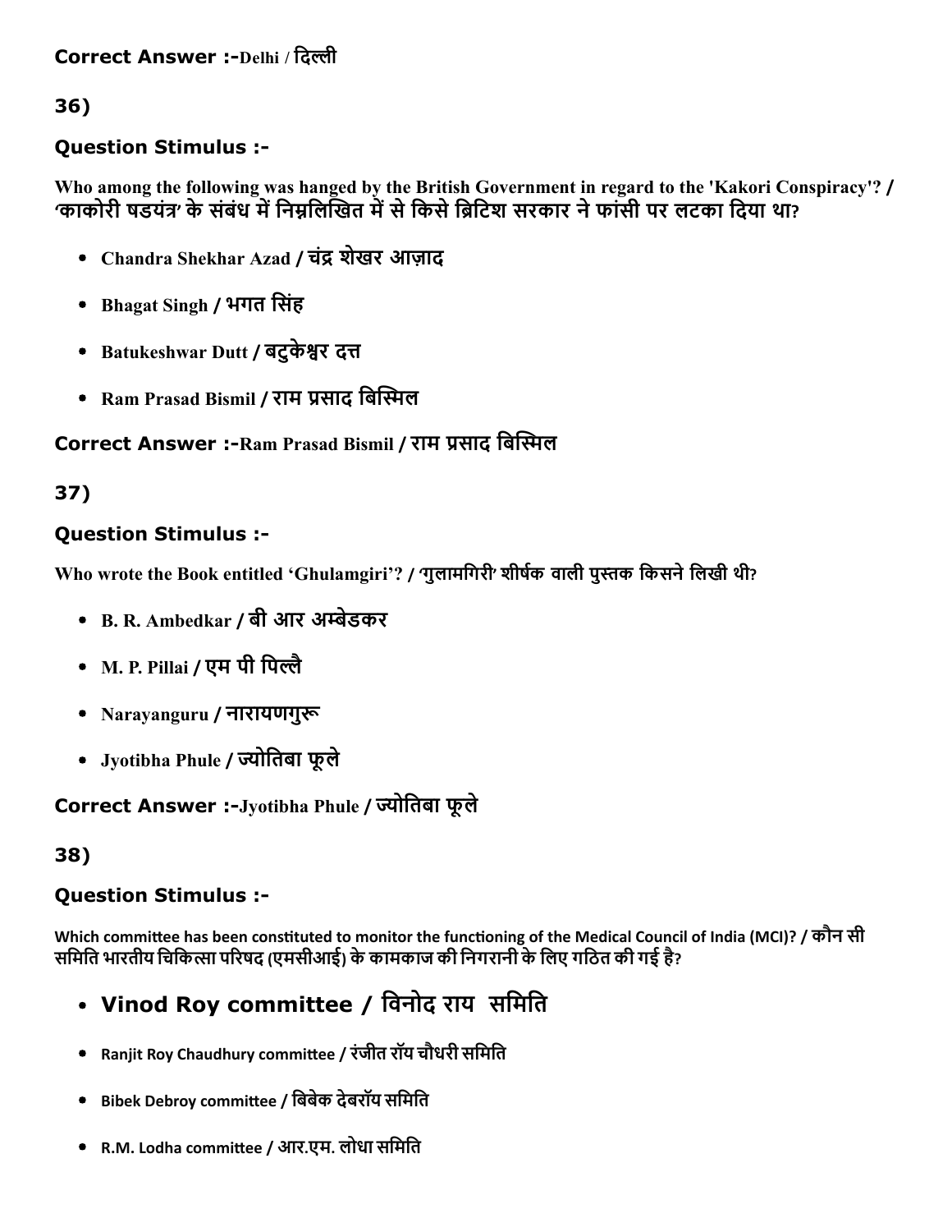**Correct Answer :-**Delhi / दिल्ली

36)

**Question Stimulus :-**

**Who among the following was hanged by the British Government in regard to the 'Kakori Conspiracy'? / 'काकोरी षडयंत्र' के संबंध में निम्नलिखित में से किसे ब्रिटिश सरकार ने फांसी पर लटका दिया था?**

- **Chandra Shekhar Azad / चंद्र शेखर आज़ाद**
- **Bhagat Singh / भगत सिंह**
- **Batukeshwar Dutt / बटुकेश्वर दत्त**
- **Ram Prasad Bismil / राम प्रसाद बिस्मिल**

**Correct Answer :-**Ram Prasad Bismil / राम प्रसाद बिस्मिल

37)

**Question Stimulus :-**

**Who wrote the Book entitled 'Ghulamgiri'? / 'गुलामगिरी' शीर्षक वाली पुस्तक किसने लिखी थी?**

- **B. R. Ambedkar / बी आर अम्बेडकर**
- **M. P. Pillai / एम पी पिल्लै**
- **Narayanguru / नारायणगुरू**
- **Jyotibha Phule / ज्योतिबा फूले**

**Correct Answer :-**Jyotibha Phule / ज्योतिबा फूले

38)

**Question Stimulus :-**

**Which committee has been constituted to monitor the functioning of the Medical Council of India (MCI)? / कौन सी समिति भारतीय चिकित्सा परिषद (एमसीआई) के कामकाज की निगरानी के लिए गठित की गई है?**

- **Vinod Roy committee / विनोद राय समिति**
- **Ranjit Roy Chaudhury committee / रंजीत रॉय चौधरी समिति**
- **Bibek Debroy committee / बिबेक देबरॉय समिति**
- **R.M. Lodha committee / आर.एम. लोधा समिति**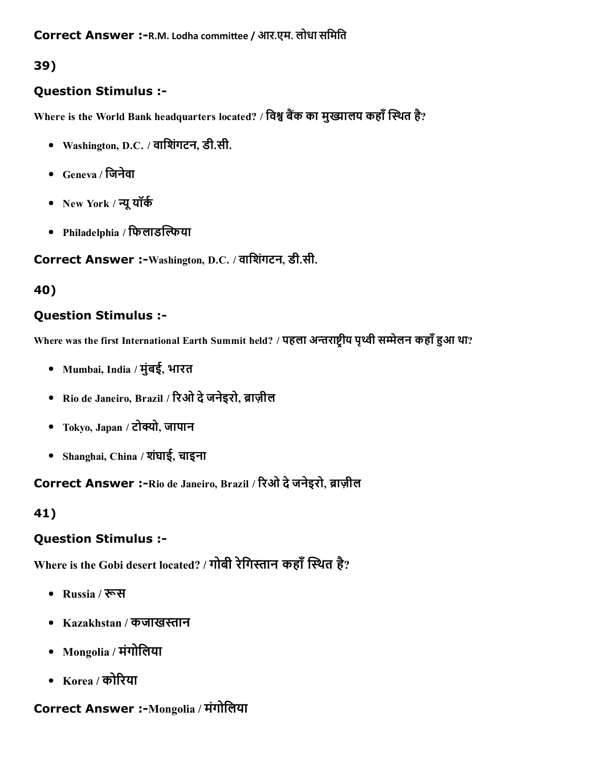**Correct Answer :-**R.M. Lodha committee / आर.एम. लोधा समिति

## 39)

### Question Stimulus :-

Where is the World Bank headquarters located? / विश्व बैंक का मुख्यालय कहाँ स्थित है?

- Washington, D.C. / वाशिंगटन, डी.सी.
- Geneva / जिनेवा
- New York / न्यू यॉर्क
- Philadelphia / फिलाडल्फिया

**Correct Answer :-**Washington, D.C. / वाशिंगटन, डी.सी.

## 40)

### Question Stimulus :-

Where was the first International Earth Summit held? / पहला अन्तराष्ट्रीय पृथ्वी सम्मेलन कहाँ हुआ था?

- Mumbai, India / मुंबई, भारत
- Rio de Janeiro, Brazil / रिओ दे जनेइरो, ब्राज़ील
- Tokyo, Japan / टोक्यो, जापान
- Shanghai, China / शंघाई, चाइना

**Correct Answer :-**Rio de Janeiro, Brazil / रिओ दे जनेइरो, ब्राज़ील

## 41)

### Question Stimulus :-

Where is the Gobi desert located? / गोबी रेगिस्तान कहाँ स्थित है?

- Russia / रूस
- Kazakhstan / कजाखस्तान
- Mongolia / मंगोलिया
- Korea / कोरिया

**Correct Answer :-**Mongolia / मंगोलिया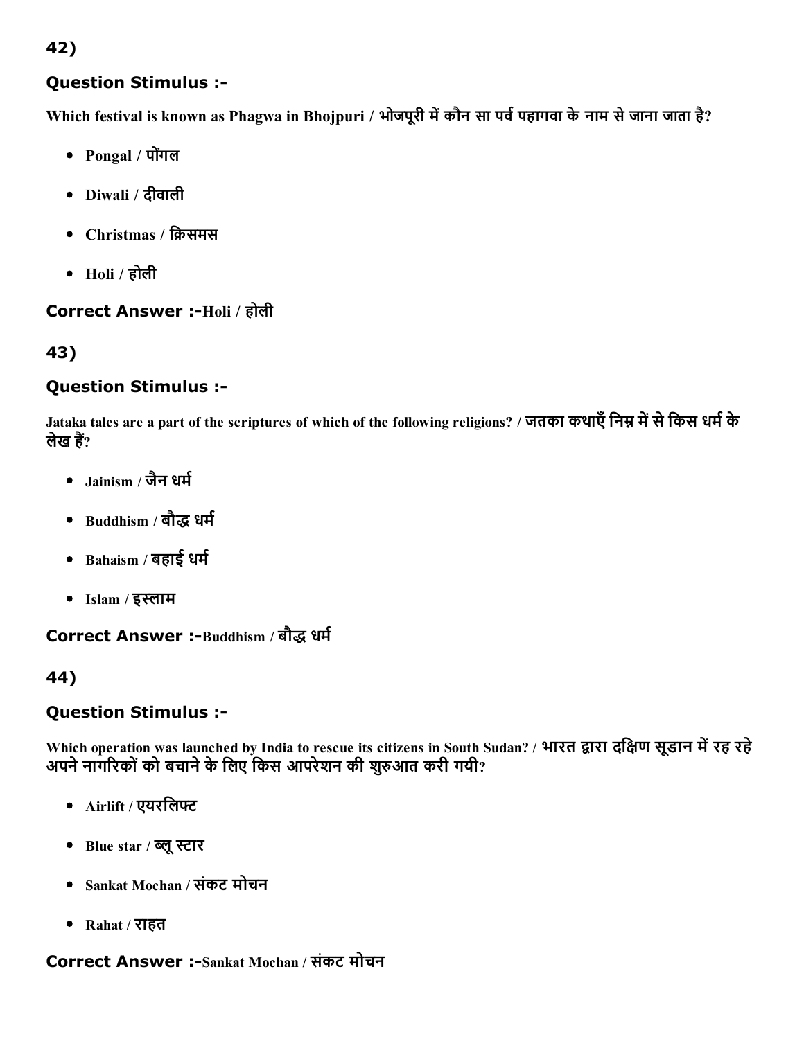42)

### Question Stimulus :-

**Which festival is known as Phagwa in Bhojpuri / भोजपूरी में कौन सा पर्व पहागवा के नाम से जाना जाता है?**

- Pongal / पोंगल
- Diwali / दीवाली
- Christmas / क्रिसमस
- Holi / होली

**Correct Answer :-Holi / होली**

43)

### Question Stimulus :-

**Jataka tales are a part of the scriptures of which of the following religions? / जतका कथाएँ निम्न में से किस धर्म के लेख हैं?**

- Jainism / जैन धर्म
- Buddhism / बौद्ध धर्म
- Bahaism / बहाई धर्म
- Islam / इस्लाम

**Correct Answer :-Buddhism / बौद्ध धर्म**

44)

### Question Stimulus :-

**Which operation was launched by India to rescue its citizens in South Sudan? / भारत द्वारा दक्षिण सूडान में रह रहे अपने नागरिकों को बचाने के लिए किस आपरेशन की शुरुआत करी गयी?**

- Airlift / एयरलिफ्ट
- Blue star / ब्लू स्टार
- Sankat Mochan / संकट मोचन
- Rahat / राहत

**Correct Answer :-Sankat Mochan / संकट मोचन**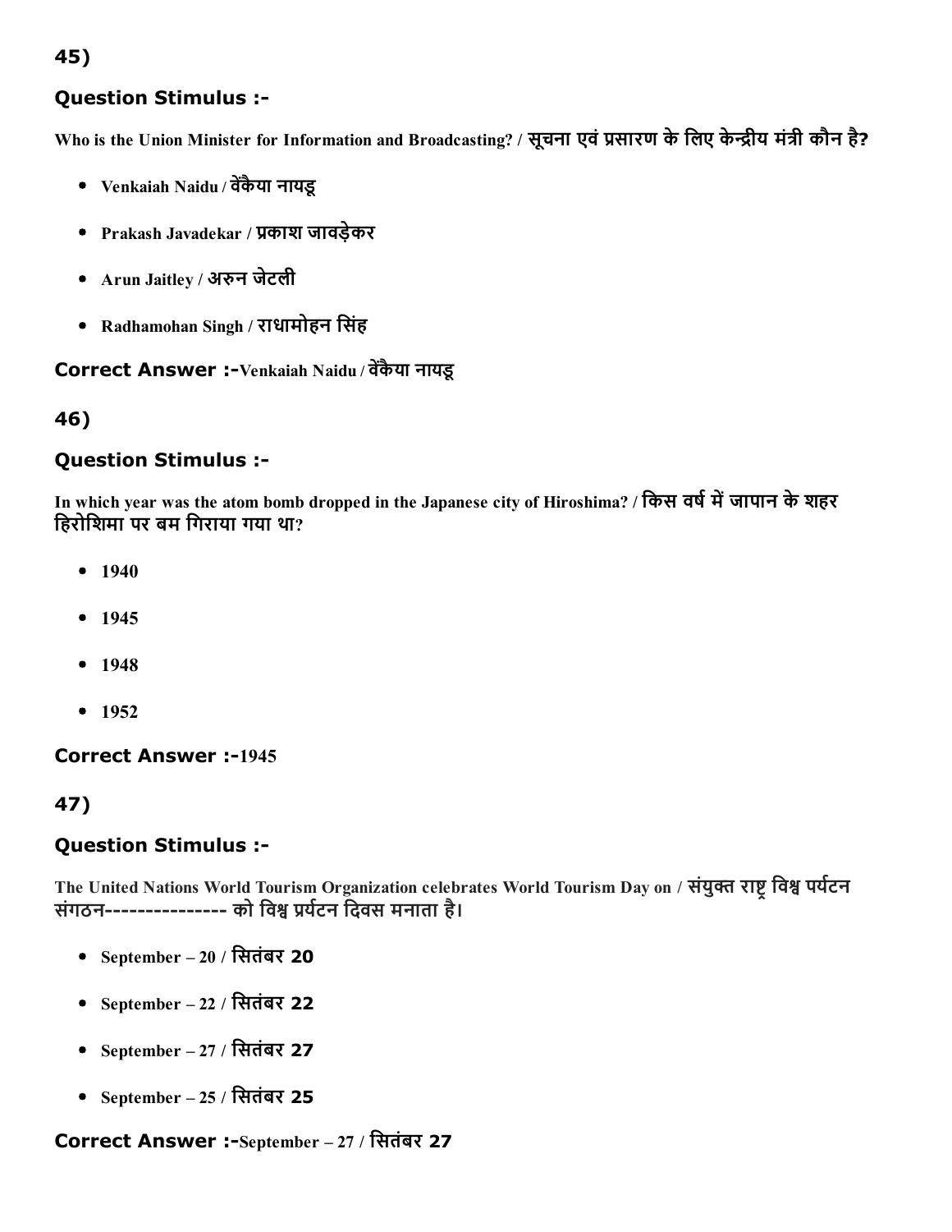## 45)

### Question Stimulus :-

Who is the Union Minister for Information and Broadcasting? / सूचना एवं प्रसारण के लिए केन्द्रीय मंत्री कौन है?

- Venkaiah Naidu / वेंकैया नायडू
- Prakash Javadekar / प्रकाश जावड़ेकर
- Arun Jaitley / अरुन जेटली
- Radhamohan Singh / राधामोहन सिंह

**Correct Answer :-**Venkaiah Naidu / वेंकैया नायडू

## 46)

### Question Stimulus :-

In which year was the atom bomb dropped in the Japanese city of Hiroshima? / किस वर्ष में जापान के शहर हिरोशिमा पर बम गिराया गया था?

- 1940
- 1945
- 1948
- 1952

**Correct Answer :-**1945

## 47)

### Question Stimulus :-

The United Nations World Tourism Organization celebrates World Tourism Day on / संयुक्त राष्ट्र विश्व पर्यटन संगठन--------------- को विश्व प्रर्यटन दिवस मनाता है।

- September – 20 / सितंबर 20
- September – 22 / सितंबर 22
- September – 27 / सितंबर 27
- September – 25 / सितंबर 25

**Correct Answer :-**September – 27 / सितंबर 27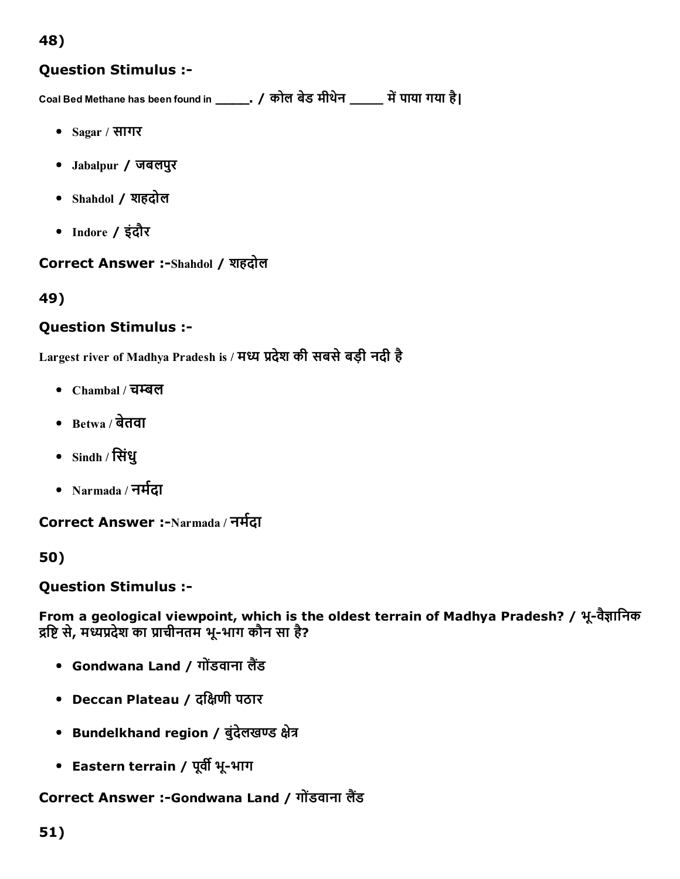48)

### Question Stimulus :-

Coal Bed Methane has been found in _____. / कोल बेड मीथेन _____ में पाया गया है|

- Sagar / सागर
- Jabalpur / जबलपुर
- Shahdol / शहदोल
- Indore / इंदौर

**Correct Answer :-**Shahdol / शहदोल

49)

### Question Stimulus :-

Largest river of Madhya Pradesh is / मध्य प्रदेश की सबसे बड़ी नदी है

- Chambal / चम्बल
- Betwa / बेतवा
- Sindh / सिंधु
- Narmada / नर्मदा

**Correct Answer :-**Narmada / नर्मदा

50)

### Question Stimulus :-

**From a geological viewpoint, which is the oldest terrain of Madhya Pradesh? / भू-वैज्ञानिक द्रष्टि से, मध्यप्रदेश का प्राचीनतम भू-भाग कौन सा है?**

- **Gondwana Land / गोंडवाना लैंड**
- **Deccan Plateau / दक्षिणी पठार**
- **Bundelkhand region / बुंदेलखण्ड क्षेत्र**
- **Eastern terrain / पूर्वी भू-भाग**

**Correct Answer :-Gondwana Land / गोंडवाना लैंड**

51)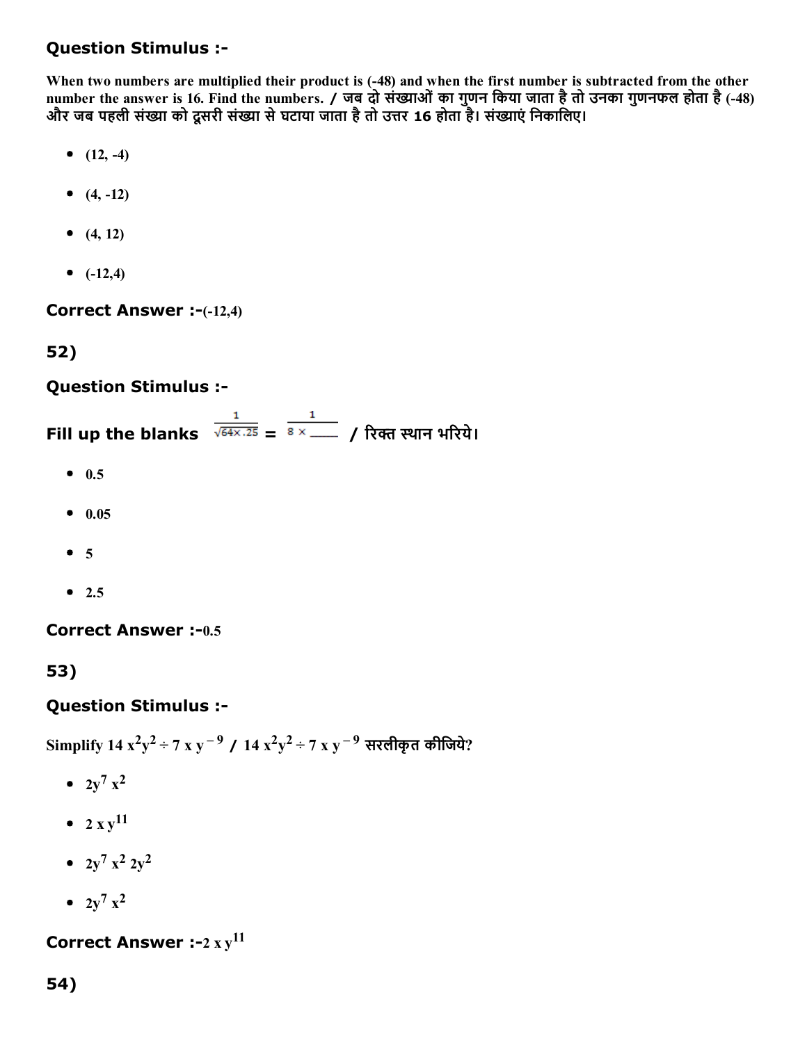## Question Stimulus :-

**When two numbers are multiplied their product is (-48) and when the first number is subtracted from the other number the answer is 16. Find the numbers. / जब दो संख्याओं का गुणन किया जाता है तो उनका गुणनफल होता है (-48) और जब पहली संख्या को दूसरी संख्या से घटाया जाता है तो उत्तर 16 होता है। संख्याएं निकालिए।**

- (12, -4)
- (4, -12)
- (4, 12)
- (-12,4)

**Correct Answer :-**(-12,4)

## 52)

## Question Stimulus :-

**Fill up the blanks** $\frac{1}{\sqrt{64x.25}} = \frac{1}{8 \times \_\_\_\_}$ **/ रिक्त स्थान भरिये।**

- 0.5
- 0.05
- 5
- 2.5

**Correct Answer :-**0.5

## 53)

## Question Stimulus :-

**Simplify $14\ x^2y^2 \div 7\ x\ y^{-9}$ / $14\ x^2y^2 \div 7\ x\ y^{-9}$ सरलीकृत कीजिये?**

- $2y^7\ x^2$
- $2\ x\ y^{11}$
- $2y^7\ x^2\ 2y^2$
- $2y^7\ x^2$

**Correct Answer :-**$2\ x\ y^{11}$

## 54)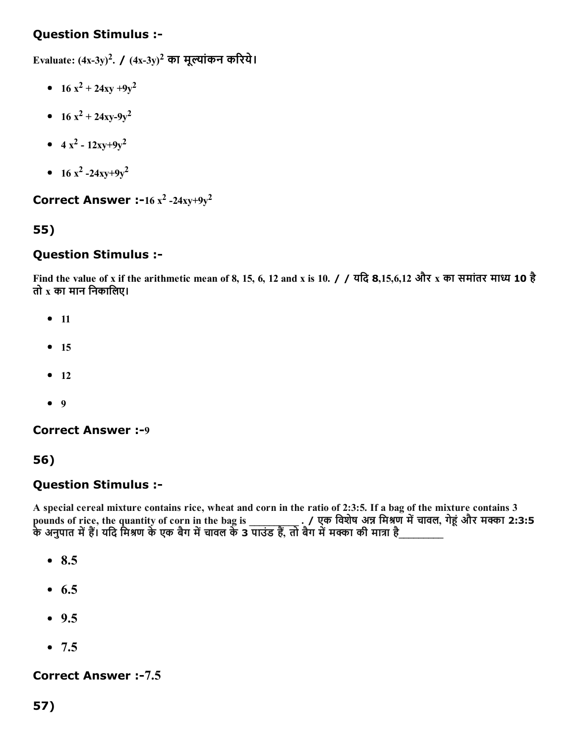## Question Stimulus :-

Evaluate: $(4x-3y)^2$. / $(4x-3y)^2$ का मूल्यांकन करिये।

- $16x^2 + 24xy + 9y^2$
- $16x^2 + 24xy - 9y^2$
- $4x^2 - 12xy + 9y^2$
- $16x^2 - 24xy + 9y^2$

**Correct Answer :-** $16x^2 - 24xy + 9y^2$

## 55)

## Question Stimulus :-

Find the value of x if the arithmetic mean of 8, 15, 6, 12 and x is 10. / / यदि 8,15,6,12 और x का समांतर माध्य 10 है तो x का मान निकालिए।

- 11
- 15
- 12
- 9

**Correct Answer :-** 9

## 56)

## Question Stimulus :-

A special cereal mixture contains rice, wheat and corn in the ratio of 2:3:5. If a bag of the mixture contains 3 pounds of rice, the quantity of corn in the bag is _________ . / एक विशेष अन्न मिश्रण में चावल, गेहूं और मक्का 2:3:5 के अनुपात में हैं। यदि मिश्रण के एक बैग में चावल के 3 पाउंड हैं, तो बैग में मक्का की मात्रा है_________

- 8.5
- 6.5
- 9.5
- 7.5

**Correct Answer :-** 7.5

## 57)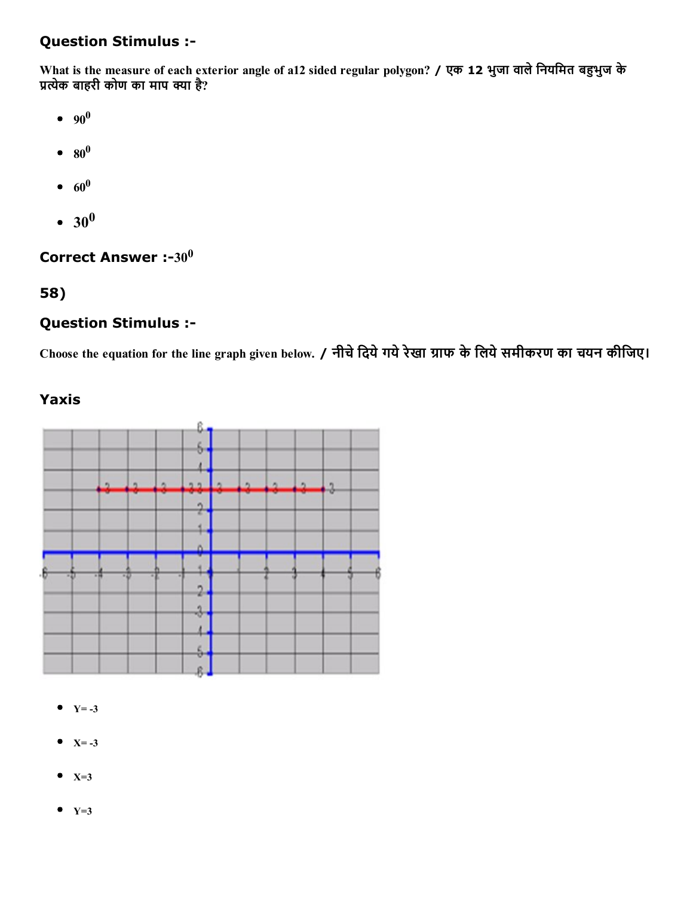## Question Stimulus :-

What is the measure of each exterior angle of a12 sided regular polygon? / एक 12 भुजा वाले नियमित बहुभुज के प्रत्येक बाहरी कोण का माप क्या है?

- $90^0$
- $80^0$
- $60^0$
- $30^0$

**Correct Answer :-** $30^0$

## 58)

## Question Stimulus :-

Choose the equation for the line graph given below. / नीचे दिये गये रेखा ग्राफ के लिये समीकरण का चयन कीजिए।

### Yaxis

- Y= -3
- X= -3
- X=3
- Y=3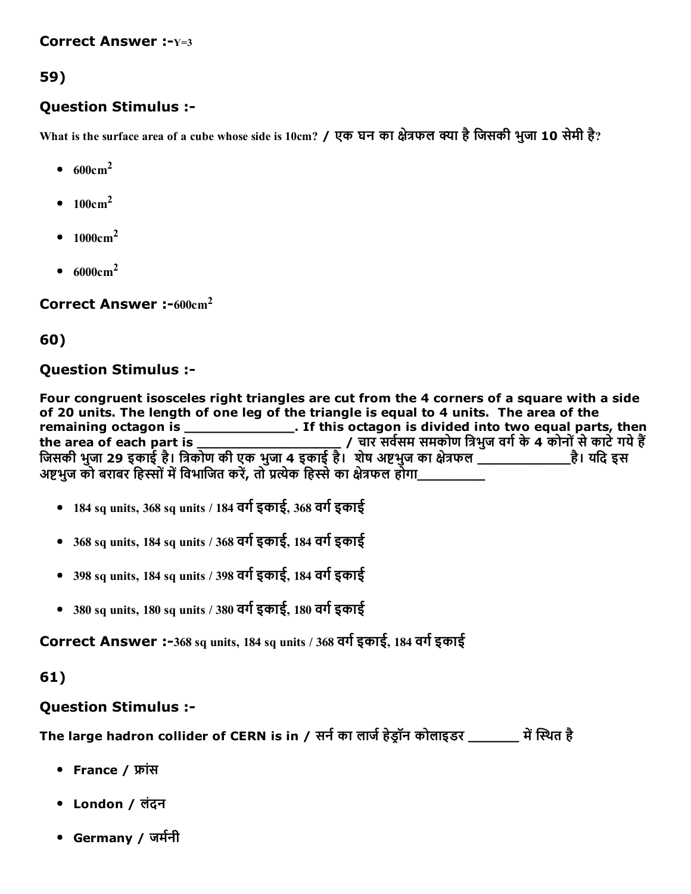**Correct Answer :-**Y=3

## 59)

### Question Stimulus :-

What is the surface area of a cube whose side is 10cm? / एक घन का क्षेत्रफल क्या है जिसकी भुजा 10 सेमी है?

- $600cm^2$
- $100cm^2$
- $1000cm^2$
- $6000cm^2$

**Correct Answer :-**$600cm^2$

## 60)

### Question Stimulus :-

**Four congruent isosceles right triangles are cut from the 4 corners of a square with a side of 20 units. The length of one leg of the triangle is equal to 4 units. The area of the remaining octagon is _____________. If this octagon is divided into two equal parts, then the area of each part is _________________ / चार सर्वसम समकोण त्रिभुज वर्ग के 4 कोनों से काटे गये हैं जिसकी भुजा 29 इकाई है। त्रिकोण की एक भुजा 4 इकाई है। शेष अष्टभुज का क्षेत्रफल ___________है। यदि इस अष्टभुज को बराबर हिस्सों में विभाजित करें, तो प्रत्येक हिस्से का क्षेत्रफल होगा_________**

- 184 sq units, 368 sq units / 184 वर्ग इकाई, 368 वर्ग इकाई
- 368 sq units, 184 sq units / 368 वर्ग इकाई, 184 वर्ग इकाई
- 398 sq units, 184 sq units / 398 वर्ग इकाई, 184 वर्ग इकाई
- 380 sq units, 180 sq units / 380 वर्ग इकाई, 180 वर्ग इकाई

**Correct Answer :-**368 sq units, 184 sq units / 368 वर्ग इकाई, 184 वर्ग इकाई

## 61)

### Question Stimulus :-

**The large hadron collider of CERN is in / सर्न का लार्ज हेड्रॉन कोलाइडर _______ में स्थित है**

- **France / फ्रांस**
- **London / लंदन**
- **Germany / जर्मनी**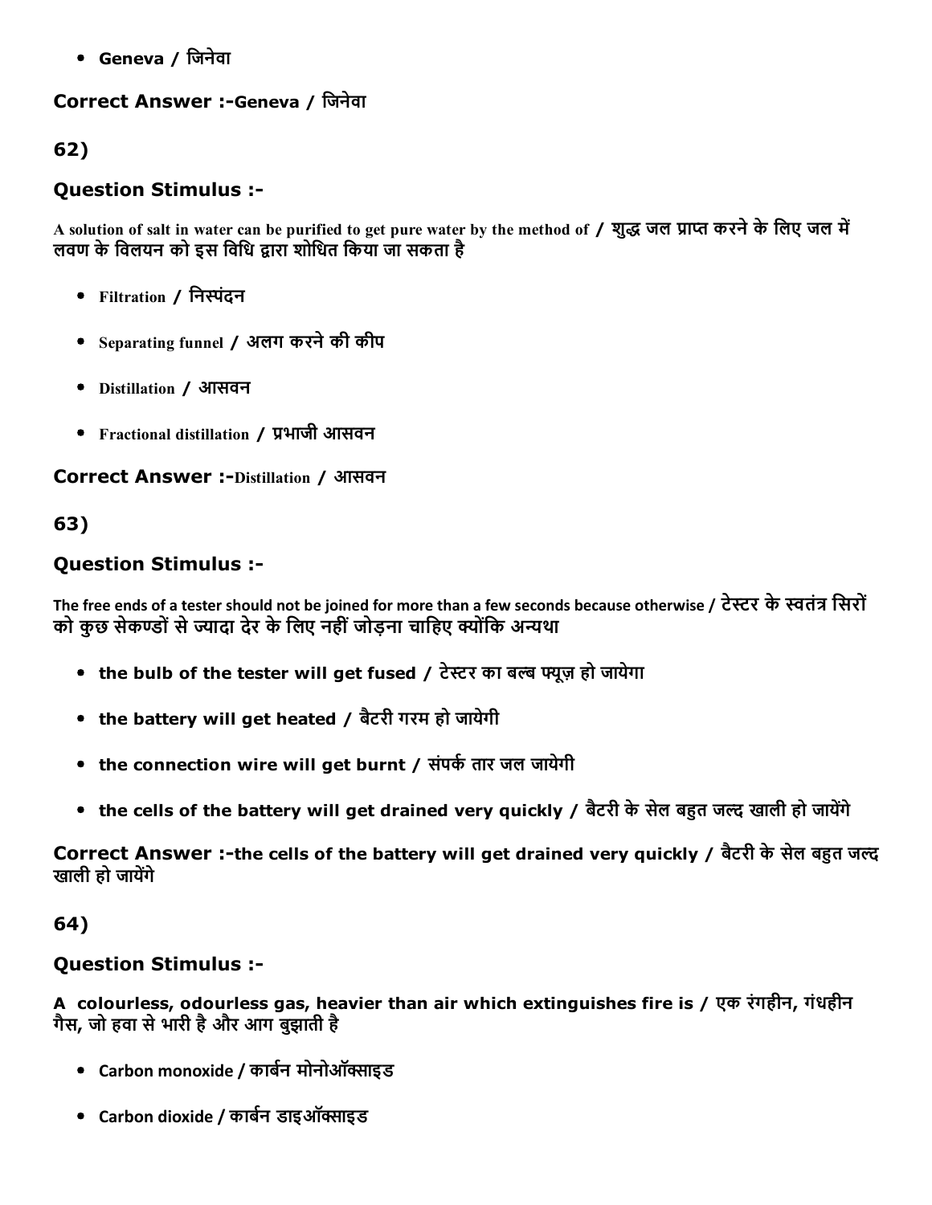- Geneva / जिनेवा

**Correct Answer :-Geneva / जिनेवा**

**62)**

### Question Stimulus :-

A solution of salt in water can be purified to get pure water by the method of / शुद्ध जल प्राप्त करने के लिए जल में लवण के विलयन को इस विधि द्वारा शोधित किया जा सकता है

- Filtration / निस्पंदन
- Separating funnel / अलग करने की कीप
- Distillation / आसवन
- Fractional distillation / प्रभाजी आसवन

**Correct Answer :-Distillation / आसवन**

**63)**

### Question Stimulus :-

The free ends of a tester should not be joined for more than a few seconds because otherwise / टेस्टर के स्वतंत्र सिरों को कुछ सेकण्डों से ज्यादा देर के लिए नहीं जोड़ना चाहिए क्योंकि अन्यथा

- the bulb of the tester will get fused / टेस्टर का बल्ब फ्यूज़ हो जायेगा
- the battery will get heated / बैटरी गरम हो जायेगी
- the connection wire will get burnt / संपर्क तार जल जायेगी
- the cells of the battery will get drained very quickly / बैटरी के सेल बहुत जल्द खाली हो जायेंगे

**Correct Answer :-the cells of the battery will get drained very quickly / बैटरी के सेल बहुत जल्द खाली हो जायेंगे**

**64)**

### Question Stimulus :-

A colourless, odourless gas, heavier than air which extinguishes fire is / एक रंगहीन, गंधहीन गैस, जो हवा से भारी है और आग बुझाती है

- Carbon monoxide / कार्बन मोनोऑक्साइड
- Carbon dioxide / कार्बन डाइऑक्साइड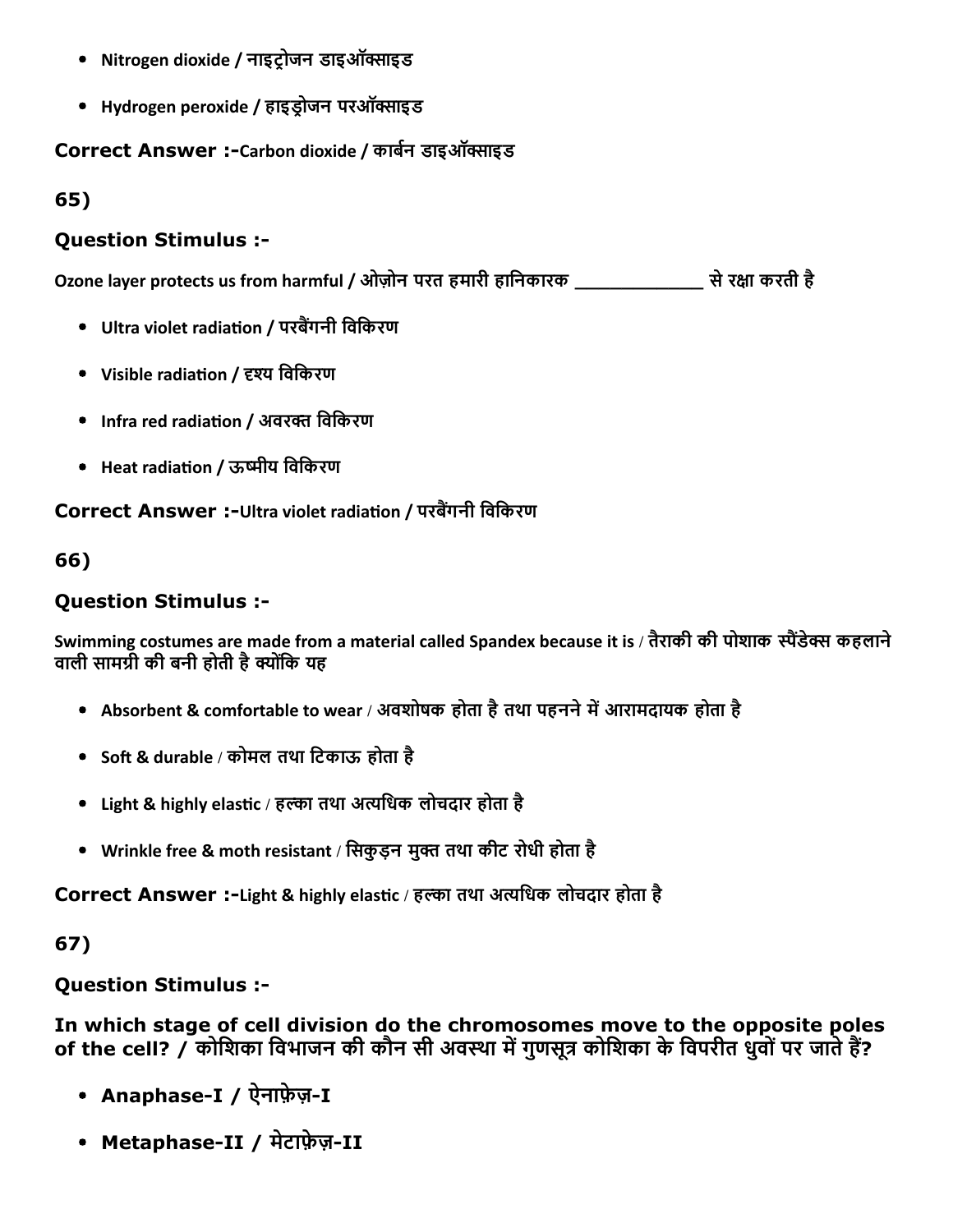- Nitrogen dioxide / नाइट्रोजन डाइऑक्साइड
- Hydrogen peroxide / हाइड्रोजन परऑक्साइड

**Correct Answer :-**Carbon dioxide / कार्बन डाइऑक्साइड

**65)**

**Question Stimulus :-**

Ozone layer protects us from harmful / ओज़ोन परत हमारी हानिकारक _____________ से रक्षा करती है

- Ultra violet radiation / परबैंगनी विकिरण
- Visible radiation / दृश्य विकिरण
- Infra red radiation / अवरक्त विकिरण
- Heat radiation / ऊष्मीय विकिरण

**Correct Answer :-**Ultra violet radiation / परबैंगनी विकिरण

**66)**

**Question Stimulus :-**

Swimming costumes are made from a material called Spandex because it is / तैराकी की पोशाक स्पैंडेक्स कहलाने वाली सामग्री की बनी होती है क्योंकि यह

- Absorbent & comfortable to wear / अवशोषक होता है तथा पहनने में आरामदायक होता है
- Soft & durable / कोमल तथा टिकाऊ होता है
- Light & highly elastic / हल्का तथा अत्यधिक लोचदार होता है
- Wrinkle free & moth resistant / सिकुड़न मुक्त तथा कीट रोधी होता है

**Correct Answer :-**Light & highly elastic / हल्का तथा अत्यधिक लोचदार होता है

**67)**

**Question Stimulus :-**

**In which stage of cell division do the chromosomes move to the opposite poles of the cell? / कोशिका विभाजन की कौन सी अवस्था में गुणसूत्र कोशिका के विपरीत धुवों पर जाते हैं?**

- **Anaphase-I / ऐनाफ़ेज़-I**
- **Metaphase-II / मेटाफ़ेज़-II**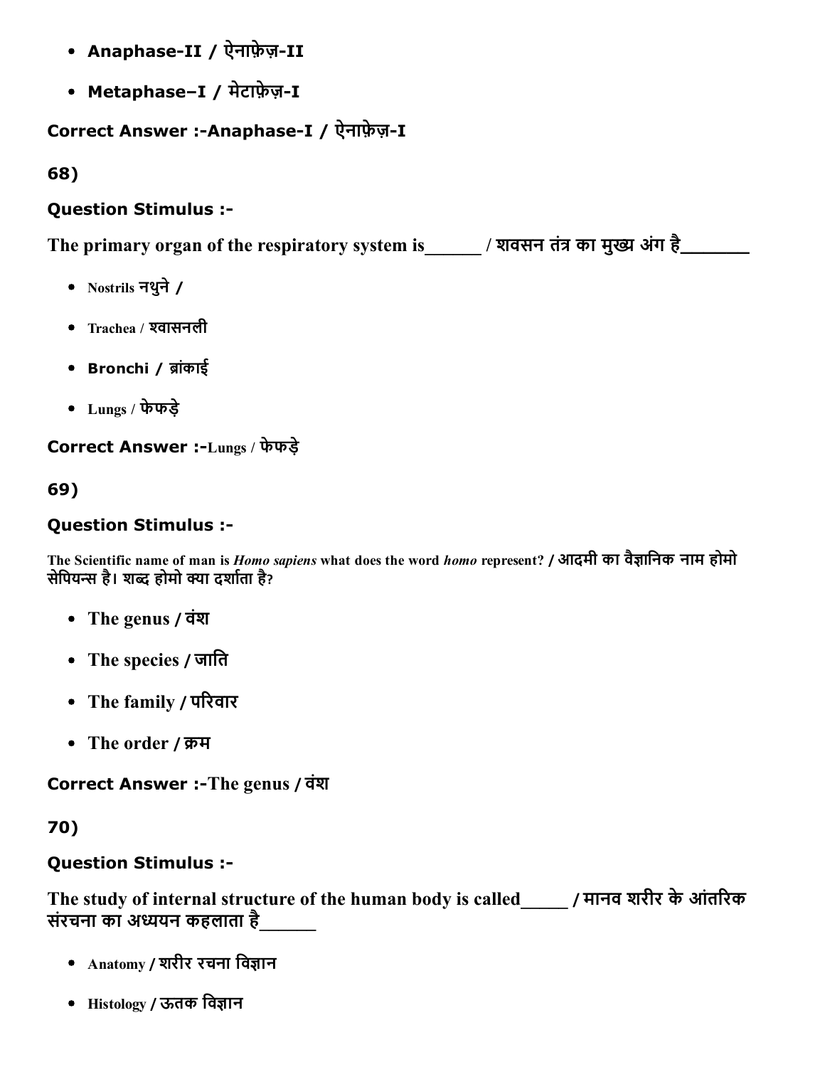- **Anaphase-II / ऐनाफ़ेज़-II**
- **Metaphase–I / मेटाफ़ेज़-I**

**Correct Answer :-Anaphase-I / ऐनाफ़ेज़-I**

**68)**

**Question Stimulus :-**

**The primary organ of the respiratory system is______ / शवसन तंत्र का मुख्य अंग है_______**

- Nostrils नथुने /
- Trachea / श्वासनली
- **Bronchi / ब्रांकाई**
- Lungs / फेफड़े

**Correct Answer :-**Lungs / फेफड़े

**69)**

**Question Stimulus :-**

**The Scientific name of man is *Homo sapiens* what does the word *homo* represent? / आदमी का वैज्ञानिक नाम होमो सेपियन्स है। शब्द होमो क्या दर्शाता है?**

- **The genus / वंश**
- **The species / जाति**
- **The family / परिवार**
- **The order / क्रम**

**Correct Answer :-The genus / वंश**

**70)**

**Question Stimulus :-**

**The study of internal structure of the human body is called_____ / मानव शरीर के आंतरिक संरचना का अध्ययन कहलाता है______**

- Anatomy / शरीर रचना विज्ञान
- Histology / ऊतक विज्ञान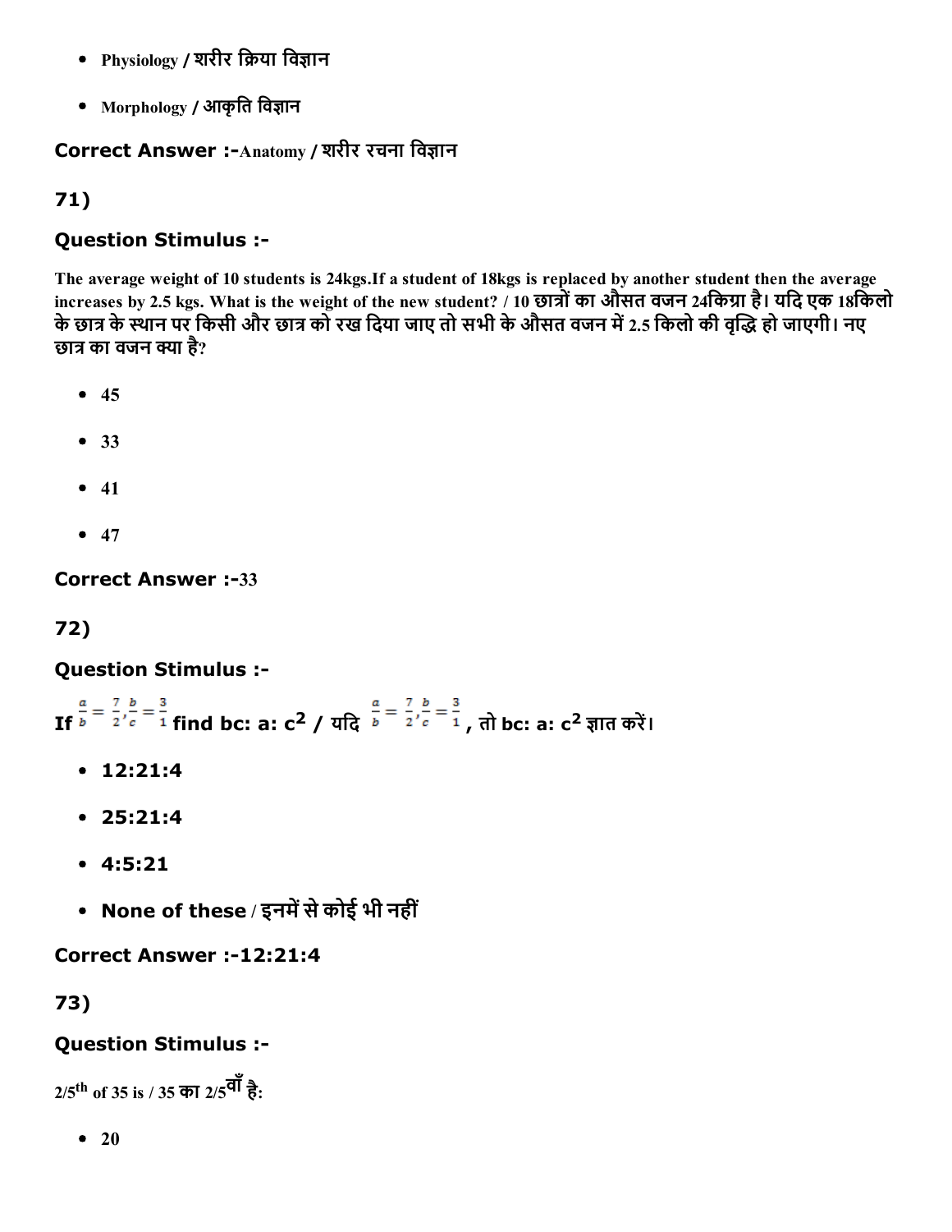- Physiology / शरीर क्रिया विज्ञान
- Morphology / आकृति विज्ञान

**Correct Answer :-**Anatomy / शरीर रचना विज्ञान

## 71)

### Question Stimulus :-

The average weight of 10 students is 24kgs.If a student of 18kgs is replaced by another student then the average increases by 2.5 kgs. What is the weight of the new student? / 10 छात्रों का औसत वजन 24किग्रा है। यदि एक 18किलो के छात्र के स्थान पर किसी और छात्र को रख दिया जाए तो सभी के औसत वजन में 2.5 किलो की वृद्धि हो जाएगी। नए छात्र का वजन क्या है?

- 45
- 33
- 41
- 47

**Correct Answer :-**33

## 72)

### Question Stimulus :-

If $\frac{a}{b} = \frac{7}{2}, \frac{b}{c} = \frac{3}{1}$ find bc: a: $c^2$ / यदि $\frac{a}{b} = \frac{7}{2}, \frac{b}{c} = \frac{3}{1}$ , तो bc: a: $c^2$ ज्ञात करें।

- 12:21:4
- 25:21:4
- 4:5:21
- None of these / इनमें से कोई भी नहीं

**Correct Answer :-**12:21:4

## 73)

### Question Stimulus :-

$2/5^{th}$ of 35 is / 35 का $2/5$वाँ है:

- 20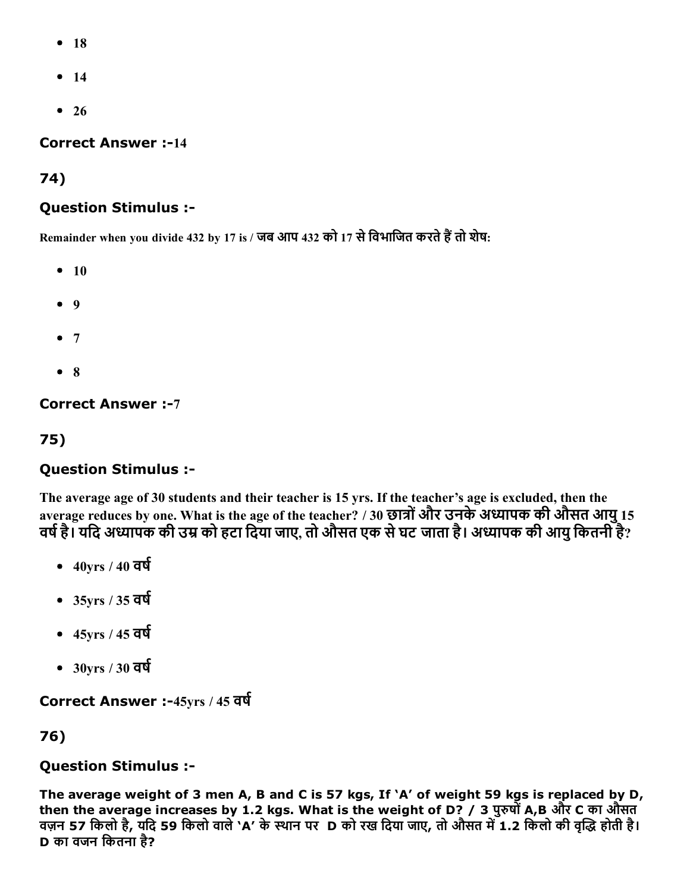- 18
- 14
- 26

**Correct Answer :-**14

## 74)

### Question Stimulus :-

Remainder when you divide 432 by 17 is / जब आप 432 को 17 से विभाजित करते हैं तो शेष:

- 10
- 9
- 7
- 8

**Correct Answer :-**7

## 75)

### Question Stimulus :-

The average age of 30 students and their teacher is 15 yrs. If the teacher's age is excluded, then the average reduces by one. What is the age of the teacher? / 30 छात्रों और उनके अध्यापक की औसत आयु 15 वर्ष है। यदि अध्यापक की उम्र को हटा दिया जाए, तो औसत एक से घट जाता है। अध्यापक की आयु कितनी है?

- 40yrs / 40 वर्ष
- 35yrs / 35 वर्ष
- 45yrs / 45 वर्ष
- 30yrs / 30 वर्ष

**Correct Answer :-**45yrs / 45 वर्ष

## 76)

### Question Stimulus :-

**The average weight of 3 men A, B and C is 57 kgs, If 'A' of weight 59 kgs is replaced by D, then the average increases by 1.2 kgs. What is the weight of D? / 3 पुरुषों A,B और C का औसत वज़न 57 किलो है, यदि 59 किलो वाले 'A' के स्थान पर D को रख दिया जाए, तो औसत में 1.2 किलो की वृद्धि होती है। D का वजन कितना है?**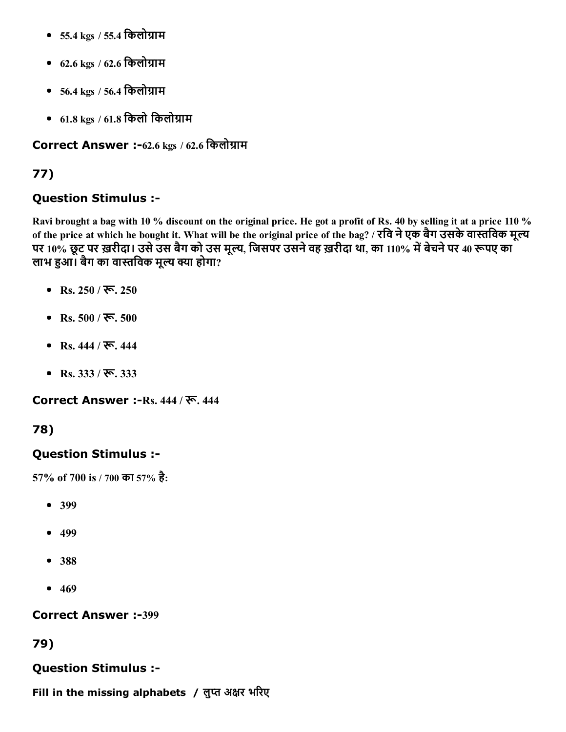- 55.4 kgs / 55.4 किलोग्राम
- 62.6 kgs / 62.6 किलोग्राम
- 56.4 kgs / 56.4 किलोग्राम
- 61.8 kgs / 61.8 किलो किलोग्राम

**Correct Answer :-**62.6 kgs / 62.6 किलोग्राम

## 77)

### Question Stimulus :-

**Ravi brought a bag with 10 % discount on the original price. He got a profit of Rs. 40 by selling it at a price 110 % of the price at which he bought it. What will be the original price of the bag? / रवि ने एक बैग उसके वास्तविक मूल्य पर 10% छूट पर ख़रीदा। उसे उस बैग को उस मूल्य, जिसपर उसने वह ख़रीदा था, का 110% में बेचने पर 40 रूपए का लाभ हुआ। बैग का वास्तविक मूल्य क्या होगा?**

- Rs. 250 / रू. 250
- Rs. 500 / रू. 500
- Rs. 444 / रू. 444
- Rs. 333 / रू. 333

**Correct Answer :-**Rs. 444 / रू. 444

## 78)

### Question Stimulus :-

**57% of 700 is / 700 का 57% है:**

- 399
- 499
- 388
- 469

**Correct Answer :-**399

## 79)

### Question Stimulus :-

**Fill in the missing alphabets / लुप्त अक्षर भरिए**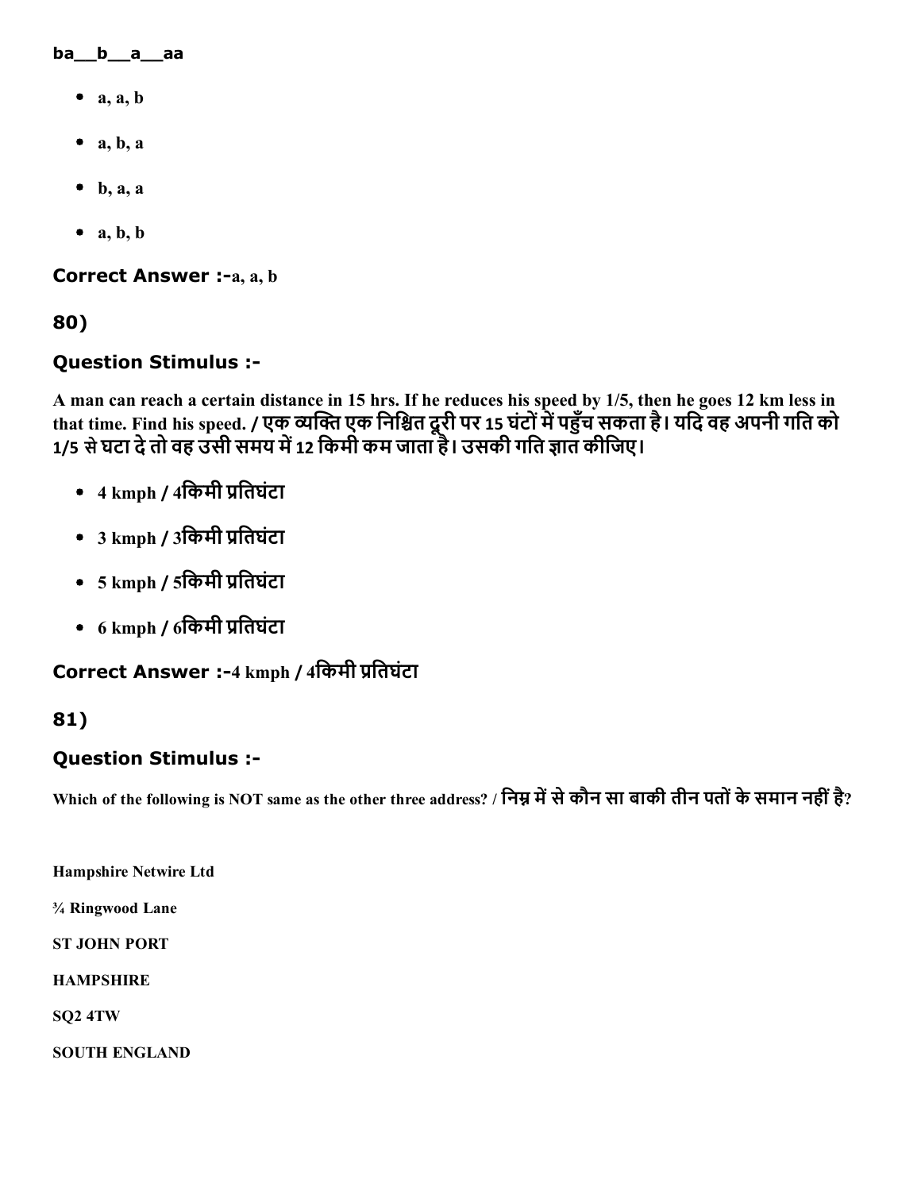ba__b__a__aa

- a, a, b
- a, b, a
- b, a, a
- a, b, b

**Correct Answer :-**a, a, b

## 80)

### Question Stimulus :-

A man can reach a certain distance in 15 hrs. If he reduces his speed by 1/5, then he goes 12 km less in that time. Find his speed. / एक व्यक्ति एक निश्चित दूरी पर 15 घंटों में पहुँच सकता है। यदि वह अपनी गति को 1/5 से घटा दे तो वह उसी समय में 12 किमी कम जाता है। उसकी गति ज्ञात कीजिए।

- 4 kmph / 4किमी प्रतिघंटा
- 3 kmph / 3किमी प्रतिघंटा
- 5 kmph / 5किमी प्रतिघंटा
- 6 kmph / 6किमी प्रतिघंटा

**Correct Answer :-**4 kmph / 4किमी प्रतिघंटा

## 81)

### Question Stimulus :-

Which of the following is NOT same as the other three address? / निम्न में से कौन सा बाकी तीन पतों के समान नहीं है?

**Hampshire Netwire Ltd**

**¾ Ringwood Lane**

**ST JOHN PORT**

**HAMPSHIRE**

**SQ2 4TW**

**SOUTH ENGLAND**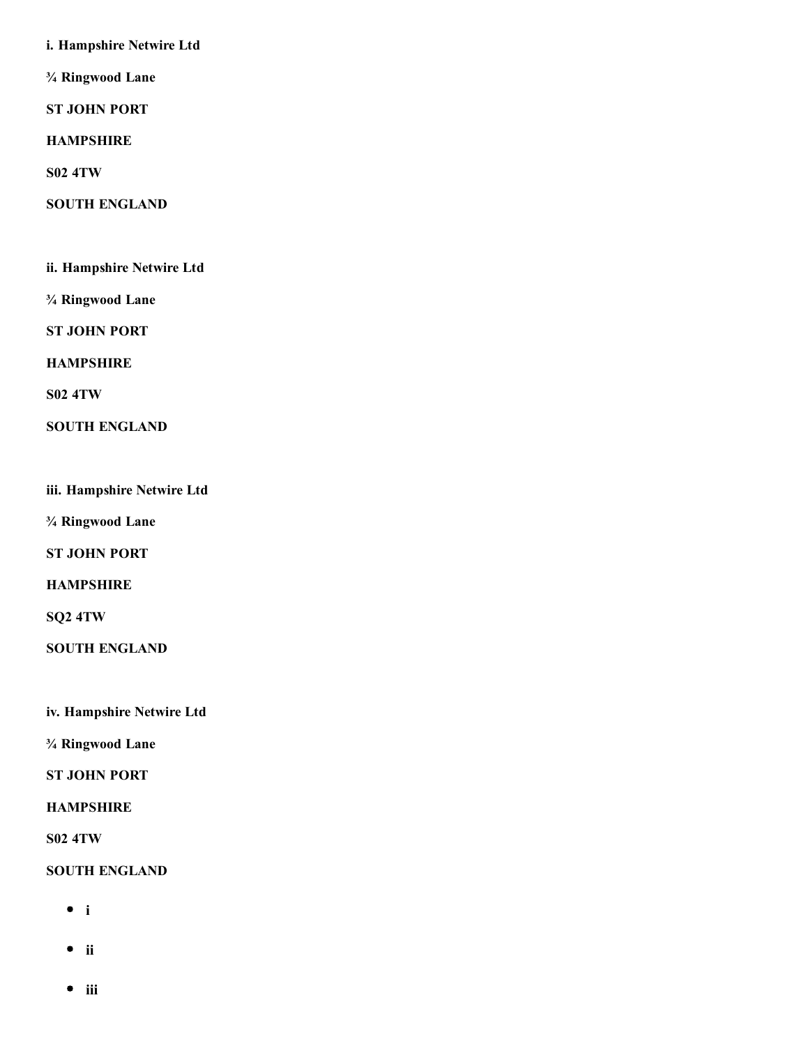**i. Hampshire Netwire Ltd**

**¾ Ringwood Lane**

**ST JOHN PORT**

**HAMPSHIRE**

**S02 4TW**

**SOUTH ENGLAND**

**ii. Hampshire Netwire Ltd**

**¾ Ringwood Lane**

**ST JOHN PORT**

**HAMPSHIRE**

**S02 4TW**

**SOUTH ENGLAND**

**iii. Hampshire Netwire Ltd**

**¾ Ringwood Lane**

**ST JOHN PORT**

**HAMPSHIRE**

**SQ2 4TW**

**SOUTH ENGLAND**

**iv. Hampshire Netwire Ltd**

**¾ Ringwood Lane**

**ST JOHN PORT**

**HAMPSHIRE**

**S02 4TW**

**SOUTH ENGLAND**

- **i**
- **ii**
- **iii**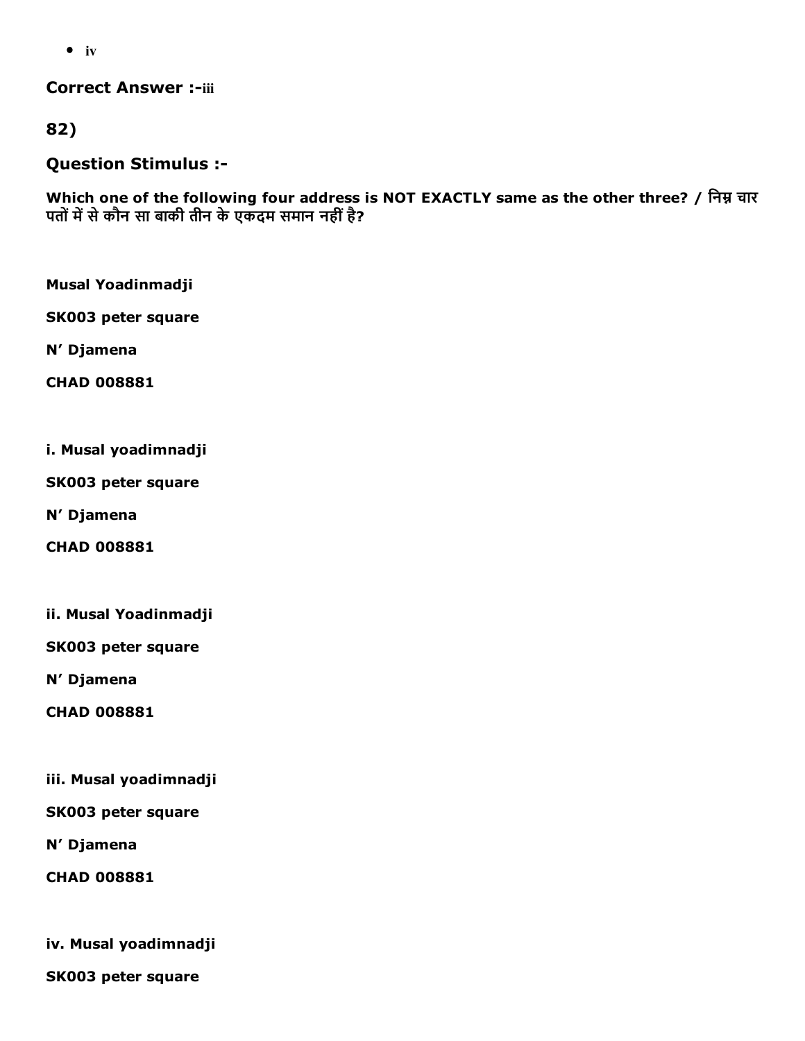- iv

**Correct Answer :-**iii

**82)**

### Question Stimulus :-

**Which one of the following four address is NOT EXACTLY same as the other three? / निम्न चार पतों में से कौन सा बाकी तीन के एकदम समान नहीं है?**

**Musal Yoadinmadji**

**SK003 peter square**

**N' Djamena**

**CHAD 008881**

**i. Musal yoadimnadji**

**SK003 peter square**

**N' Djamena**

**CHAD 008881**

**ii. Musal Yoadinmadji**

**SK003 peter square**

**N' Djamena**

**CHAD 008881**

**iii. Musal yoadimnadji**

**SK003 peter square**

**N' Djamena**

**CHAD 008881**

**iv. Musal yoadimnadji**

**SK003 peter square**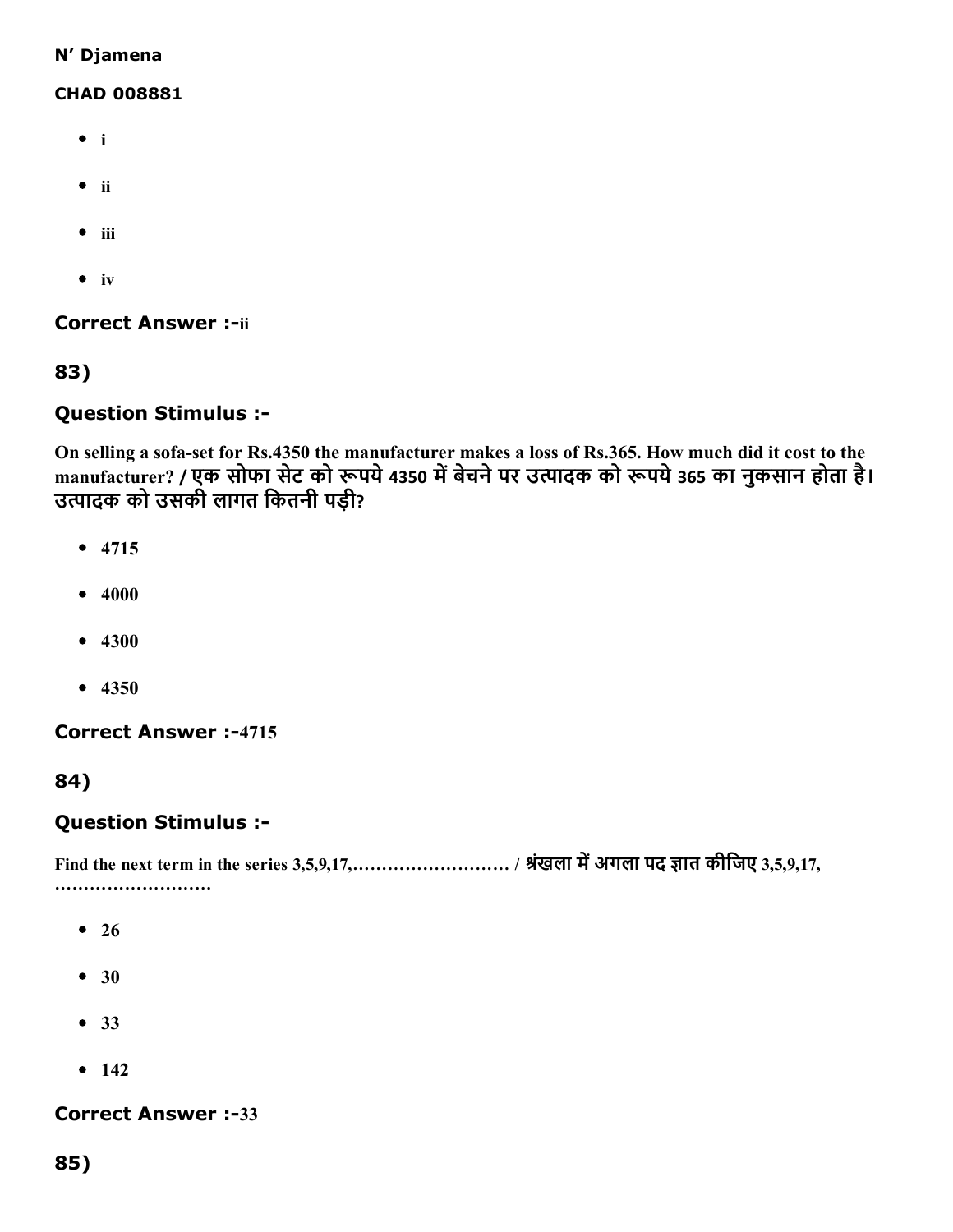N' Djamena

**CHAD 008881**

- i
- ii
- iii
- iv

**Correct Answer :-**ii

**83)**

**Question Stimulus :-**

On selling a sofa-set for Rs.4350 the manufacturer makes a loss of Rs.365. How much did it cost to the manufacturer? / एक सोफा सेट को रूपये 4350 में बेचने पर उत्पादक को रूपये 365 का नुकसान होता है। उत्पादक को उसकी लागत कितनी पड़ी?

- 4715
- 4000
- 4300
- 4350

**Correct Answer :-**4715

**84)**

**Question Stimulus :-**

Find the next term in the series 3,5,9,17,……………………… / श्रंखला में अगला पद ज्ञात कीजिए 3,5,9,17, ………………………

- 26
- 30
- 33
- 142

**Correct Answer :-**33

**85)**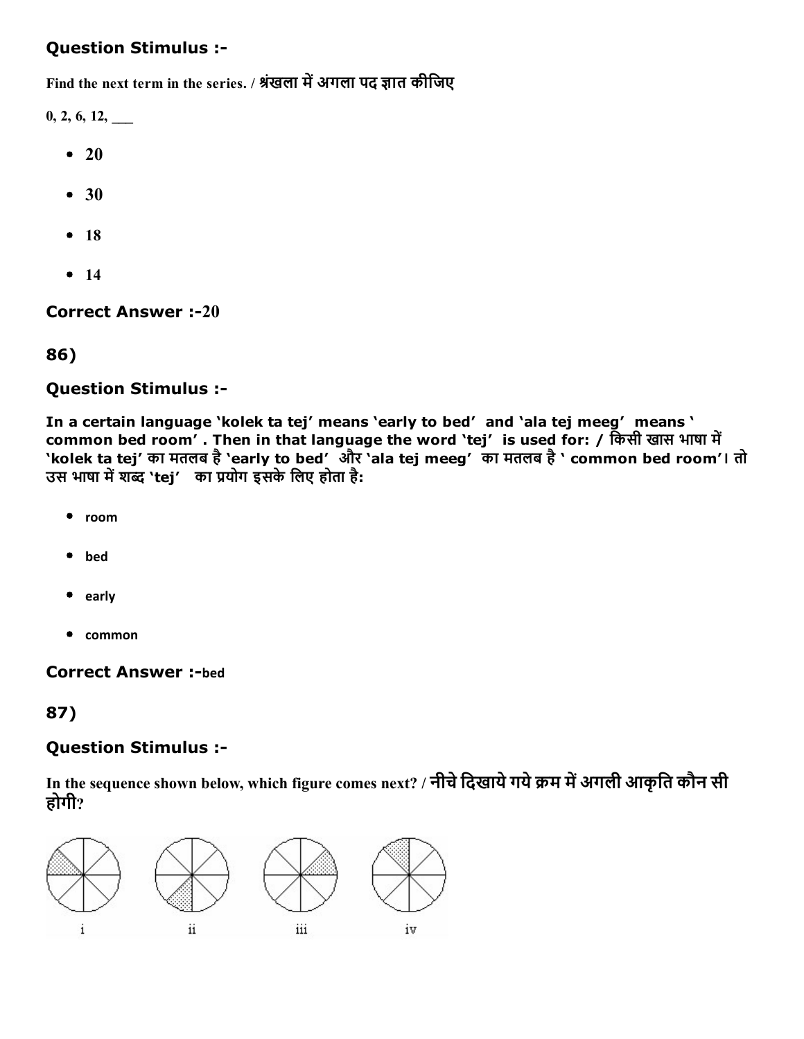### Question Stimulus :-

**Find the next term in the series. / श्रंखला में अगला पद ज्ञात कीजिए**

**0, 2, 6, 12, ___**

- **20**
- **30**
- **18**
- **14**

### Correct Answer :-20

## 86)

### Question Stimulus :-

**In a certain language 'kolek ta tej' means 'early to bed' and 'ala tej meeg' means ' common bed room' . Then in that language the word 'tej' is used for: / किसी खास भाषा में 'kolek ta tej' का मतलब है 'early to bed' और 'ala tej meeg' का मतलब है ' common bed room'। तो उस भाषा में शब्द 'tej' का प्रयोग इसके लिए होता है:**

- **room**
- **bed**
- **early**
- **common**

### Correct Answer :-bed

## 87)

### Question Stimulus :-

**In the sequence shown below, which figure comes next? / नीचे दिखाये गये क्रम में अगली आकृति कौन सी होगी?**

i ii iii iv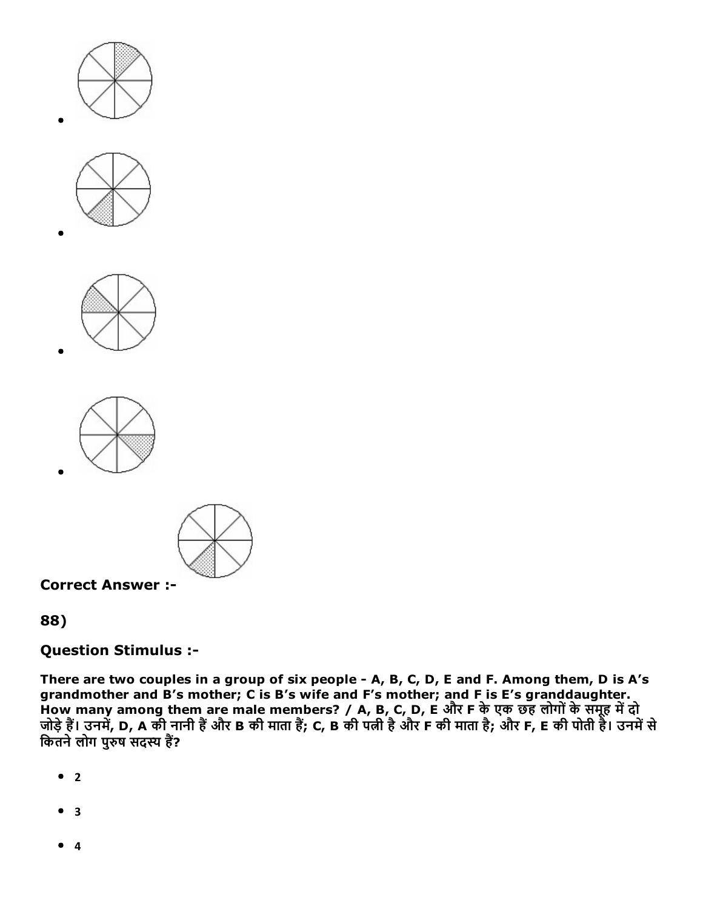- 
- 
- 
- 

**Correct Answer :-**

**88)**

### Question Stimulus :-

**There are two couples in a group of six people - A, B, C, D, E and F. Among them, D is A's grandmother and B's mother; C is B's wife and F's mother; and F is E's granddaughter. How many among them are male members? / A, B, C, D, E और F के एक छह लोगों के समूह में दो जोड़े हैं। उनमें, D, A की नानी हैं और B की माता हैं; C, B की पत्नी है और F की माता है; और F, E की पोती है। उनमें से कितने लोग पुरुष सदस्य हैं?**

- 2
- 3
- 4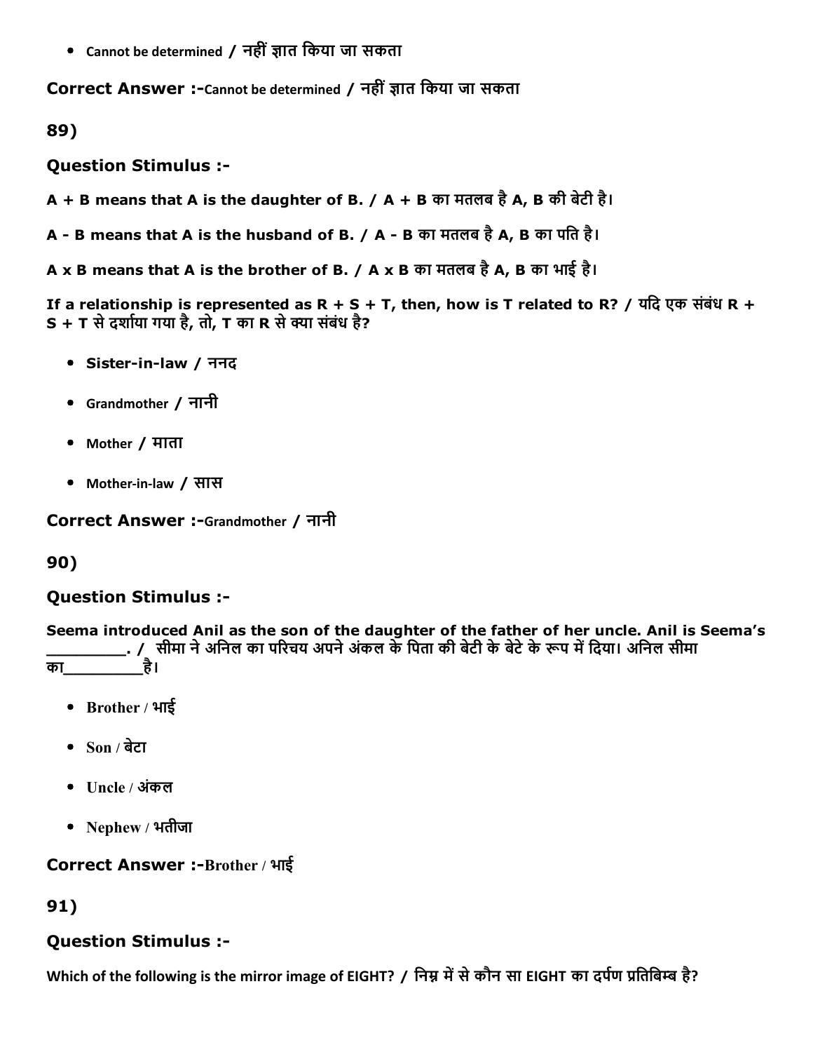- Cannot be determined / नहीं ज्ञात किया जा सकता

**Correct Answer :-**Cannot be determined / नहीं ज्ञात किया जा सकता

**89)**

**Question Stimulus :-**

**A + B means that A is the daughter of B. / A + B का मतलब है A, B की बेटी है।**

**A - B means that A is the husband of B. / A - B का मतलब है A, B का पति है।**

**A x B means that A is the brother of B. / A x B का मतलब है A, B का भाई है।**

**If a relationship is represented as R + S + T, then, how is T related to R? / यदि एक संबंध R + S + T से दर्शाया गया है, तो, T का R से क्या संबंध है?**

- **Sister-in-law / ननद**
- Grandmother / नानी
- Mother / माता
- Mother-in-law / सास

**Correct Answer :-**Grandmother / नानी

**90)**

**Question Stimulus :-**

**Seema introduced Anil as the son of the daughter of the father of her uncle. Anil is Seema's _________. / सीमा ने अनिल का परिचय अपने अंकल के पिता की बेटी के बेटे के रूप में दिया। अनिल सीमा का_________है।**

- Brother / भाई
- Son / बेटा
- Uncle / अंकल
- Nephew / भतीजा

**Correct Answer :-**Brother / भाई

**91)**

**Question Stimulus :-**

**Which of the following is the mirror image of EIGHT? / निम्न में से कौन सा EIGHT का दर्पण प्रतिबिम्ब है?**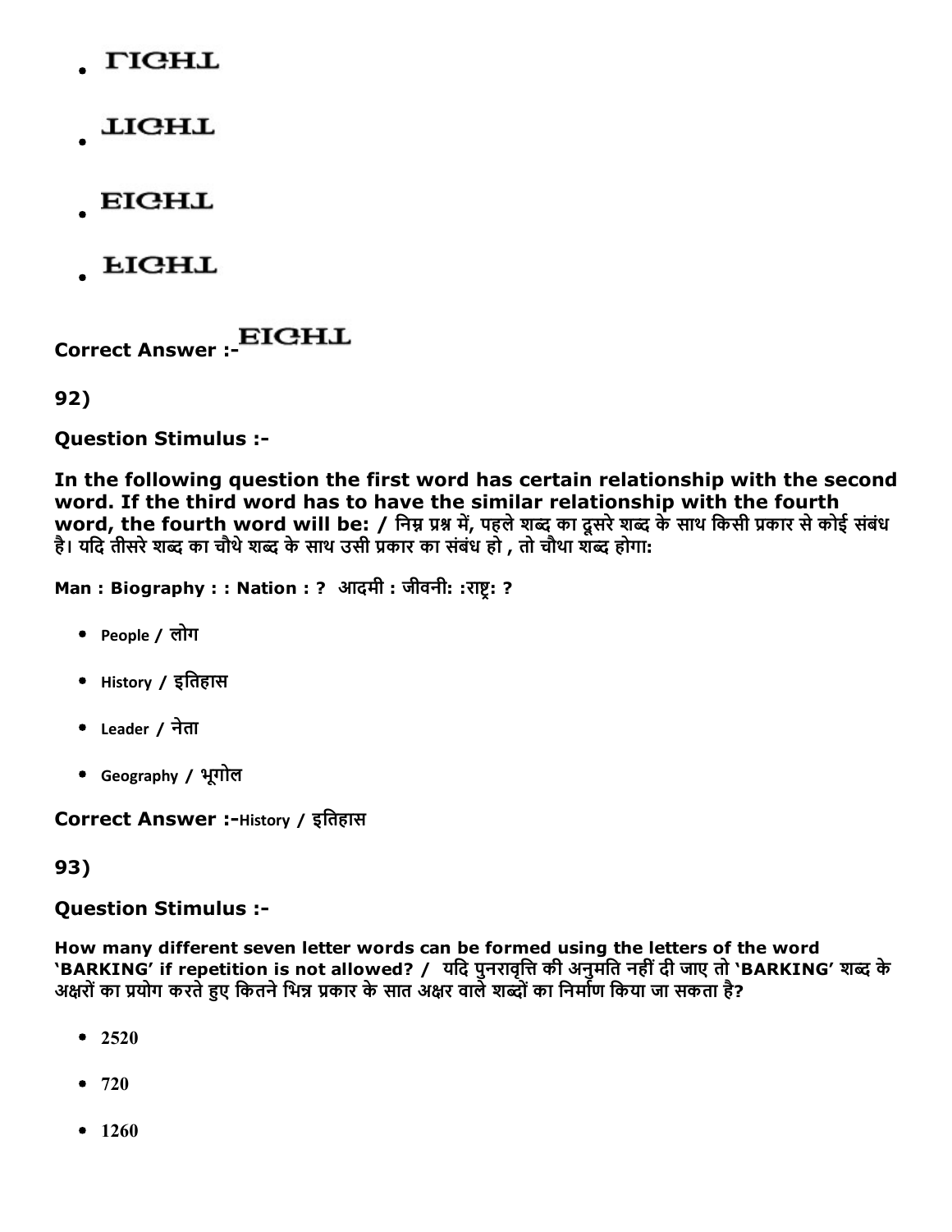- LIGHT
- LIGHT
- EIGHT
- EIGHT

**Correct Answer :-** EIGHT

**92)**

**Question Stimulus :-**

**In the following question the first word has certain relationship with the second word. If the third word has to have the similar relationship with the fourth word, the fourth word will be: / निम्न प्रश्न में, पहले शब्द का दूसरे शब्द के साथ किसी प्रकार से कोई संबंध है। यदि तीसरे शब्द का चौथे शब्द के साथ उसी प्रकार का संबंध हो , तो चौथा शब्द होगा:**

**Man : Biography : : Nation : ? आदमी : जीवनी: :राष्ट्र: ?**

- People / लोग
- History / इतिहास
- Leader / नेता
- Geography / भूगोल

**Correct Answer :-**History / इतिहास

**93)**

**Question Stimulus :-**

**How many different seven letter words can be formed using the letters of the word 'BARKING' if repetition is not allowed? / यदि पुनरावृत्ति की अनुमति नहीं दी जाए तो 'BARKING' शब्द के अक्षरों का प्रयोग करते हुए कितने भिन्न प्रकार के सात अक्षर वाले शब्दों का निर्माण किया जा सकता है?**

- 2520
- 720
- 1260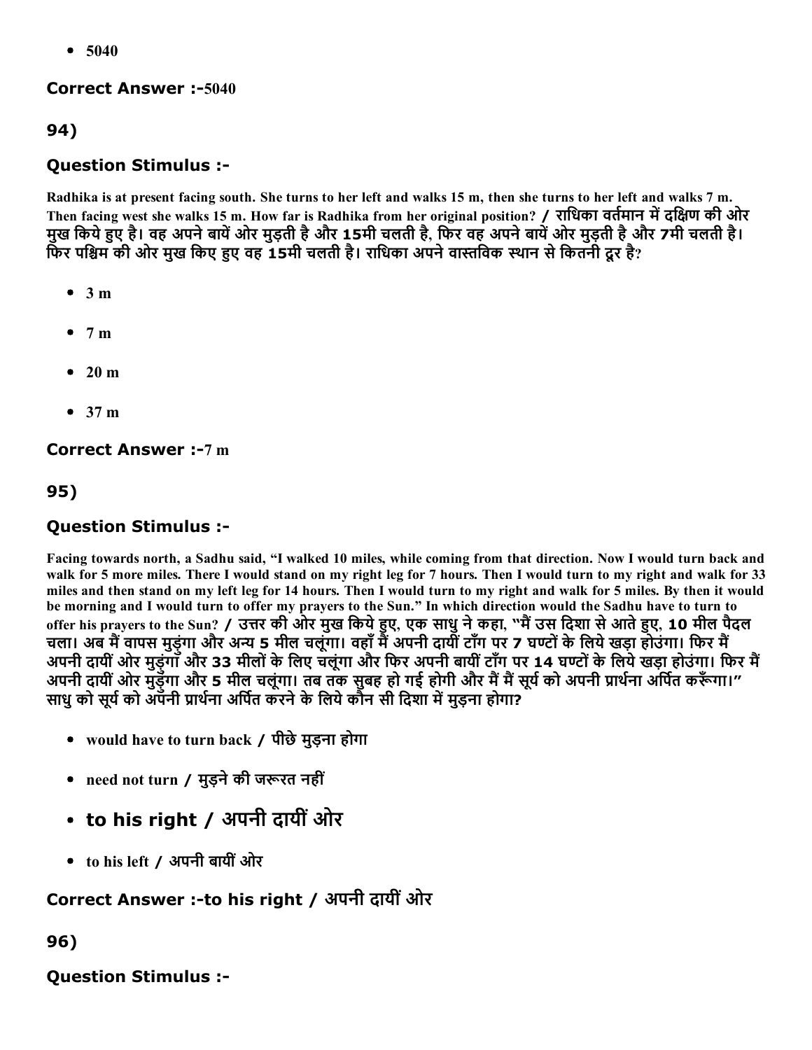- 5040

**Correct Answer :-**5040

**94)**

**Question Stimulus :-**

Radhika is at present facing south. She turns to her left and walks 15 m, then she turns to her left and walks 7 m. Then facing west she walks 15 m. How far is Radhika from her original position? / राधिका वर्तमान में दक्षिण की ओर मुख किये हुए है। वह अपने बायें ओर मुड़ती है और 15मी चलती है, फिर वह अपने बायें ओर मुड़ती है और 7मी चलती है। फिर पश्चिम की ओर मुख किए हुए वह 15मी चलती है। राधिका अपने वास्तविक स्थान से कितनी दूर है?

- 3 m
- 7 m
- 20 m
- 37 m

**Correct Answer :-**7 m

**95)**

**Question Stimulus :-**

Facing towards north, a Sadhu said, "I walked 10 miles, while coming from that direction. Now I would turn back and walk for 5 more miles. There I would stand on my right leg for 7 hours. Then I would turn to my right and walk for 33 miles and then stand on my left leg for 14 hours. Then I would turn to my right and walk for 5 miles. By then it would be morning and I would turn to offer my prayers to the Sun." In which direction would the Sadhu have to turn to offer his prayers to the Sun? / उत्तर की ओर मुख किये हुए, एक साधु ने कहा, "मैं उस दिशा से आते हुए, 10 मील पैदल चला। अब मैं वापस मुड़ुंगा और अन्य 5 मील चलूंगा। वहाँ मैं अपनी दायीं टाँग पर 7 घण्टों के लिये खड़ा होउंगा। फिर मैं अपनी दायीं ओर मुड़ुंगा और 33 मीलों के लिए चलूंगा और फिर अपनी बायीं टाँग पर 14 घण्टों के लिये खड़ा होउंगा। फिर मैं अपनी दायीं ओर मुड़ुंगा और 5 मील चलूंगा। तब तक सुबह हो गई होगी और मैं मैं सूर्य को अपनी प्रार्थना अर्पित करूँगा।" साधु को सूर्य को अपनी प्रार्थना अर्पित करने के लिये कौन सी दिशा में मुड़ना होगा?

- would have to turn back / पीछे मुड़ना होगा
- need not turn / मुड़ने की जरूरत नहीं
- to his right / अपनी दायीं ओर
- to his left / अपनी बायीं ओर

**Correct Answer :-**to his right / अपनी दायीं ओर

**96)**

**Question Stimulus :-**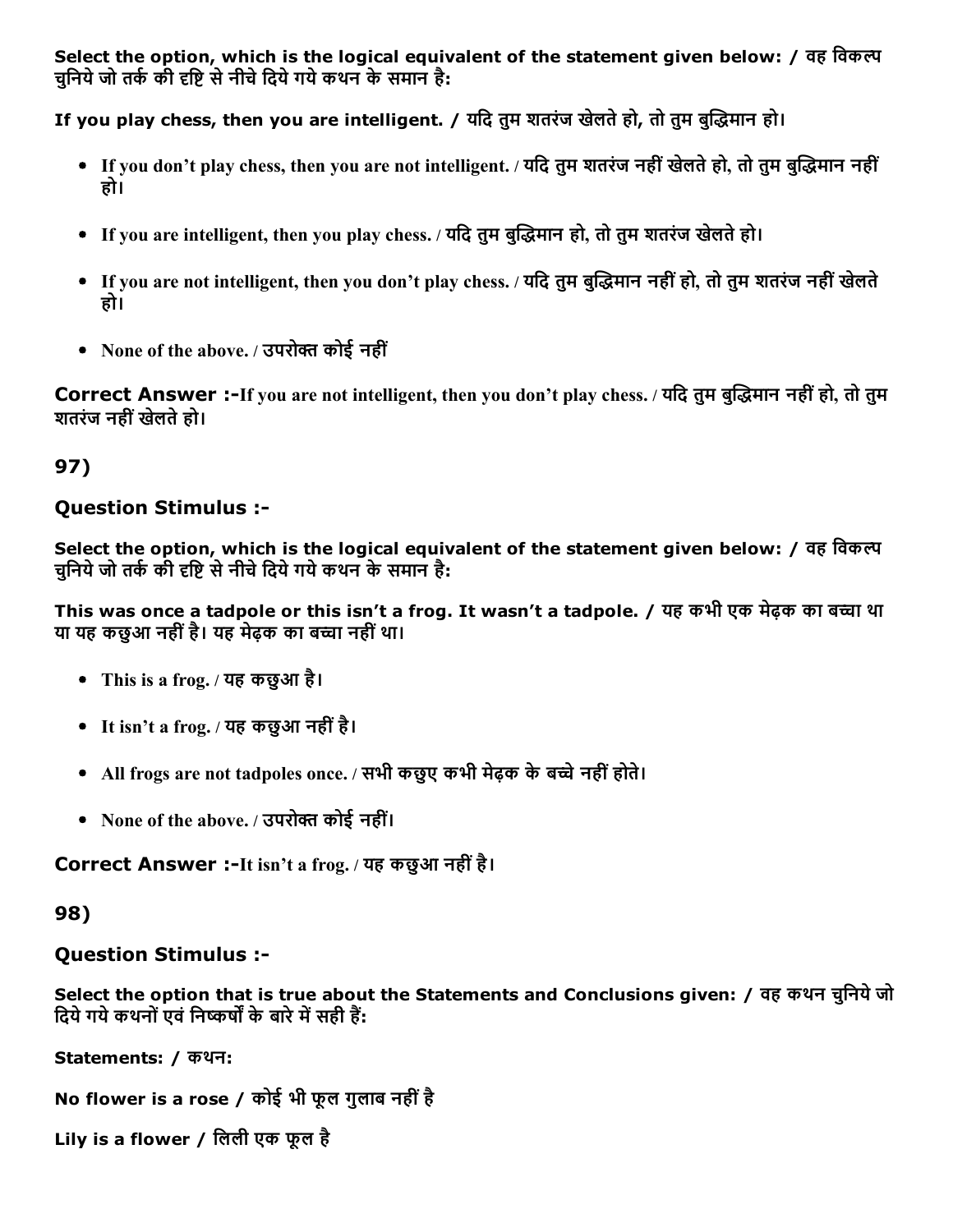**Select the option, which is the logical equivalent of the statement given below: / वह विकल्प चुनिये जो तर्क की दृष्टि से नीचे दिये गये कथन के समान है:**

**If you play chess, then you are intelligent. / यदि तुम शतरंज खेलते हो, तो तुम बुद्धिमान हो।**

- If you don't play chess, then you are not intelligent. / यदि तुम शतरंज नहीं खेलते हो, तो तुम बुद्धिमान नहीं हो।
- If you are intelligent, then you play chess. / यदि तुम बुद्धिमान हो, तो तुम शतरंज खेलते हो।
- If you are not intelligent, then you don't play chess. / यदि तुम बुद्धिमान नहीं हो, तो तुम शतरंज नहीं खेलते हो।
- None of the above. / उपरोक्त कोई नहीं

**Correct Answer :-**If you are not intelligent, then you don't play chess. / यदि तुम बुद्धिमान नहीं हो, तो तुम शतरंज नहीं खेलते हो।

## 97)

### Question Stimulus :-

**Select the option, which is the logical equivalent of the statement given below: / वह विकल्प चुनिये जो तर्क की दृष्टि से नीचे दिये गये कथन के समान है:**

**This was once a tadpole or this isn't a frog. It wasn't a tadpole. / यह कभी एक मेढ़क का बच्चा था या यह कछुआ नहीं है। यह मेढ़क का बच्चा नहीं था।**

- This is a frog. / यह कछुआ है।
- It isn't a frog. / यह कछुआ नहीं है।
- All frogs are not tadpoles once. / सभी कछुए कभी मेढ़क के बच्चे नहीं होते।
- None of the above. / उपरोक्त कोई नहीं।

**Correct Answer :-**It isn't a frog. / यह कछुआ नहीं है।

## 98)

### Question Stimulus :-

**Select the option that is true about the Statements and Conclusions given: / वह कथन चुनिये जो दिये गये कथनों एवं निष्कर्षों के बारे में सही हैं:**

**Statements: / कथन:**

**No flower is a rose / कोई भी फूल गुलाब नहीं है**

**Lily is a flower / लिली एक फूल है**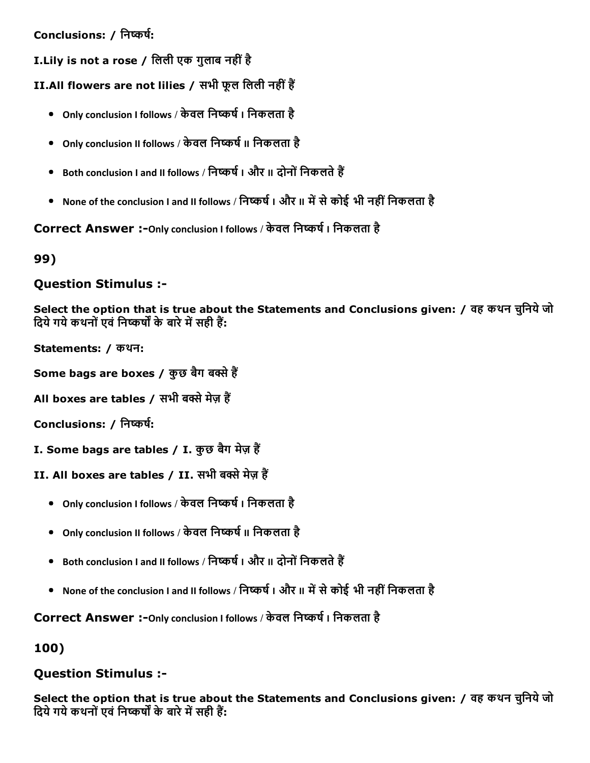**Conclusions: / निष्कर्ष:**

**I.Lily is not a rose / लिली एक गुलाब नहीं है**

**II.All flowers are not lilies / सभी फूल लिली नहीं हैं**

- Only conclusion I follows / केवल निष्कर्ष I निकलता है
- Only conclusion II follows / केवल निष्कर्ष II निकलता है
- Both conclusion I and II follows / निष्कर्ष I और II दोनों निकलते हैं
- None of the conclusion I and II follows / निष्कर्ष I और II में से कोई भी नहीं निकलता है

**Correct Answer :-**Only conclusion I follows / केवल निष्कर्ष I निकलता है

## 99)

### Question Stimulus :-

**Select the option that is true about the Statements and Conclusions given: / वह कथन चुनिये जो दिये गये कथनों एवं निष्कर्षों के बारे में सही हैं:**

**Statements: / कथन:**

**Some bags are boxes / कुछ बैग बक्से हैं**

**All boxes are tables / सभी बक्से मेज़ हैं**

**Conclusions: / निष्कर्ष:**

**I. Some bags are tables / I. कुछ बैग मेज़ हैं**

**II. All boxes are tables / II. सभी बक्से मेज़ हैं**

- Only conclusion I follows / केवल निष्कर्ष I निकलता है
- Only conclusion II follows / केवल निष्कर्ष II निकलता है
- Both conclusion I and II follows / निष्कर्ष I और II दोनों निकलते हैं
- None of the conclusion I and II follows / निष्कर्ष I और II में से कोई भी नहीं निकलता है

**Correct Answer :-**Only conclusion I follows / केवल निष्कर्ष I निकलता है

## 100)

### Question Stimulus :-

**Select the option that is true about the Statements and Conclusions given: / वह कथन चुनिये जो दिये गये कथनों एवं निष्कर्षों के बारे में सही हैं:**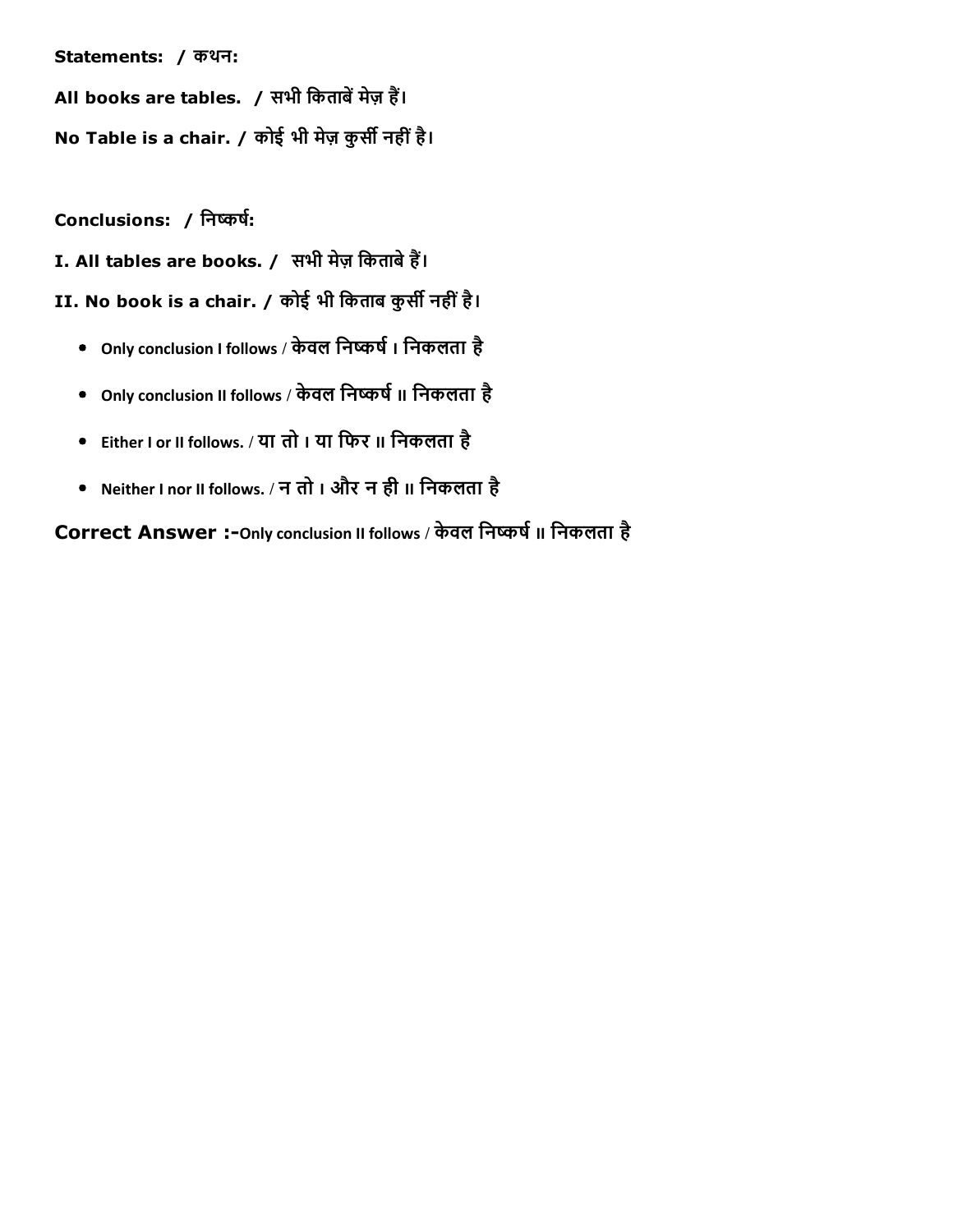**Statements: / कथन:**

**All books are tables. / सभी किताबें मेज़ हैं।**

**No Table is a chair. / कोई भी मेज़ कुर्सी नहीं है।**

**Conclusions: / निष्कर्ष:**

**I. All tables are books. / सभी मेज़ किताबे हैं।**

**II. No book is a chair. / कोई भी किताब कुर्सी नहीं है।**

- Only conclusion I follows / केवल निष्कर्ष I निकलता है
- Only conclusion II follows / केवल निष्कर्ष II निकलता है
- Either I or II follows. / या तो I या फिर II निकलता है
- Neither I nor II follows. / न तो I और न ही II निकलता है

**Correct Answer :-**Only conclusion II follows / केवल निष्कर्ष II निकलता है